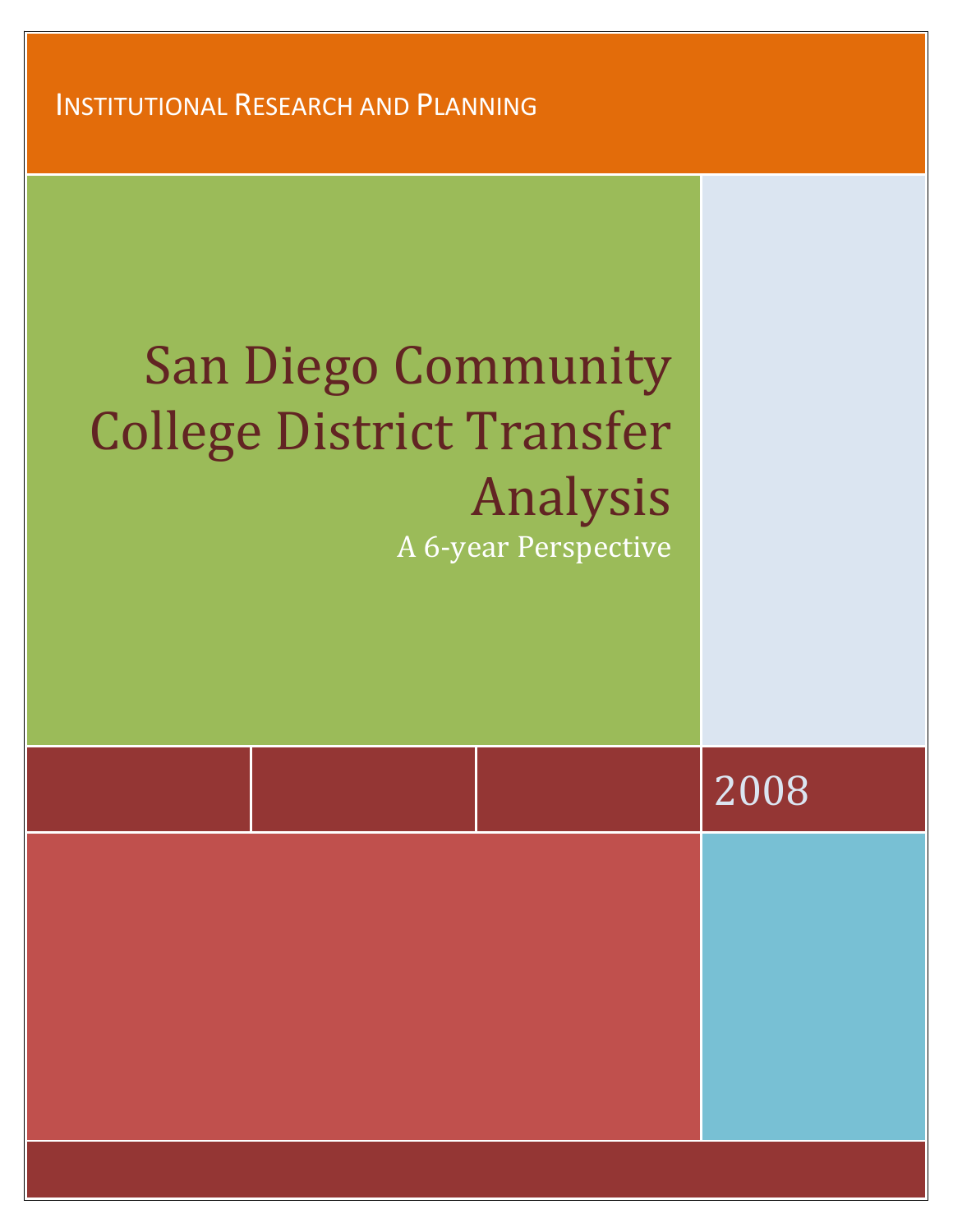INSTITUTIONAL RESEARCH AND PLANNING

# San Diego Community College District Transfer Analysis

A 6-year Perspective

2008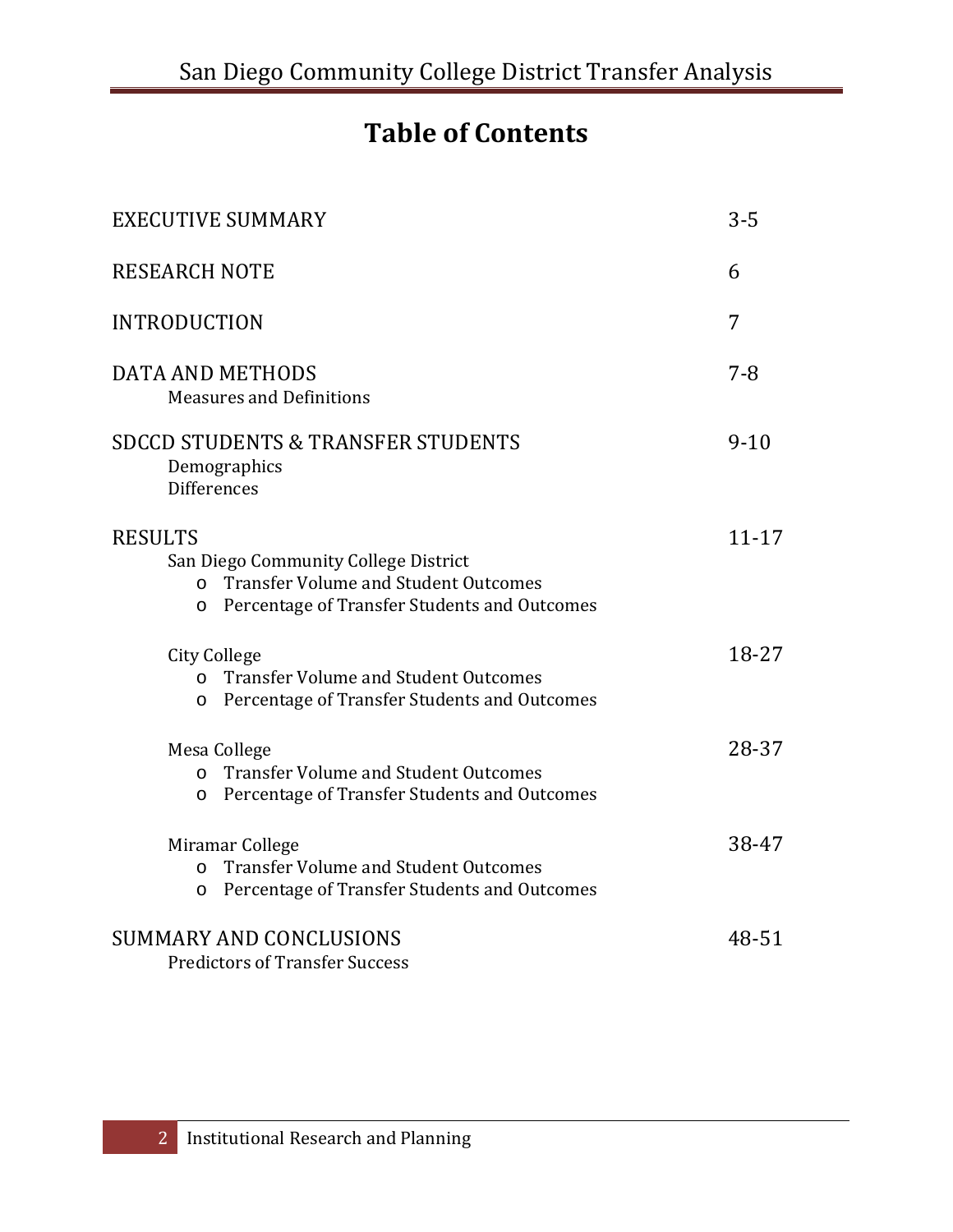# Table of Contents

| | |
|---|---|
| EXECUTIVE SUMMARY | 3-5 |
| RESEARCH NOTE | 6 |
| INTRODUCTION | 7 |
| DATA AND METHODS<br>Measures and Definitions | 7-8 |
| SDCCD STUDENTS & TRANSFER STUDENTS<br>Demographics<br>Differences | 9-10 |
| RESULTS<br>San Diego Community College District<br>o Transfer Volume and Student Outcomes<br>o Percentage of Transfer Students and Outcomes | 11-17 |
| City College<br>o Transfer Volume and Student Outcomes<br>o Percentage of Transfer Students and Outcomes | 18-27 |
| Mesa College<br>o Transfer Volume and Student Outcomes<br>o Percentage of Transfer Students and Outcomes | 28-37 |
| Miramar College<br>o Transfer Volume and Student Outcomes<br>o Percentage of Transfer Students and Outcomes | 38-47 |
| SUMMARY AND CONCLUSIONS<br>Predictors of Transfer Success | 48-51 |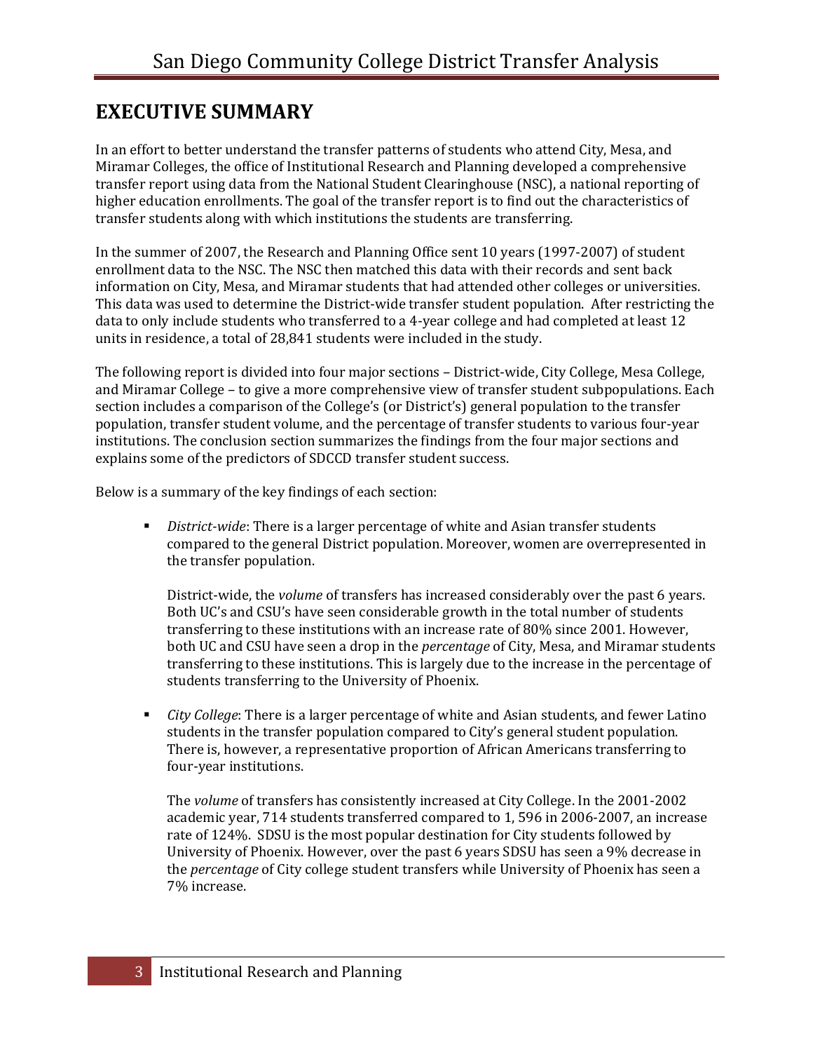# EXECUTIVE SUMMARY

In an effort to better understand the transfer patterns of students who attend City, Mesa, and Miramar Colleges, the office of Institutional Research and Planning developed a comprehensive transfer report using data from the National Student Clearinghouse (NSC), a national reporting of higher education enrollments. The goal of the transfer report is to find out the characteristics of transfer students along with which institutions the students are transferring.

In the summer of 2007, the Research and Planning Office sent 10 years (1997-2007) of student enrollment data to the NSC. The NSC then matched this data with their records and sent back information on City, Mesa, and Miramar students that had attended other colleges or universities. This data was used to determine the District-wide transfer student population. After restricting the data to only include students who transferred to a 4-year college and had completed at least 12 units in residence, a total of 28,841 students were included in the study.

The following report is divided into four major sections – District-wide, City College, Mesa College, and Miramar College – to give a more comprehensive view of transfer student subpopulations. Each section includes a comparison of the College's (or District's) general population to the transfer population, transfer student volume, and the percentage of transfer students to various four-year institutions. The conclusion section summarizes the findings from the four major sections and explains some of the predictors of SDCCD transfer student success.

Below is a summary of the key findings of each section:

- *District-wide*: There is a larger percentage of white and Asian transfer students compared to the general District population. Moreover, women are overrepresented in the transfer population.

  District-wide, the *volume* of transfers has increased considerably over the past 6 years. Both UC's and CSU's have seen considerable growth in the total number of students transferring to these institutions with an increase rate of 80% since 2001. However, both UC and CSU have seen a drop in the *percentage* of City, Mesa, and Miramar students transferring to these institutions. This is largely due to the increase in the percentage of students transferring to the University of Phoenix.

- *City College*: There is a larger percentage of white and Asian students, and fewer Latino students in the transfer population compared to City's general student population. There is, however, a representative proportion of African Americans transferring to four-year institutions.

  The *volume* of transfers has consistently increased at City College. In the 2001-2002 academic year, 714 students transferred compared to 1, 596 in 2006-2007, an increase rate of 124%. SDSU is the most popular destination for City students followed by University of Phoenix. However, over the past 6 years SDSU has seen a 9% decrease in the *percentage* of City college student transfers while University of Phoenix has seen a 7% increase.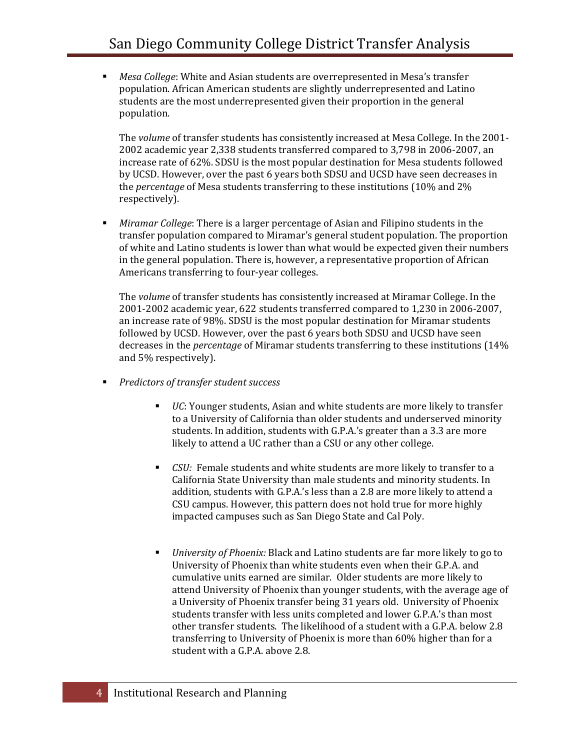- *Mesa College*: White and Asian students are overrepresented in Mesa's transfer population. African American students are slightly underrepresented and Latino students are the most underrepresented given their proportion in the general population.

  The *volume* of transfer students has consistently increased at Mesa College. In the 2001-2002 academic year 2,338 students transferred compared to 3,798 in 2006-2007, an increase rate of 62%. SDSU is the most popular destination for Mesa students followed by UCSD. However, over the past 6 years both SDSU and UCSD have seen decreases in the *percentage* of Mesa students transferring to these institutions (10% and 2% respectively).

- *Miramar College*: There is a larger percentage of Asian and Filipino students in the transfer population compared to Miramar's general student population. The proportion of white and Latino students is lower than what would be expected given their numbers in the general population. There is, however, a representative proportion of African Americans transferring to four-year colleges.

  The *volume* of transfer students has consistently increased at Miramar College. In the 2001-2002 academic year, 622 students transferred compared to 1,230 in 2006-2007, an increase rate of 98%. SDSU is the most popular destination for Miramar students followed by UCSD. However, over the past 6 years both SDSU and UCSD have seen decreases in the *percentage* of Miramar students transferring to these institutions (14% and 5% respectively).

- *Predictors of transfer student success*

  - *UC*: Younger students, Asian and white students are more likely to transfer to a University of California than older students and underserved minority students. In addition, students with G.P.A.'s greater than a 3.3 are more likely to attend a UC rather than a CSU or any other college.

  - *CSU:* Female students and white students are more likely to transfer to a California State University than male students and minority students. In addition, students with G.P.A.'s less than a 2.8 are more likely to attend a CSU campus. However, this pattern does not hold true for more highly impacted campuses such as San Diego State and Cal Poly.

  - *University of Phoenix:* Black and Latino students are far more likely to go to University of Phoenix than white students even when their G.P.A. and cumulative units earned are similar. Older students are more likely to attend University of Phoenix than younger students, with the average age of a University of Phoenix transfer being 31 years old. University of Phoenix students transfer with less units completed and lower G.P.A.'s than most other transfer students. The likelihood of a student with a G.P.A. below 2.8 transferring to University of Phoenix is more than 60% higher than for a student with a G.P.A. above 2.8.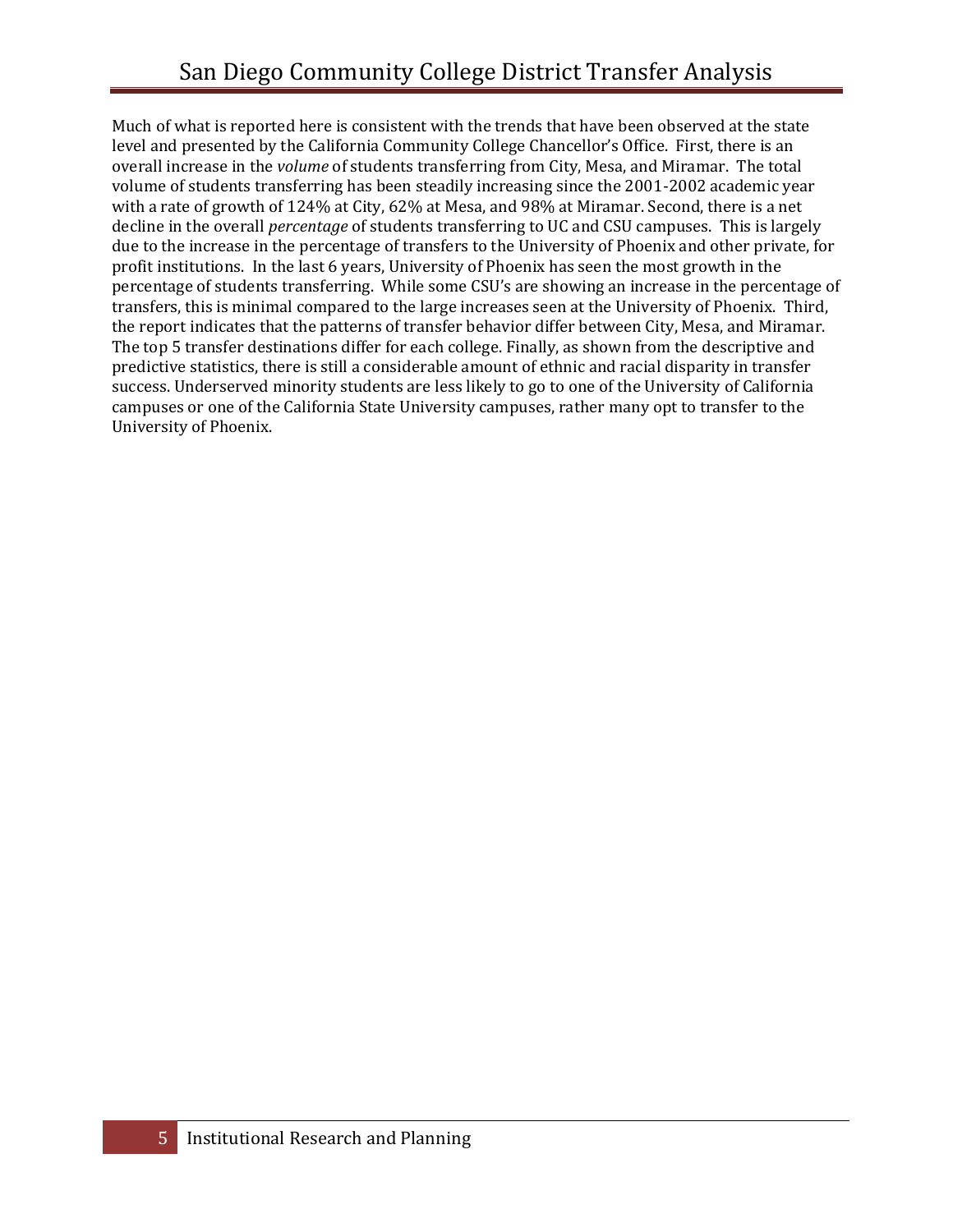Much of what is reported here is consistent with the trends that have been observed at the state level and presented by the California Community College Chancellor's Office. First, there is an overall increase in the *volume* of students transferring from City, Mesa, and Miramar. The total volume of students transferring has been steadily increasing since the 2001-2002 academic year with a rate of growth of 124% at City, 62% at Mesa, and 98% at Miramar. Second, there is a net decline in the overall *percentage* of students transferring to UC and CSU campuses. This is largely due to the increase in the percentage of transfers to the University of Phoenix and other private, for profit institutions. In the last 6 years, University of Phoenix has seen the most growth in the percentage of students transferring. While some CSU's are showing an increase in the percentage of transfers, this is minimal compared to the large increases seen at the University of Phoenix. Third, the report indicates that the patterns of transfer behavior differ between City, Mesa, and Miramar. The top 5 transfer destinations differ for each college. Finally, as shown from the descriptive and predictive statistics, there is still a considerable amount of ethnic and racial disparity in transfer success. Underserved minority students are less likely to go to one of the University of California campuses or one of the California State University campuses, rather many opt to transfer to the University of Phoenix.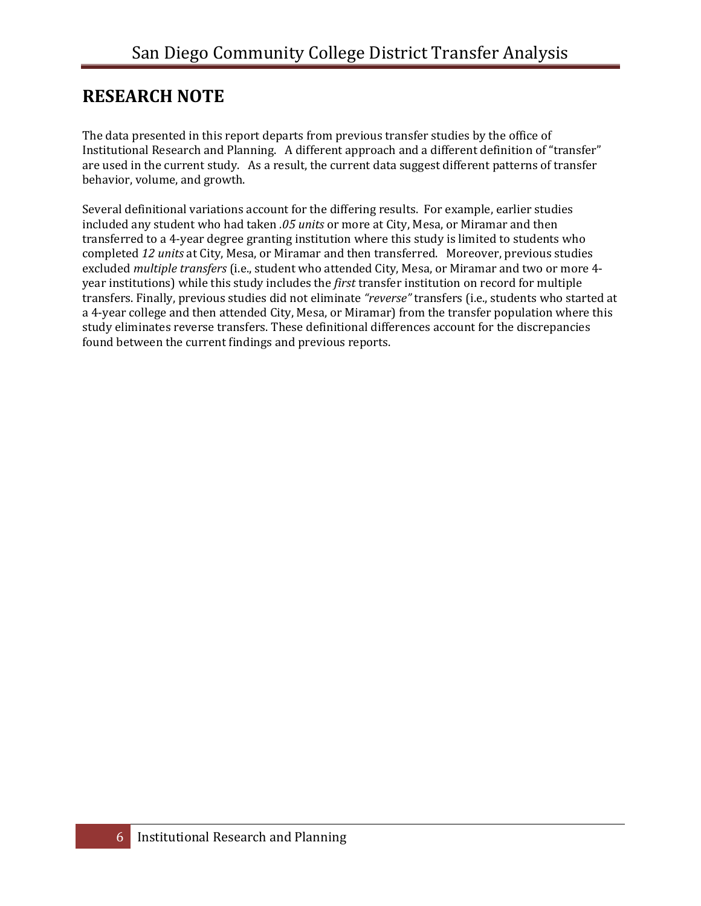# RESEARCH NOTE

The data presented in this report departs from previous transfer studies by the office of Institutional Research and Planning. A different approach and a different definition of "transfer" are used in the current study. As a result, the current data suggest different patterns of transfer behavior, volume, and growth.

Several definitional variations account for the differing results. For example, earlier studies included any student who had taken *.05 units* or more at City, Mesa, or Miramar and then transferred to a 4-year degree granting institution where this study is limited to students who completed *12 units* at City, Mesa, or Miramar and then transferred. Moreover, previous studies excluded *multiple transfers* (i.e., student who attended City, Mesa, or Miramar and two or more 4-year institutions) while this study includes the *first* transfer institution on record for multiple transfers. Finally, previous studies did not eliminate *"reverse"* transfers (i.e., students who started at a 4-year college and then attended City, Mesa, or Miramar) from the transfer population where this study eliminates reverse transfers. These definitional differences account for the discrepancies found between the current findings and previous reports.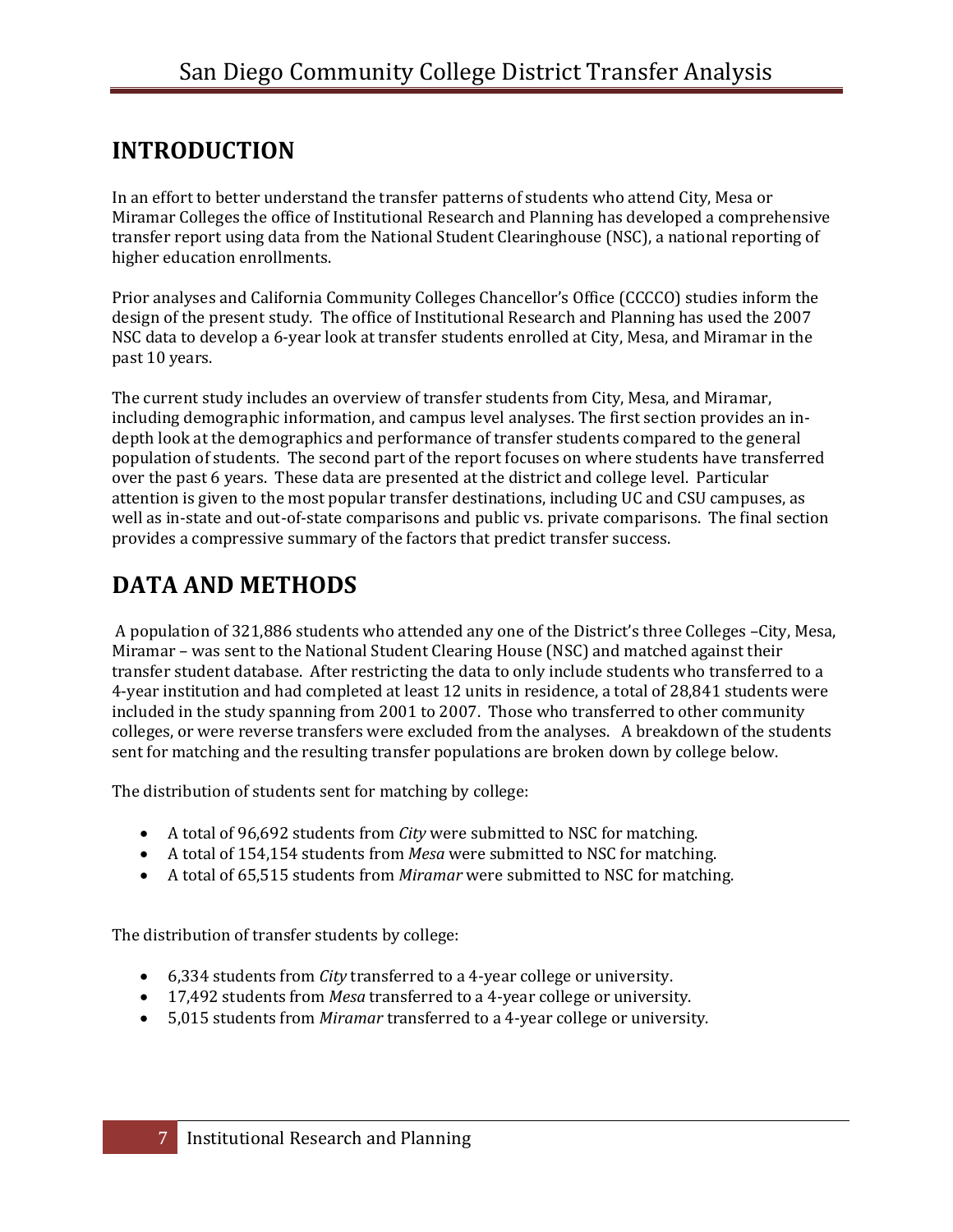# INTRODUCTION

In an effort to better understand the transfer patterns of students who attend City, Mesa or Miramar Colleges the office of Institutional Research and Planning has developed a comprehensive transfer report using data from the National Student Clearinghouse (NSC), a national reporting of higher education enrollments.

Prior analyses and California Community Colleges Chancellor's Office (CCCCO) studies inform the design of the present study. The office of Institutional Research and Planning has used the 2007 NSC data to develop a 6-year look at transfer students enrolled at City, Mesa, and Miramar in the past 10 years.

The current study includes an overview of transfer students from City, Mesa, and Miramar, including demographic information, and campus level analyses. The first section provides an in-depth look at the demographics and performance of transfer students compared to the general population of students. The second part of the report focuses on where students have transferred over the past 6 years. These data are presented at the district and college level. Particular attention is given to the most popular transfer destinations, including UC and CSU campuses, as well as in-state and out-of-state comparisons and public vs. private comparisons. The final section provides a compressive summary of the factors that predict transfer success.

# DATA AND METHODS

A population of 321,886 students who attended any one of the District's three Colleges –City, Mesa, Miramar – was sent to the National Student Clearing House (NSC) and matched against their transfer student database. After restricting the data to only include students who transferred to a 4-year institution and had completed at least 12 units in residence, a total of 28,841 students were included in the study spanning from 2001 to 2007. Those who transferred to other community colleges, or were reverse transfers were excluded from the analyses. A breakdown of the students sent for matching and the resulting transfer populations are broken down by college below.

The distribution of students sent for matching by college:

- A total of 96,692 students from *City* were submitted to NSC for matching.
- A total of 154,154 students from *Mesa* were submitted to NSC for matching.
- A total of 65,515 students from *Miramar* were submitted to NSC for matching.

The distribution of transfer students by college:

- 6,334 students from *City* transferred to a 4-year college or university.
- 17,492 students from *Mesa* transferred to a 4-year college or university.
- 5,015 students from *Miramar* transferred to a 4-year college or university.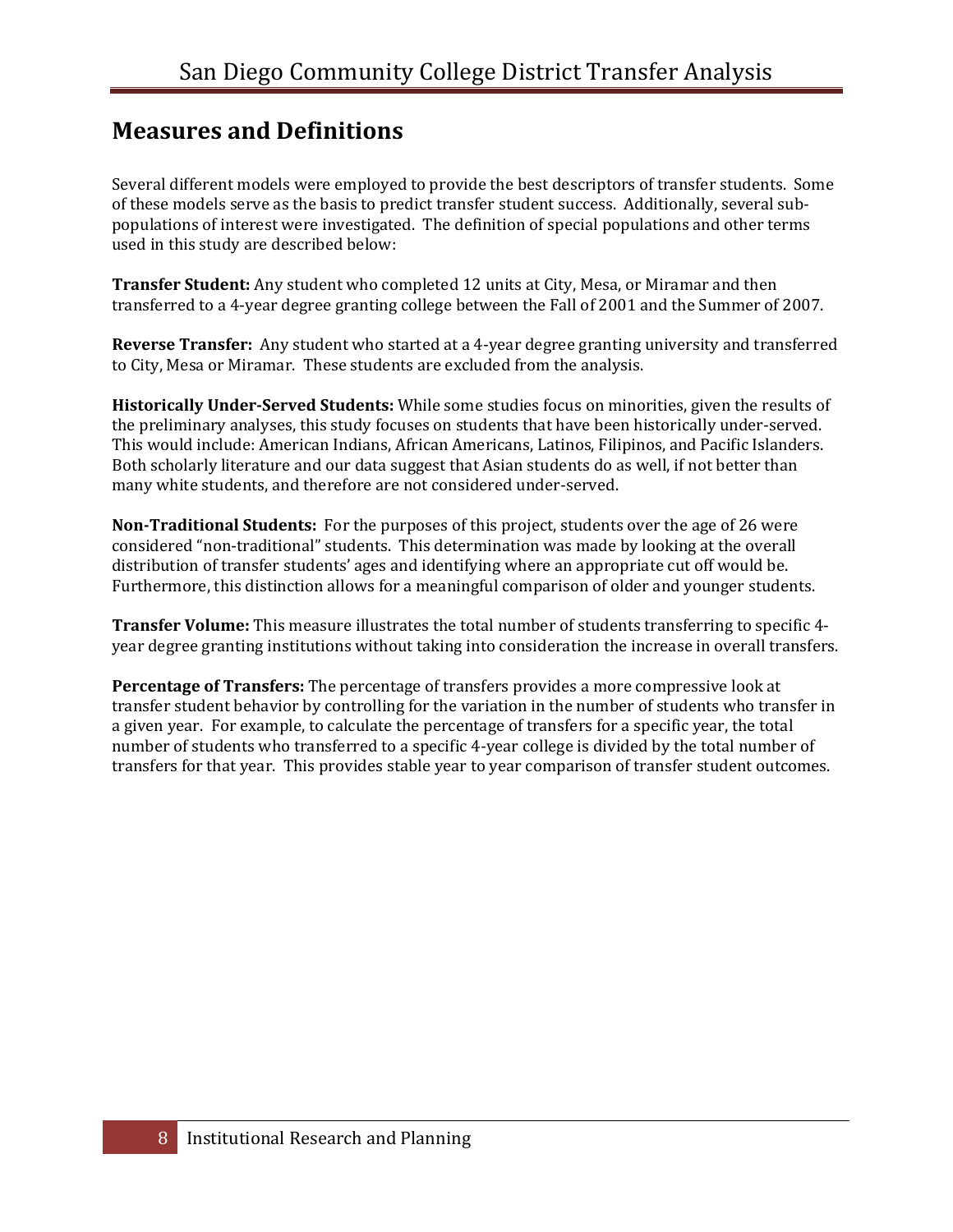# Measures and Definitions

Several different models were employed to provide the best descriptors of transfer students. Some of these models serve as the basis to predict transfer student success. Additionally, several sub-populations of interest were investigated. The definition of special populations and other terms used in this study are described below:

**Transfer Student:** Any student who completed 12 units at City, Mesa, or Miramar and then transferred to a 4-year degree granting college between the Fall of 2001 and the Summer of 2007.

**Reverse Transfer:** Any student who started at a 4-year degree granting university and transferred to City, Mesa or Miramar. These students are excluded from the analysis.

**Historically Under-Served Students:** While some studies focus on minorities, given the results of the preliminary analyses, this study focuses on students that have been historically under-served. This would include: American Indians, African Americans, Latinos, Filipinos, and Pacific Islanders. Both scholarly literature and our data suggest that Asian students do as well, if not better than many white students, and therefore are not considered under-served.

**Non-Traditional Students:** For the purposes of this project, students over the age of 26 were considered "non-traditional" students. This determination was made by looking at the overall distribution of transfer students' ages and identifying where an appropriate cut off would be. Furthermore, this distinction allows for a meaningful comparison of older and younger students.

**Transfer Volume:** This measure illustrates the total number of students transferring to specific 4-year degree granting institutions without taking into consideration the increase in overall transfers.

**Percentage of Transfers:** The percentage of transfers provides a more compressive look at transfer student behavior by controlling for the variation in the number of students who transfer in a given year. For example, to calculate the percentage of transfers for a specific year, the total number of students who transferred to a specific 4-year college is divided by the total number of transfers for that year. This provides stable year to year comparison of transfer student outcomes.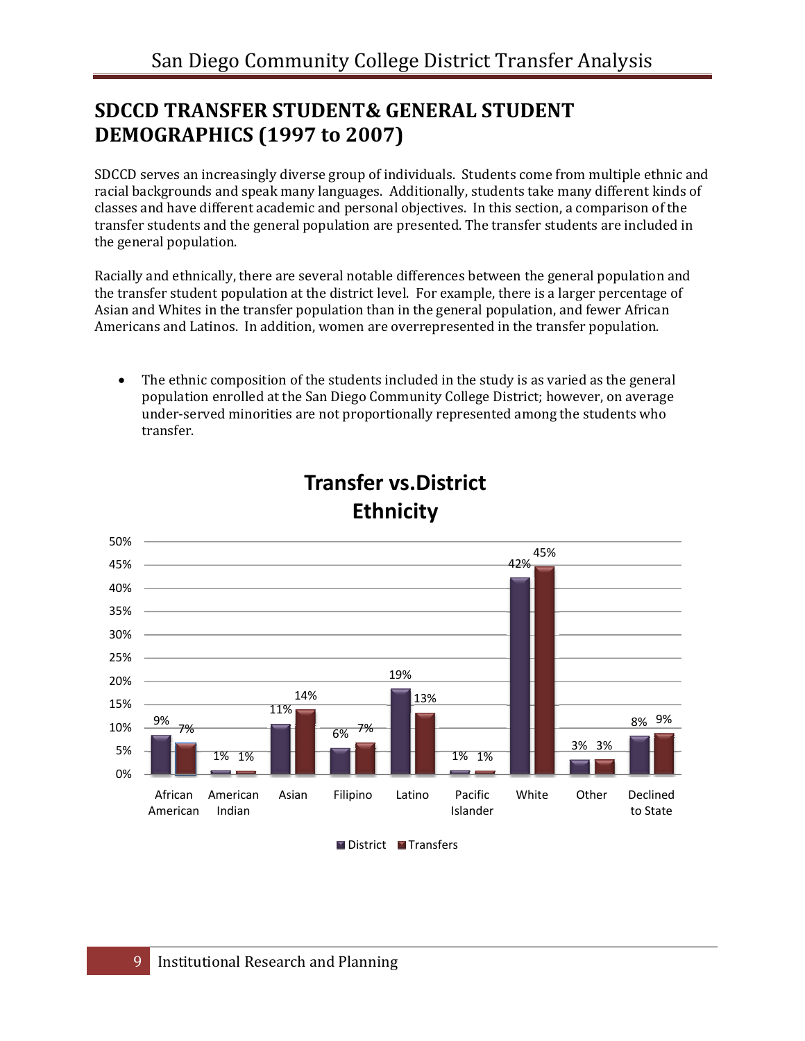## SDCCD TRANSFER STUDENT& GENERAL STUDENT DEMOGRAPHICS (1997 to 2007)

SDCCD serves an increasingly diverse group of individuals. Students come from multiple ethnic and racial backgrounds and speak many languages. Additionally, students take many different kinds of classes and have different academic and personal objectives. In this section, a comparison of the transfer students and the general population are presented. The transfer students are included in the general population.

Racially and ethnically, there are several notable differences between the general population and the transfer student population at the district level. For example, there is a larger percentage of Asian and Whites in the transfer population than in the general population, and fewer African Americans and Latinos. In addition, women are overrepresented in the transfer population.

- The ethnic composition of the students included in the study is as varied as the general population enrolled at the San Diego Community College District; however, on average under-served minorities are not proportionally represented among the students who transfer.

**Transfer vs.District Ethnicity**

| Ethnicity | District | Transfers |
|---|---|---|
| African American | 9% | 7% |
| American Indian | 1% | 1% |
| Asian | 11% | 14% |
| Filipino | 6% | 7% |
| Latino | 19% | 13% |
| Pacific Islander | 1% | 1% |
| White | 42% | 45% |
| Other | 3% | 3% |
| Declined to State | 8% | 9% |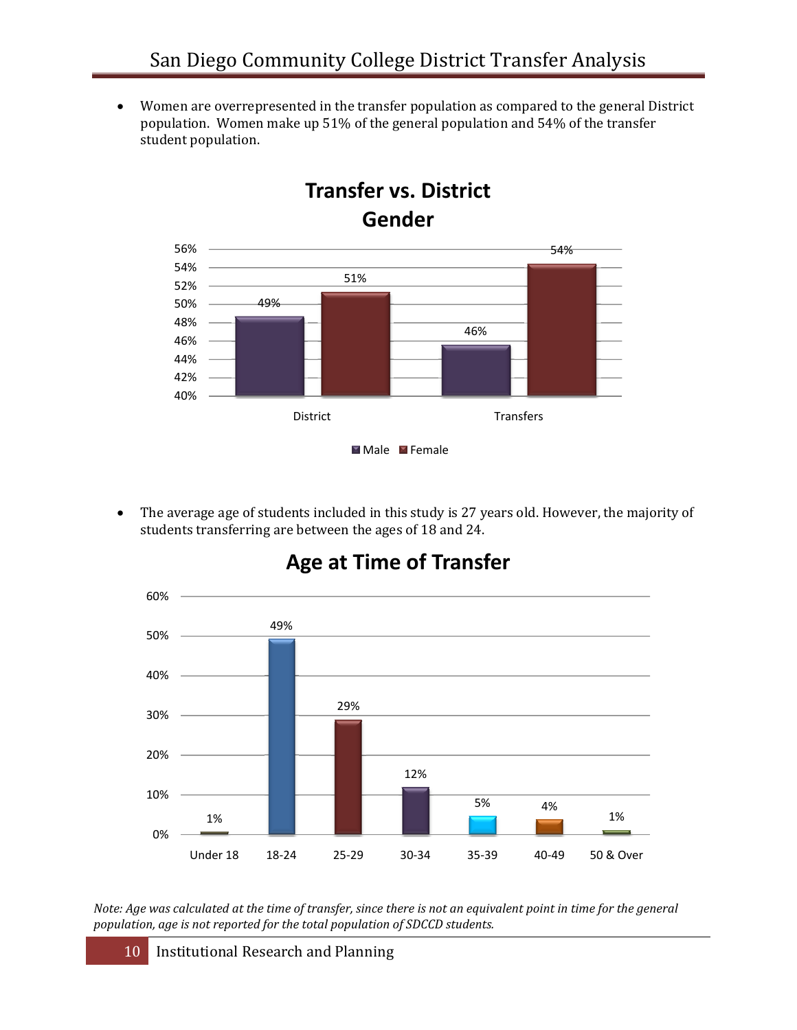- Women are overrepresented in the transfer population as compared to the general District population. Women make up 51% of the general population and 54% of the transfer student population.

**Transfer vs. District Gender**

| | Male | Female |
| --- | --- | --- |
| District | 49% | 51% |
| Transfers | 46% | 54% |

- The average age of students included in this study is 27 years old. However, the majority of students transferring are between the ages of 18 and 24.

**Age at Time of Transfer**

| Under 18 | 18-24 | 25-29 | 30-34 | 35-39 | 40-49 | 50 & Over |
| --- | --- | --- | --- | --- | --- | --- |
| 1% | 49% | 29% | 12% | 5% | 4% | 1% |

*Note: Age was calculated at the time of transfer, since there is not an equivalent point in time for the general population, age is not reported for the total population of SDCCD students.*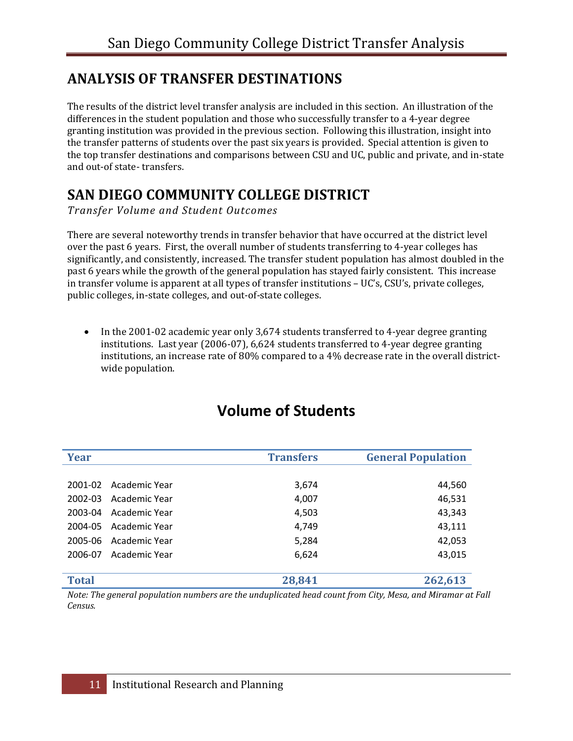## ANALYSIS OF TRANSFER DESTINATIONS

The results of the district level transfer analysis are included in this section. An illustration of the differences in the student population and those who successfully transfer to a 4-year degree granting institution was provided in the previous section. Following this illustration, insight into the transfer patterns of students over the past six years is provided. Special attention is given to the top transfer destinations and comparisons between CSU and UC, public and private, and in-state and out-of state- transfers.

## SAN DIEGO COMMUNITY COLLEGE DISTRICT

*Transfer Volume and Student Outcomes*

There are several noteworthy trends in transfer behavior that have occurred at the district level over the past 6 years. First, the overall number of students transferring to 4-year colleges has significantly, and consistently, increased. The transfer student population has almost doubled in the past 6 years while the growth of the general population has stayed fairly consistent. This increase in transfer volume is apparent at all types of transfer institutions – UC's, CSU's, private colleges, public colleges, in-state colleges, and out-of-state colleges.

- In the 2001-02 academic year only 3,674 students transferred to 4-year degree granting institutions. Last year (2006-07), 6,624 students transferred to 4-year degree granting institutions, an increase rate of 80% compared to a 4% decrease rate in the overall district-wide population.

### Volume of Students

| Year | Transfers | General Population |
|---|---|---|
| 2001-02 Academic Year | 3,674 | 44,560 |
| 2002-03 Academic Year | 4,007 | 46,531 |
| 2003-04 Academic Year | 4,503 | 43,343 |
| 2004-05 Academic Year | 4,749 | 43,111 |
| 2005-06 Academic Year | 5,284 | 42,053 |
| 2006-07 Academic Year | 6,624 | 43,015 |
| **Total** | **28,841** | **262,613** |

*Note: The general population numbers are the unduplicated head count from City, Mesa, and Miramar at Fall Census.*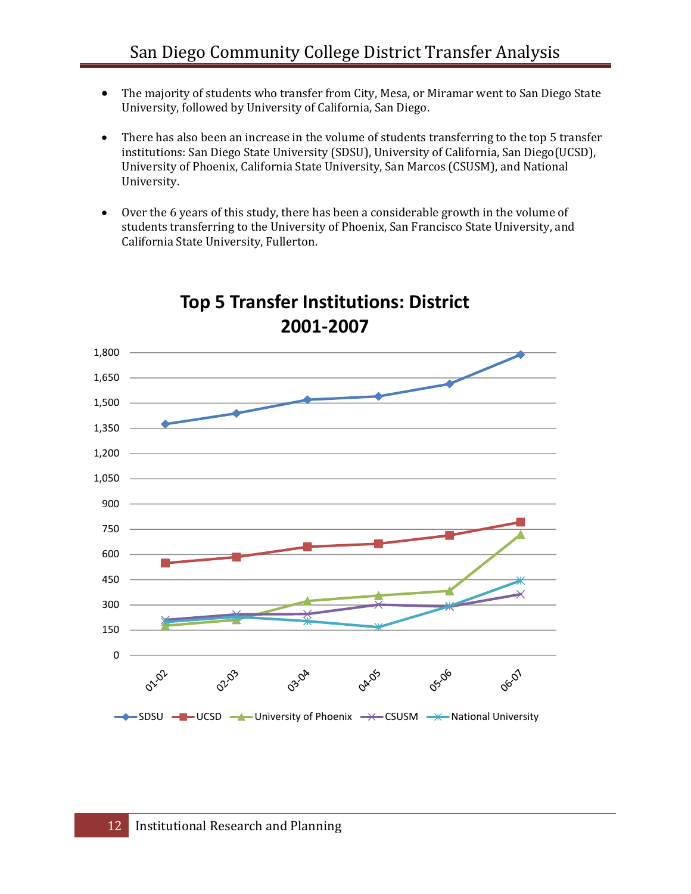- The majority of students who transfer from City, Mesa, or Miramar went to San Diego State University, followed by University of California, San Diego.

- There has also been an increase in the volume of students transferring to the top 5 transfer institutions: San Diego State University (SDSU), University of California, San Diego(UCSD), University of Phoenix, California State University, San Marcos (CSUSM), and National University.

- Over the 6 years of this study, there has been a considerable growth in the volume of students transferring to the University of Phoenix, San Francisco State University, and California State University, Fullerton.

**Top 5 Transfer Institutions: District 2001-2007**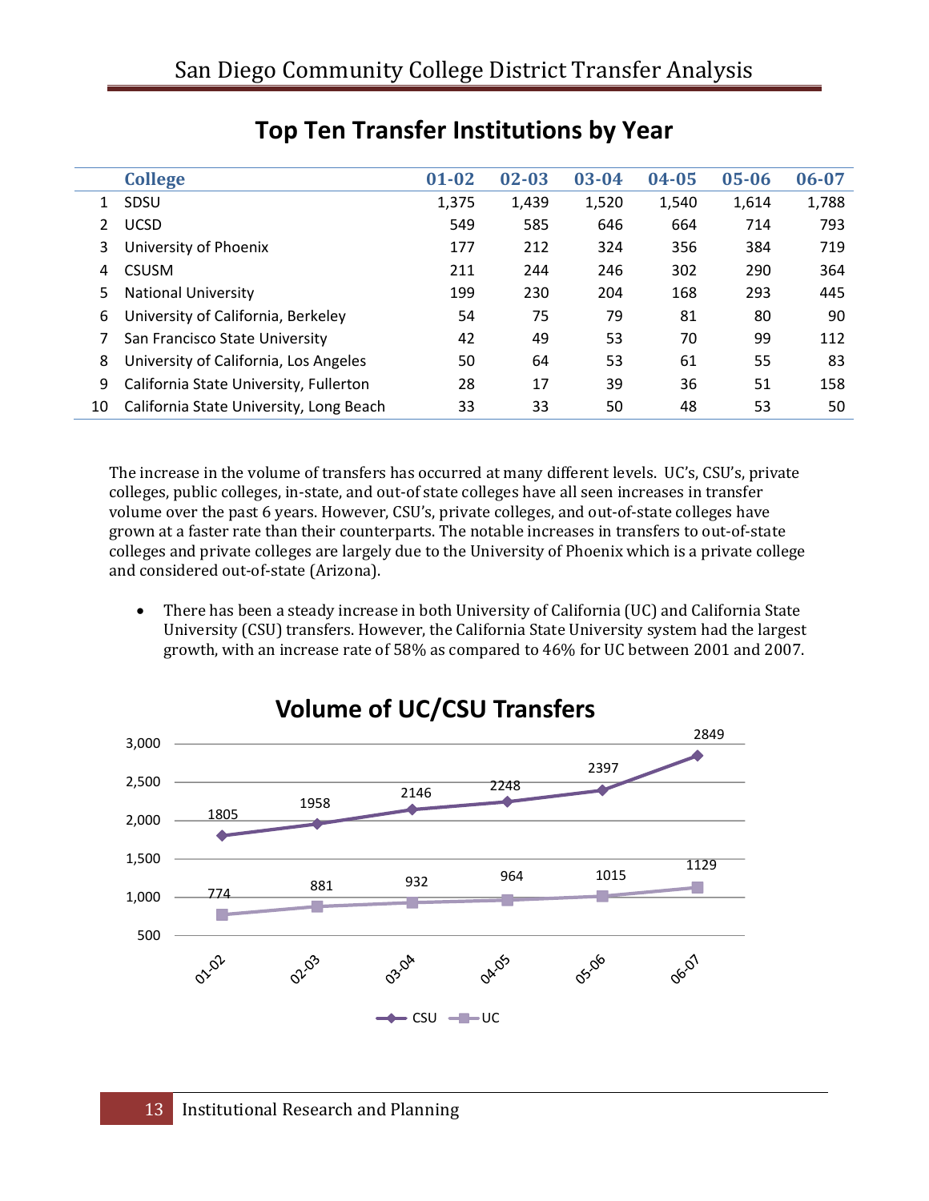## Top Ten Transfer Institutions by Year

| | College | 01-02 | 02-03 | 03-04 | 04-05 | 05-06 | 06-07 |
|---|---|---|---|---|---|---|---|
| 1 | SDSU | 1,375 | 1,439 | 1,520 | 1,540 | 1,614 | 1,788 |
| 2 | UCSD | 549 | 585 | 646 | 664 | 714 | 793 |
| 3 | University of Phoenix | 177 | 212 | 324 | 356 | 384 | 719 |
| 4 | CSUSM | 211 | 244 | 246 | 302 | 290 | 364 |
| 5 | National University | 199 | 230 | 204 | 168 | 293 | 445 |
| 6 | University of California, Berkeley | 54 | 75 | 79 | 81 | 80 | 90 |
| 7 | San Francisco State University | 42 | 49 | 53 | 70 | 99 | 112 |
| 8 | University of California, Los Angeles | 50 | 64 | 53 | 61 | 55 | 83 |
| 9 | California State University, Fullerton | 28 | 17 | 39 | 36 | 51 | 158 |
| 10 | California State University, Long Beach | 33 | 33 | 50 | 48 | 53 | 50 |

The increase in the volume of transfers has occurred at many different levels. UC's, CSU's, private colleges, public colleges, in-state, and out-of state colleges have all seen increases in transfer volume over the past 6 years. However, CSU's, private colleges, and out-of-state colleges have grown at a faster rate than their counterparts. The notable increases in transfers to out-of-state colleges and private colleges are largely due to the University of Phoenix which is a private college and considered out-of-state (Arizona).

- There has been a steady increase in both University of California (UC) and California State University (CSU) transfers. However, the California State University system had the largest growth, with an increase rate of 58% as compared to 46% for UC between 2001 and 2007.

### Volume of UC/CSU Transfers

| | 01-02 | 02-03 | 03-04 | 04-05 | 05-06 | 06-07 |
|---|---|---|---|---|---|---|
| CSU | 1805 | 1958 | 2146 | 2248 | 2397 | 2849 |
| UC | 774 | 881 | 932 | 964 | 1015 | 1129 |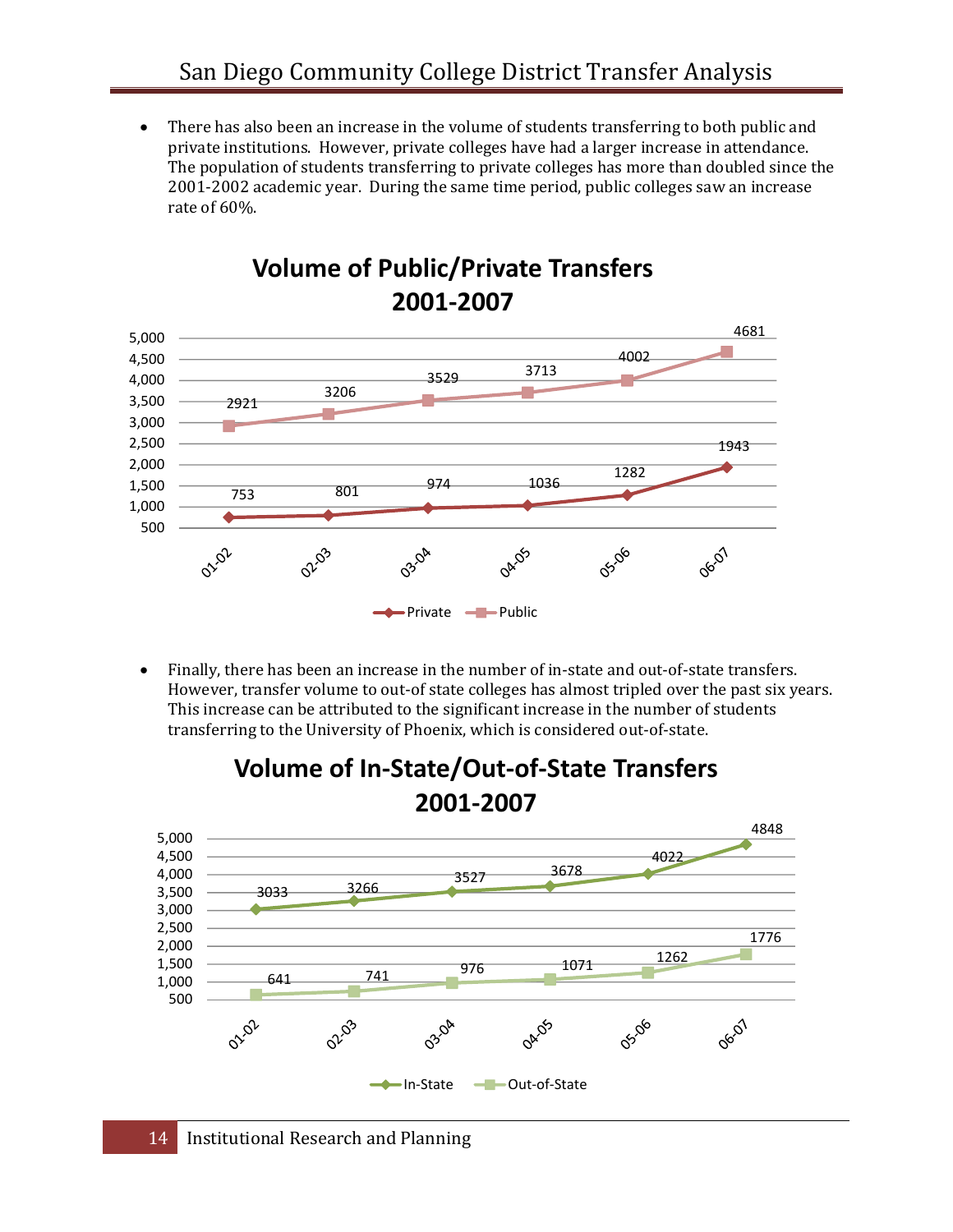- There has also been an increase in the volume of students transferring to both public and private institutions. However, private colleges have had a larger increase in attendance. The population of students transferring to private colleges has more than doubled since the 2001-2002 academic year. During the same time period, public colleges saw an increase rate of 60%.

**Volume of Public/Private Transfers 2001-2007**

| | 01-02 | 02-03 | 03-04 | 04-05 | 05-06 | 06-07 |
|---|---|---|---|---|---|---|
| Private | 753 | 801 | 974 | 1036 | 1282 | 1943 |
| Public | 2921 | 3206 | 3529 | 3713 | 4002 | 4681 |

- Finally, there has been an increase in the number of in-state and out-of-state transfers. However, transfer volume to out-of state colleges has almost tripled over the past six years. This increase can be attributed to the significant increase in the number of students transferring to the University of Phoenix, which is considered out-of-state.

**Volume of In-State/Out-of-State Transfers 2001-2007**

| | 01-02 | 02-03 | 03-04 | 04-05 | 05-06 | 06-07 |
|---|---|---|---|---|---|---|
| In-State | 3033 | 3266 | 3527 | 3678 | 4022 | 4848 |
| Out-of-State | 641 | 741 | 976 | 1071 | 1262 | 1776 |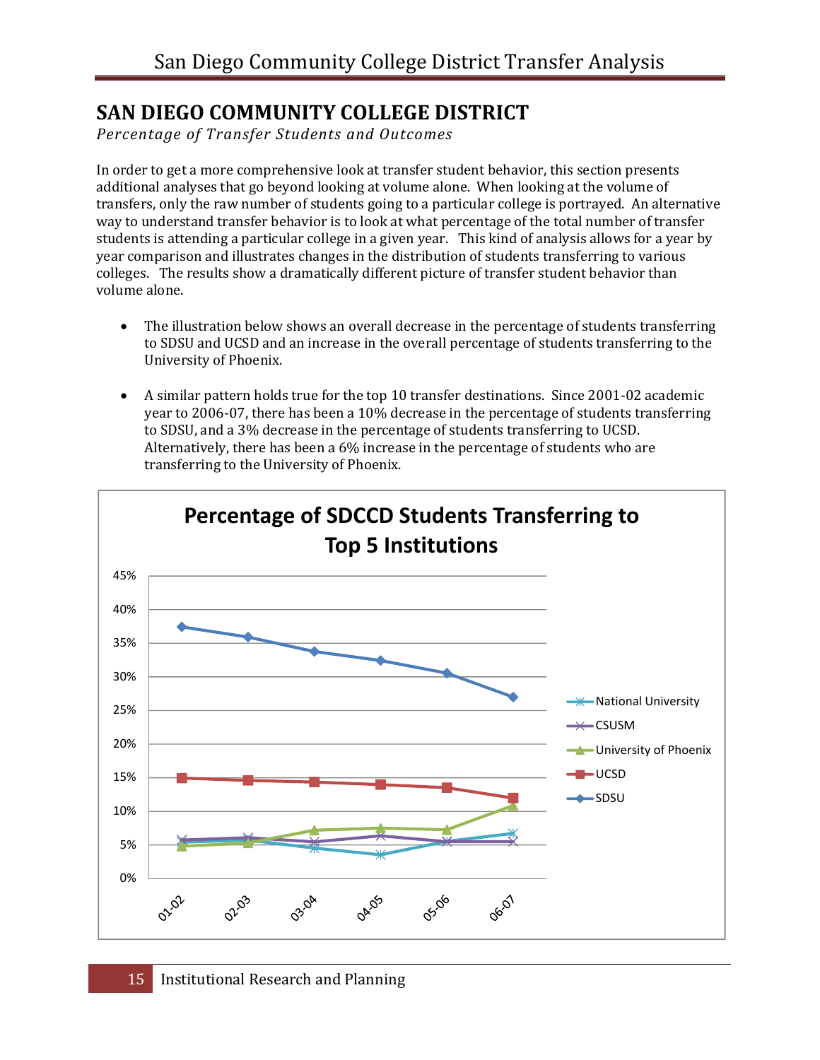# SAN DIEGO COMMUNITY COLLEGE DISTRICT

*Percentage of Transfer Students and Outcomes*

In order to get a more comprehensive look at transfer student behavior, this section presents additional analyses that go beyond looking at volume alone. When looking at the volume of transfers, only the raw number of students going to a particular college is portrayed. An alternative way to understand transfer behavior is to look at what percentage of the total number of transfer students is attending a particular college in a given year. This kind of analysis allows for a year by year comparison and illustrates changes in the distribution of students transferring to various colleges. The results show a dramatically different picture of transfer student behavior than volume alone.

- The illustration below shows an overall decrease in the percentage of students transferring to SDSU and UCSD and an increase in the overall percentage of students transferring to the University of Phoenix.
- A similar pattern holds true for the top 10 transfer destinations. Since 2001-02 academic year to 2006-07, there has been a 10% decrease in the percentage of students transferring to SDSU, and a 3% decrease in the percentage of students transferring to UCSD. Alternatively, there has been a 6% increase in the percentage of students who are transferring to the University of Phoenix.

**Percentage of SDCCD Students Transferring to Top 5 Institutions**

(Line chart, y-axis 0%–45%; x-axis 01-02, 02-03, 03-04, 04-05, 05-06, 06-07; series: National University, CSUSM, University of Phoenix, UCSD, SDSU)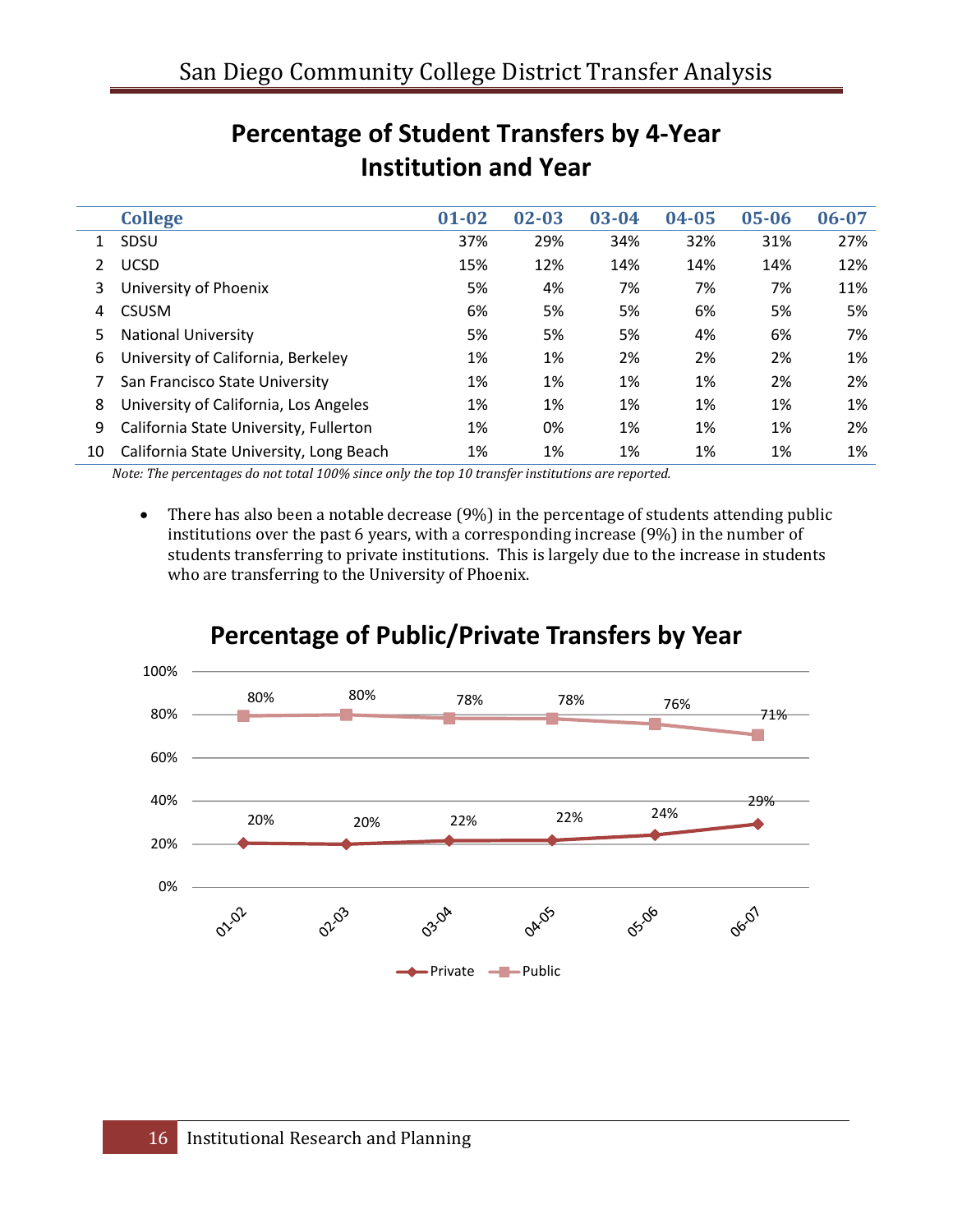## Percentage of Student Transfers by 4-Year Institution and Year

| | College | 01-02 | 02-03 | 03-04 | 04-05 | 05-06 | 06-07 |
|---|---|---|---|---|---|---|---|
| 1 | SDSU | 37% | 29% | 34% | 32% | 31% | 27% |
| 2 | UCSD | 15% | 12% | 14% | 14% | 14% | 12% |
| 3 | University of Phoenix | 5% | 4% | 7% | 7% | 7% | 11% |
| 4 | CSUSM | 6% | 5% | 5% | 6% | 5% | 5% |
| 5 | National University | 5% | 5% | 5% | 4% | 6% | 7% |
| 6 | University of California, Berkeley | 1% | 1% | 2% | 2% | 2% | 1% |
| 7 | San Francisco State University | 1% | 1% | 1% | 1% | 2% | 2% |
| 8 | University of California, Los Angeles | 1% | 1% | 1% | 1% | 1% | 1% |
| 9 | California State University, Fullerton | 1% | 0% | 1% | 1% | 1% | 2% |
| 10 | California State University, Long Beach | 1% | 1% | 1% | 1% | 1% | 1% |

*Note: The percentages do not total 100% since only the top 10 transfer institutions are reported.*

- There has also been a notable decrease (9%) in the percentage of students attending public institutions over the past 6 years, with a corresponding increase (9%) in the number of students transferring to private institutions. This is largely due to the increase in students who are transferring to the University of Phoenix.

## Percentage of Public/Private Transfers by Year

| Year | Private | Public |
|---|---|---|
| 01-02 | 20% | 80% |
| 02-03 | 20% | 80% |
| 03-04 | 22% | 78% |
| 04-05 | 22% | 78% |
| 05-06 | 24% | 76% |
| 06-07 | 29% | 71% |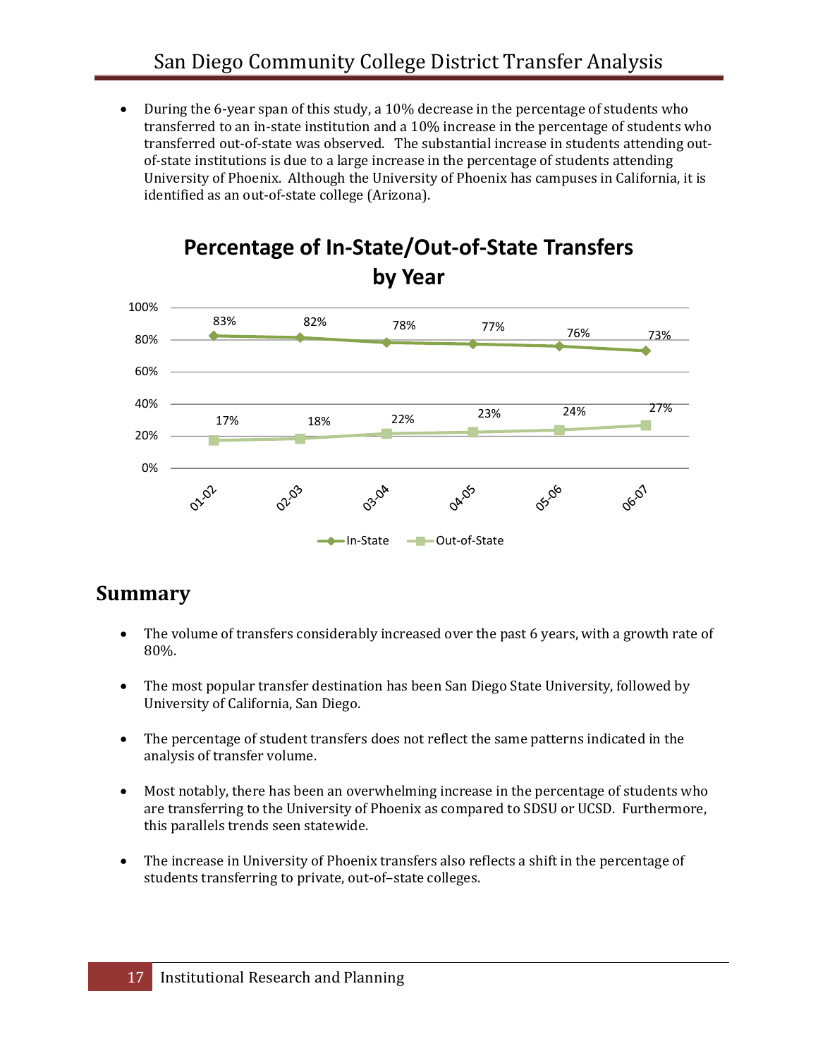- During the 6-year span of this study, a 10% decrease in the percentage of students who transferred to an in-state institution and a 10% increase in the percentage of students who transferred out-of-state was observed. The substantial increase in students attending out-of-state institutions is due to a large increase in the percentage of students attending University of Phoenix. Although the University of Phoenix has campuses in California, it is identified as an out-of-state college (Arizona).

**Percentage of In-State/Out-of-State Transfers by Year**

| | 01-02 | 02-03 | 03-04 | 04-05 | 05-06 | 06-07 |
|---|---|---|---|---|---|---|
| In-State | 83% | 82% | 78% | 77% | 76% | 73% |
| Out-of-State | 17% | 18% | 22% | 23% | 24% | 27% |

## Summary

- The volume of transfers considerably increased over the past 6 years, with a growth rate of 80%.

- The most popular transfer destination has been San Diego State University, followed by University of California, San Diego.

- The percentage of student transfers does not reflect the same patterns indicated in the analysis of transfer volume.

- Most notably, there has been an overwhelming increase in the percentage of students who are transferring to the University of Phoenix as compared to SDSU or UCSD. Furthermore, this parallels trends seen statewide.

- The increase in University of Phoenix transfers also reflects a shift in the percentage of students transferring to private, out-of–state colleges.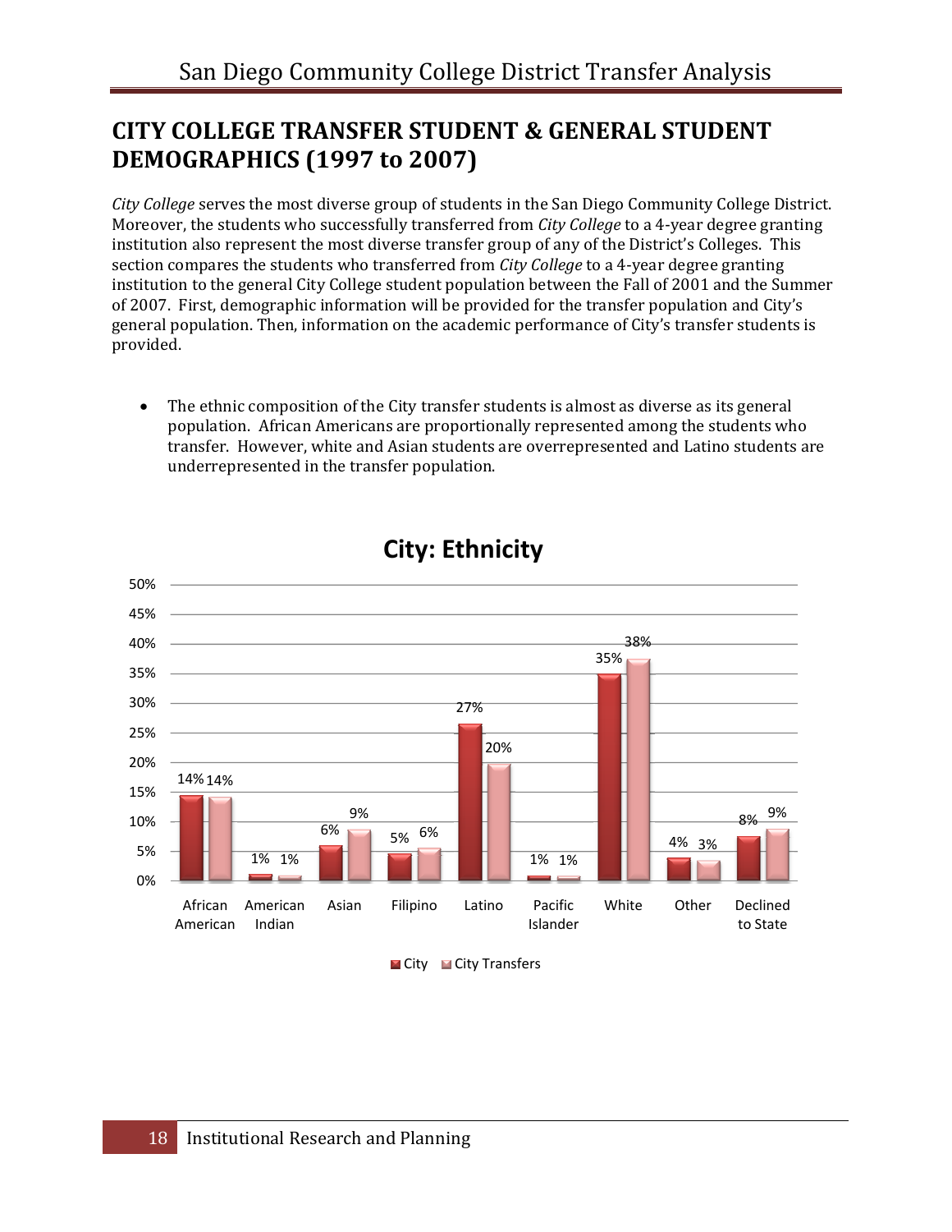## CITY COLLEGE TRANSFER STUDENT & GENERAL STUDENT DEMOGRAPHICS (1997 to 2007)

*City College* serves the most diverse group of students in the San Diego Community College District. Moreover, the students who successfully transferred from *City College* to a 4-year degree granting institution also represent the most diverse transfer group of any of the District's Colleges. This section compares the students who transferred from *City College* to a 4-year degree granting institution to the general City College student population between the Fall of 2001 and the Summer of 2007. First, demographic information will be provided for the transfer population and City's general population. Then, information on the academic performance of City's transfer students is provided.

- The ethnic composition of the City transfer students is almost as diverse as its general population. African Americans are proportionally represented among the students who transfer. However, white and Asian students are overrepresented and Latino students are underrepresented in the transfer population.

**City: Ethnicity**

| Ethnicity | City | City Transfers |
|---|---|---|
| African American | 14% | 14% |
| American Indian | 1% | 1% |
| Asian | 6% | 9% |
| Filipino | 5% | 6% |
| Latino | 27% | 20% |
| Pacific Islander | 1% | 1% |
| White | 35% | 38% |
| Other | 4% | 3% |
| Declined to State | 8% | 9% |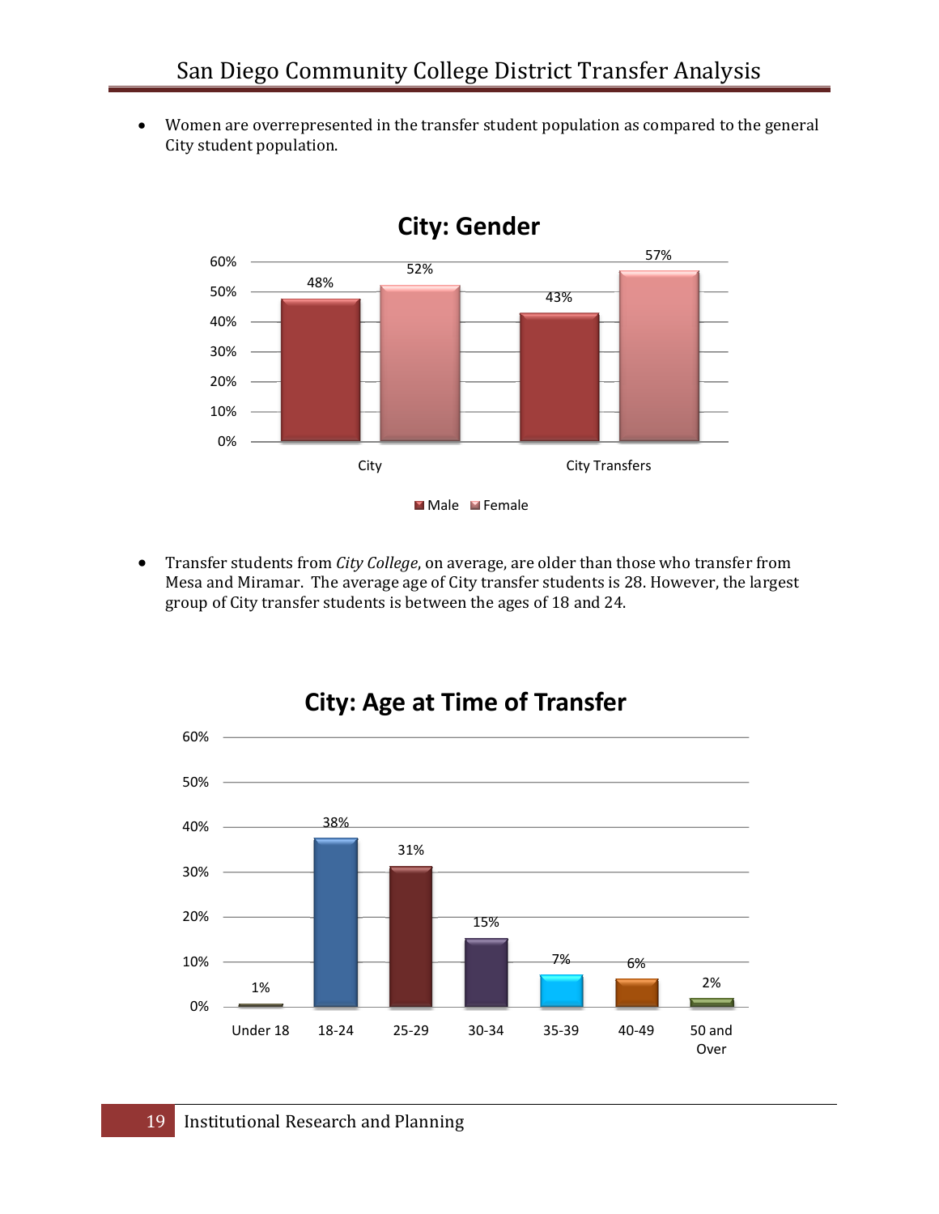- Women are overrepresented in the transfer student population as compared to the general City student population.

**City: Gender**

| | Male | Female |
|---|---|---|
| City | 48% | 52% |
| City Transfers | 43% | 57% |

- Transfer students from *City College*, on average, are older than those who transfer from Mesa and Miramar. The average age of City transfer students is 28. However, the largest group of City transfer students is between the ages of 18 and 24.

**City: Age at Time of Transfer**

| Under 18 | 18-24 | 25-29 | 30-34 | 35-39 | 40-49 | 50 and Over |
|---|---|---|---|---|---|---|
| 1% | 38% | 31% | 15% | 7% | 6% | 2% |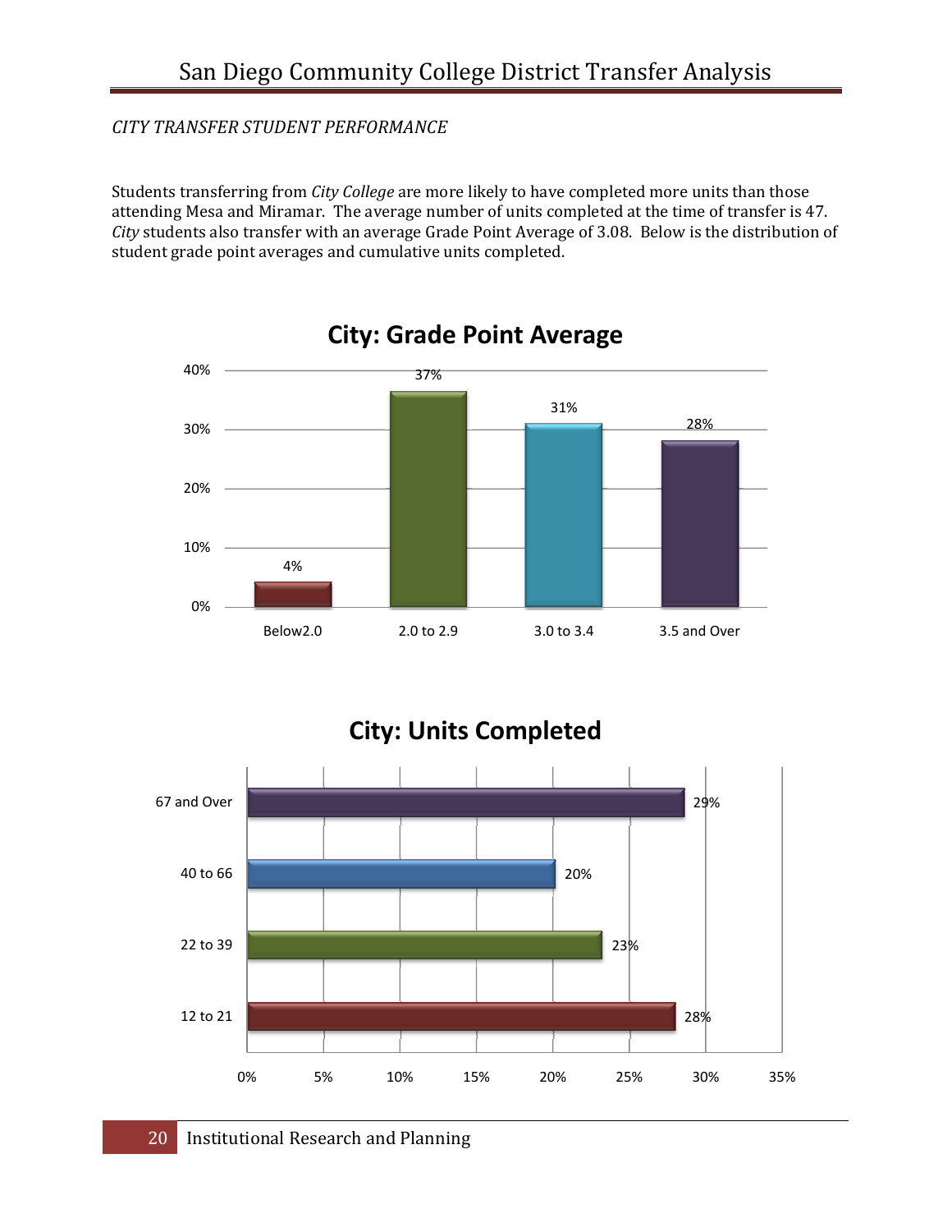*CITY TRANSFER STUDENT PERFORMANCE*

Students transferring from *City College* are more likely to have completed more units than those attending Mesa and Miramar. The average number of units completed at the time of transfer is 47. *City* students also transfer with an average Grade Point Average of 3.08. Below is the distribution of student grade point averages and cumulative units completed.

**City: Grade Point Average**

| Grade Point Average | Percent |
|---|---|
| Below2.0 | 4% |
| 2.0 to 2.9 | 37% |
| 3.0 to 3.4 | 31% |
| 3.5 and Over | 28% |

**City: Units Completed**

| Units Completed | Percent |
|---|---|
| 67 and Over | 29% |
| 40 to 66 | 20% |
| 22 to 39 | 23% |
| 12 to 21 | 28% |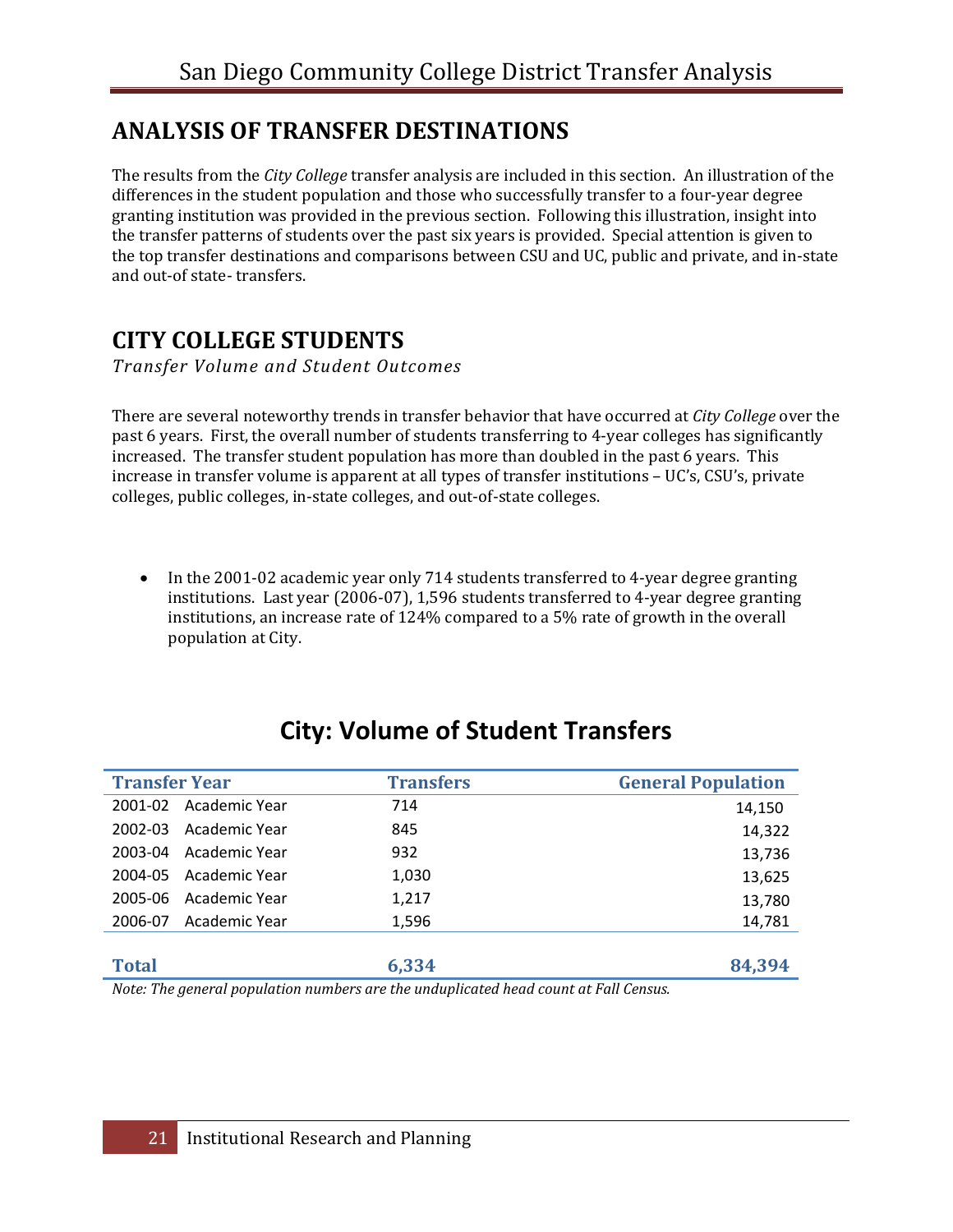## ANALYSIS OF TRANSFER DESTINATIONS

The results from the *City College* transfer analysis are included in this section. An illustration of the differences in the student population and those who successfully transfer to a four-year degree granting institution was provided in the previous section. Following this illustration, insight into the transfer patterns of students over the past six years is provided. Special attention is given to the top transfer destinations and comparisons between CSU and UC, public and private, and in-state and out-of state- transfers.

## CITY COLLEGE STUDENTS

*Transfer Volume and Student Outcomes*

There are several noteworthy trends in transfer behavior that have occurred at *City College* over the past 6 years. First, the overall number of students transferring to 4-year colleges has significantly increased. The transfer student population has more than doubled in the past 6 years. This increase in transfer volume is apparent at all types of transfer institutions – UC's, CSU's, private colleges, public colleges, in-state colleges, and out-of-state colleges.

- In the 2001-02 academic year only 714 students transferred to 4-year degree granting institutions. Last year (2006-07), 1,596 students transferred to 4-year degree granting institutions, an increase rate of 124% compared to a 5% rate of growth in the overall population at City.

### City: Volume of Student Transfers

| Transfer Year | Transfers | General Population |
|---|---|---|
| 2001-02 Academic Year | 714 | 14,150 |
| 2002-03 Academic Year | 845 | 14,322 |
| 2003-04 Academic Year | 932 | 13,736 |
| 2004-05 Academic Year | 1,030 | 13,625 |
| 2005-06 Academic Year | 1,217 | 13,780 |
| 2006-07 Academic Year | 1,596 | 14,781 |
| **Total** | **6,334** | **84,394** |

*Note: The general population numbers are the unduplicated head count at Fall Census.*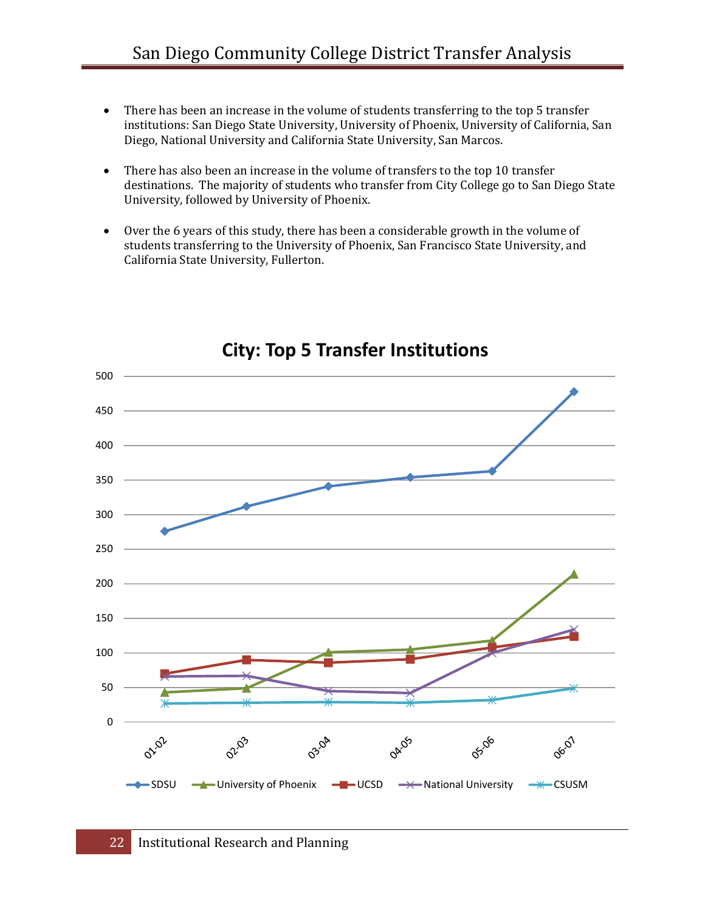- There has been an increase in the volume of students transferring to the top 5 transfer institutions: San Diego State University, University of Phoenix, University of California, San Diego, National University and California State University, San Marcos.

- There has also been an increase in the volume of transfers to the top 10 transfer destinations. The majority of students who transfer from City College go to San Diego State University, followed by University of Phoenix.

- Over the 6 years of this study, there has been a considerable growth in the volume of students transferring to the University of Phoenix, San Francisco State University, and California State University, Fullerton.

**City: Top 5 Transfer Institutions**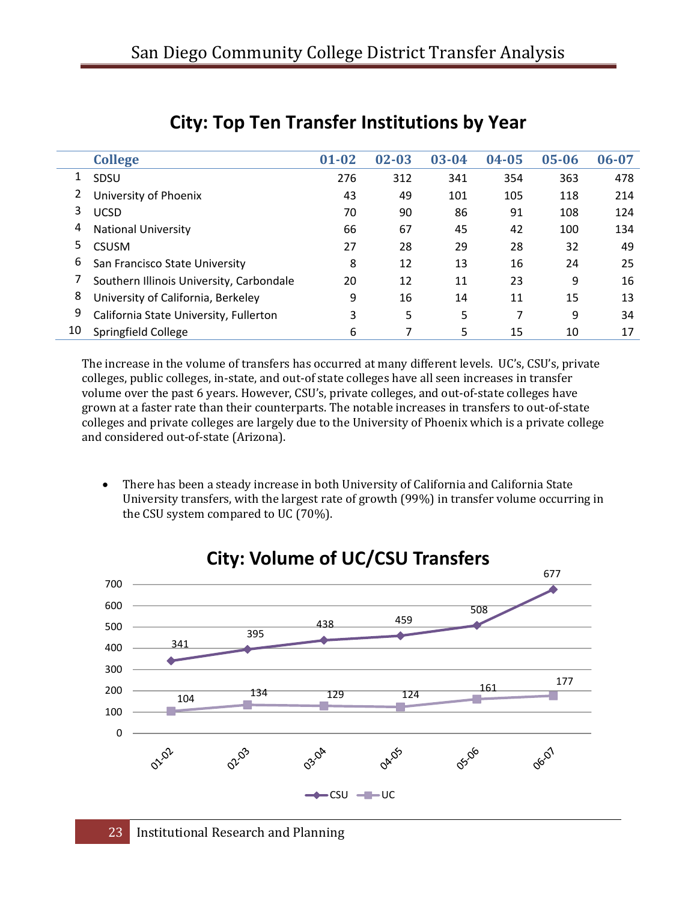## City: Top Ten Transfer Institutions by Year

| | College | 01-02 | 02-03 | 03-04 | 04-05 | 05-06 | 06-07 |
|---|---|---|---|---|---|---|---|
| 1 | SDSU | 276 | 312 | 341 | 354 | 363 | 478 |
| 2 | University of Phoenix | 43 | 49 | 101 | 105 | 118 | 214 |
| 3 | UCSD | 70 | 90 | 86 | 91 | 108 | 124 |
| 4 | National University | 66 | 67 | 45 | 42 | 100 | 134 |
| 5 | CSUSM | 27 | 28 | 29 | 28 | 32 | 49 |
| 6 | San Francisco State University | 8 | 12 | 13 | 16 | 24 | 25 |
| 7 | Southern Illinois University, Carbondale | 20 | 12 | 11 | 23 | 9 | 16 |
| 8 | University of California, Berkeley | 9 | 16 | 14 | 11 | 15 | 13 |
| 9 | California State University, Fullerton | 3 | 5 | 5 | 7 | 9 | 34 |
| 10 | Springfield College | 6 | 7 | 5 | 15 | 10 | 17 |

The increase in the volume of transfers has occurred at many different levels. UC's, CSU's, private colleges, public colleges, in-state, and out-of state colleges have all seen increases in transfer volume over the past 6 years. However, CSU's, private colleges, and out-of-state colleges have grown at a faster rate than their counterparts. The notable increases in transfers to out-of-state colleges and private colleges are largely due to the University of Phoenix which is a private college and considered out-of-state (Arizona).

- There has been a steady increase in both University of California and California State University transfers, with the largest rate of growth (99%) in transfer volume occurring in the CSU system compared to UC (70%).

## City: Volume of UC/CSU Transfers

| | 01-02 | 02-03 | 03-04 | 04-05 | 05-06 | 06-07 |
|---|---|---|---|---|---|---|
| CSU | 341 | 395 | 438 | 459 | 508 | 677 |
| UC | 104 | 134 | 129 | 124 | 161 | 177 |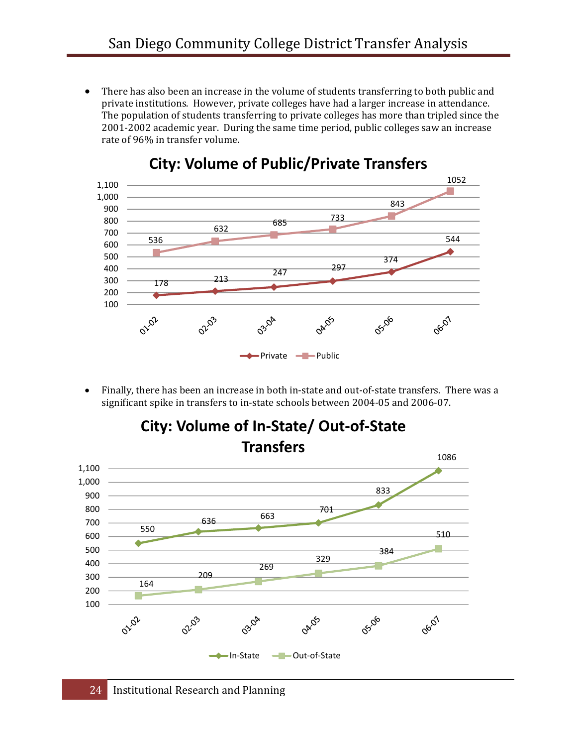- There has also been an increase in the volume of students transferring to both public and private institutions. However, private colleges have had a larger increase in attendance. The population of students transferring to private colleges has more than tripled since the 2001-2002 academic year. During the same time period, public colleges saw an increase rate of 96% in transfer volume.

**City: Volume of Public/Private Transfers**

| | 01-02 | 02-03 | 03-04 | 04-05 | 05-06 | 06-07 |
|---|---|---|---|---|---|---|
| Private | 178 | 213 | 247 | 297 | 374 | 544 |
| Public | 536 | 632 | 685 | 733 | 843 | 1052 |

- Finally, there has been an increase in both in-state and out-of-state transfers. There was a significant spike in transfers to in-state schools between 2004-05 and 2006-07.

**City: Volume of In-State/ Out-of-State Transfers**

| | 01-02 | 02-03 | 03-04 | 04-05 | 05-06 | 06-07 |
|---|---|---|---|---|---|---|
| In-State | 550 | 636 | 663 | 701 | 833 | 1086 |
| Out-of-State | 164 | 209 | 269 | 329 | 384 | 510 |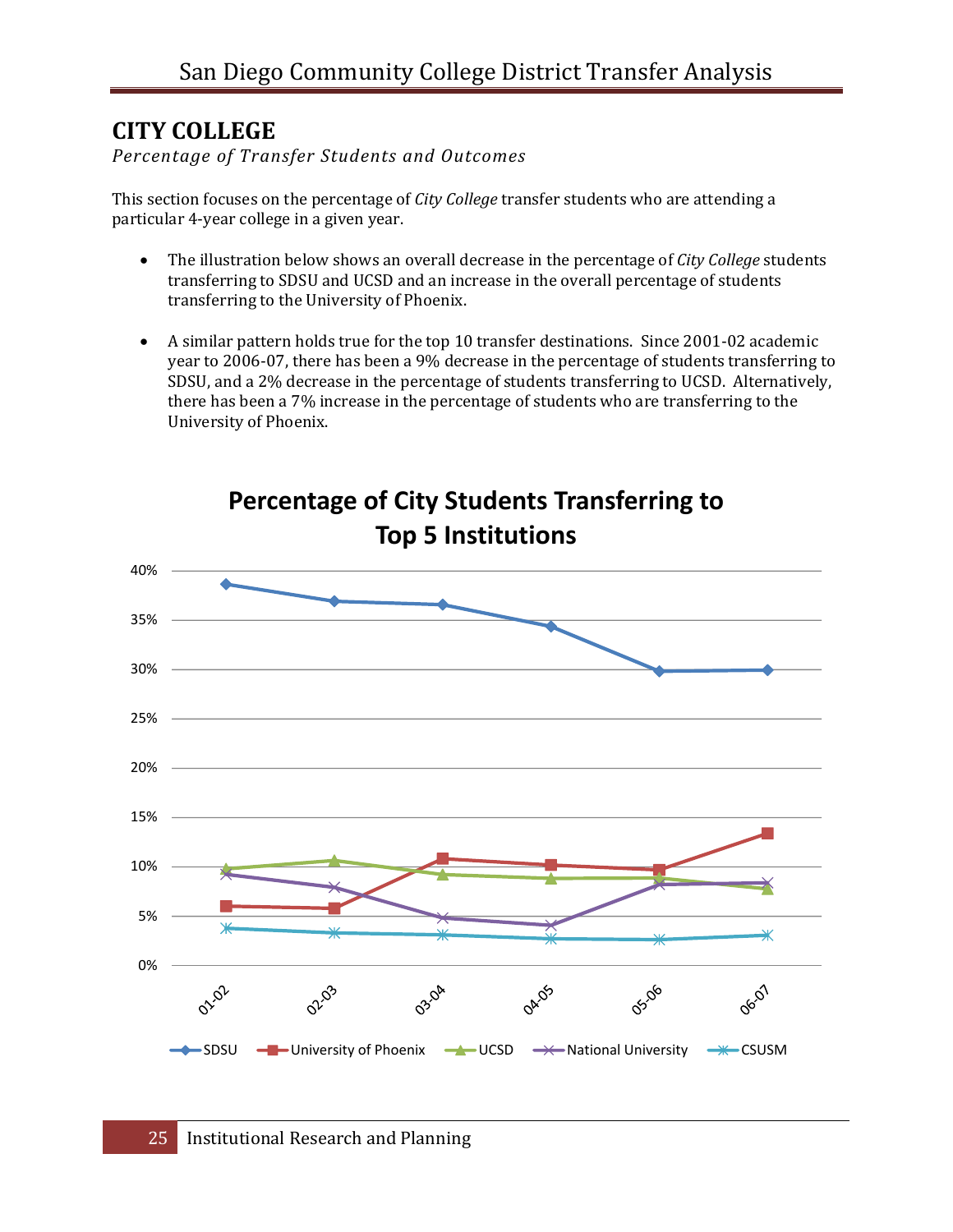## CITY COLLEGE

*Percentage of Transfer Students and Outcomes*

This section focuses on the percentage of *City College* transfer students who are attending a particular 4-year college in a given year.

- The illustration below shows an overall decrease in the percentage of *City College* students transferring to SDSU and UCSD and an increase in the overall percentage of students transferring to the University of Phoenix.
- A similar pattern holds true for the top 10 transfer destinations. Since 2001-02 academic year to 2006-07, there has been a 9% decrease in the percentage of students transferring to SDSU, and a 2% decrease in the percentage of students transferring to UCSD. Alternatively, there has been a 7% increase in the percentage of students who are transferring to the University of Phoenix.

**Percentage of City Students Transferring to Top 5 Institutions**

[Line chart: y-axis 0%–40%; x-axis 01-02, 02-03, 03-04, 04-05, 05-06, 06-07; series: SDSU, University of Phoenix, UCSD, National University, CSUSM]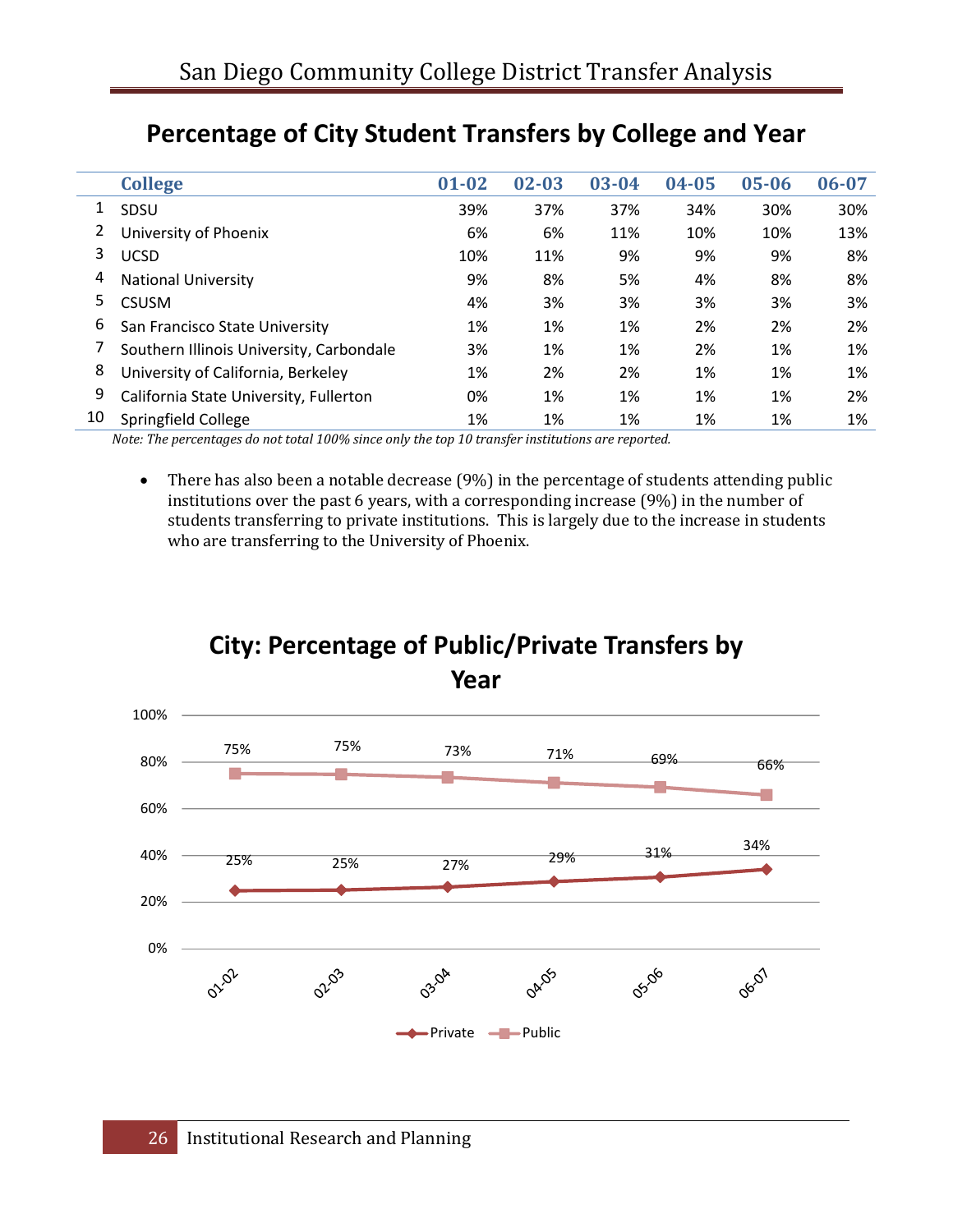## Percentage of City Student Transfers by College and Year

| | College | 01-02 | 02-03 | 03-04 | 04-05 | 05-06 | 06-07 |
|---|---|---|---|---|---|---|---|
| 1 | SDSU | 39% | 37% | 37% | 34% | 30% | 30% |
| 2 | University of Phoenix | 6% | 6% | 11% | 10% | 10% | 13% |
| 3 | UCSD | 10% | 11% | 9% | 9% | 9% | 8% |
| 4 | National University | 9% | 8% | 5% | 4% | 8% | 8% |
| 5 | CSUSM | 4% | 3% | 3% | 3% | 3% | 3% |
| 6 | San Francisco State University | 1% | 1% | 1% | 2% | 2% | 2% |
| 7 | Southern Illinois University, Carbondale | 3% | 1% | 1% | 2% | 1% | 1% |
| 8 | University of California, Berkeley | 1% | 2% | 2% | 1% | 1% | 1% |
| 9 | California State University, Fullerton | 0% | 1% | 1% | 1% | 1% | 2% |
| 10 | Springfield College | 1% | 1% | 1% | 1% | 1% | 1% |

*Note: The percentages do not total 100% since only the top 10 transfer institutions are reported.*

- There has also been a notable decrease (9%) in the percentage of students attending public institutions over the past 6 years, with a corresponding increase (9%) in the number of students transferring to private institutions. This is largely due to the increase in students who are transferring to the University of Phoenix.

## City: Percentage of Public/Private Transfers by Year

| | 01-02 | 02-03 | 03-04 | 04-05 | 05-06 | 06-07 |
|---|---|---|---|---|---|---|
| Private | 25% | 25% | 27% | 29% | 31% | 34% |
| Public | 75% | 75% | 73% | 71% | 69% | 66% |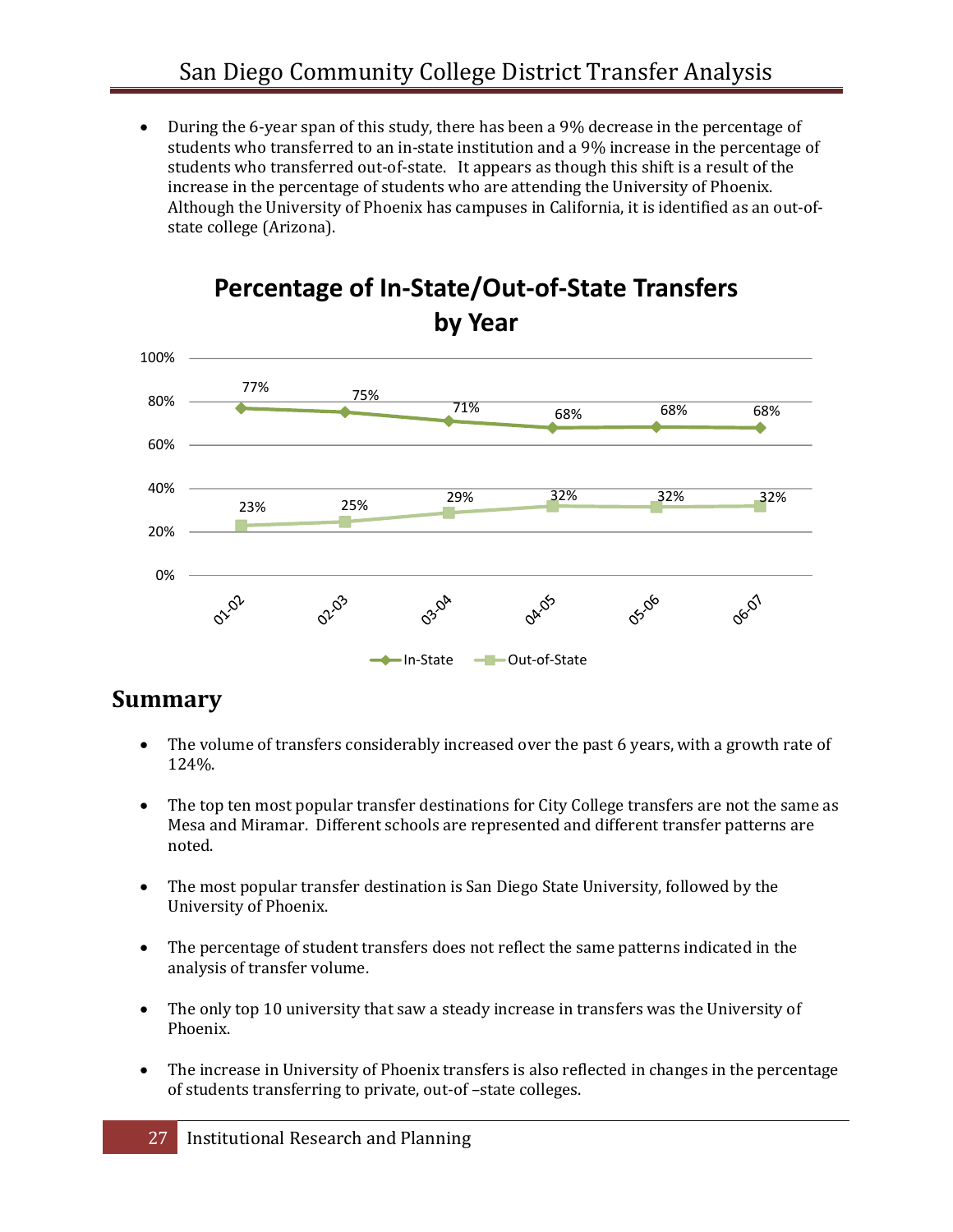- During the 6-year span of this study, there has been a 9% decrease in the percentage of students who transferred to an in-state institution and a 9% increase in the percentage of students who transferred out-of-state. It appears as though this shift is a result of the increase in the percentage of students who are attending the University of Phoenix. Although the University of Phoenix has campuses in California, it is identified as an out-of-state college (Arizona).

**Percentage of In-State/Out-of-State Transfers by Year**

| Year | In-State | Out-of-State |
|---|---|---|
| 01-02 | 77% | 23% |
| 02-03 | 75% | 25% |
| 03-04 | 71% | 29% |
| 04-05 | 68% | 32% |
| 05-06 | 68% | 32% |
| 06-07 | 68% | 32% |

## Summary

- The volume of transfers considerably increased over the past 6 years, with a growth rate of 124%.

- The top ten most popular transfer destinations for City College transfers are not the same as Mesa and Miramar. Different schools are represented and different transfer patterns are noted.

- The most popular transfer destination is San Diego State University, followed by the University of Phoenix.

- The percentage of student transfers does not reflect the same patterns indicated in the analysis of transfer volume.

- The only top 10 university that saw a steady increase in transfers was the University of Phoenix.

- The increase in University of Phoenix transfers is also reflected in changes in the percentage of students transferring to private, out-of –state colleges.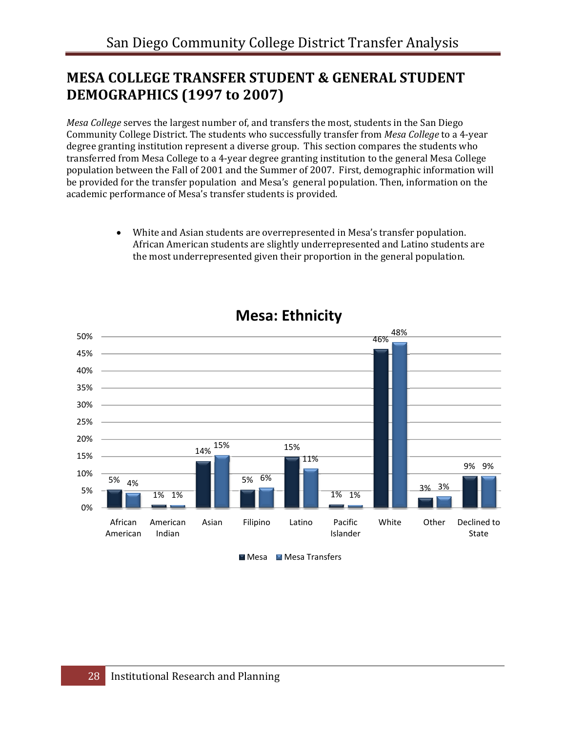# MESA COLLEGE TRANSFER STUDENT & GENERAL STUDENT DEMOGRAPHICS (1997 to 2007)

*Mesa College* serves the largest number of, and transfers the most, students in the San Diego Community College District. The students who successfully transfer from *Mesa College* to a 4-year degree granting institution represent a diverse group. This section compares the students who transferred from Mesa College to a 4-year degree granting institution to the general Mesa College population between the Fall of 2001 and the Summer of 2007. First, demographic information will be provided for the transfer population and Mesa's general population. Then, information on the academic performance of Mesa's transfer students is provided.

- White and Asian students are overrepresented in Mesa's transfer population. African American students are slightly underrepresented and Latino students are the most underrepresented given their proportion in the general population.

**Mesa: Ethnicity**

| Ethnicity | Mesa | Mesa Transfers |
|---|---|---|
| African American | 5% | 4% |
| American Indian | 1% | 1% |
| Asian | 14% | 15% |
| Filipino | 5% | 6% |
| Latino | 15% | 11% |
| Pacific Islander | 1% | 1% |
| White | 46% | 48% |
| Other | 3% | 3% |
| Declined to State | 9% | 9% |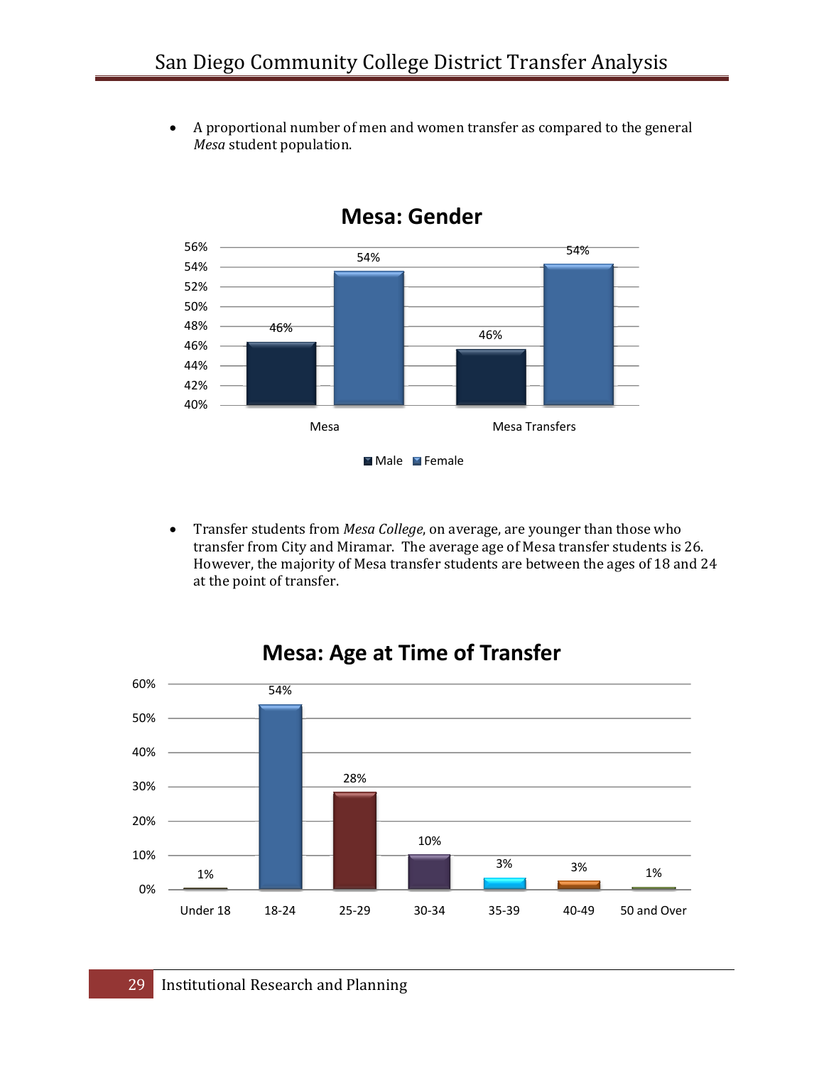- A proportional number of men and women transfer as compared to the general *Mesa* student population.

**Mesa: Gender**

| | Male | Female |
|---|---|---|
| Mesa | 46% | 54% |
| Mesa Transfers | 46% | 54% |

- Transfer students from *Mesa College*, on average, are younger than those who transfer from City and Miramar. The average age of Mesa transfer students is 26. However, the majority of Mesa transfer students are between the ages of 18 and 24 at the point of transfer.

**Mesa: Age at Time of Transfer**

| Under 18 | 18-24 | 25-29 | 30-34 | 35-39 | 40-49 | 50 and Over |
|---|---|---|---|---|---|---|
| 1% | 54% | 28% | 10% | 3% | 3% | 1% |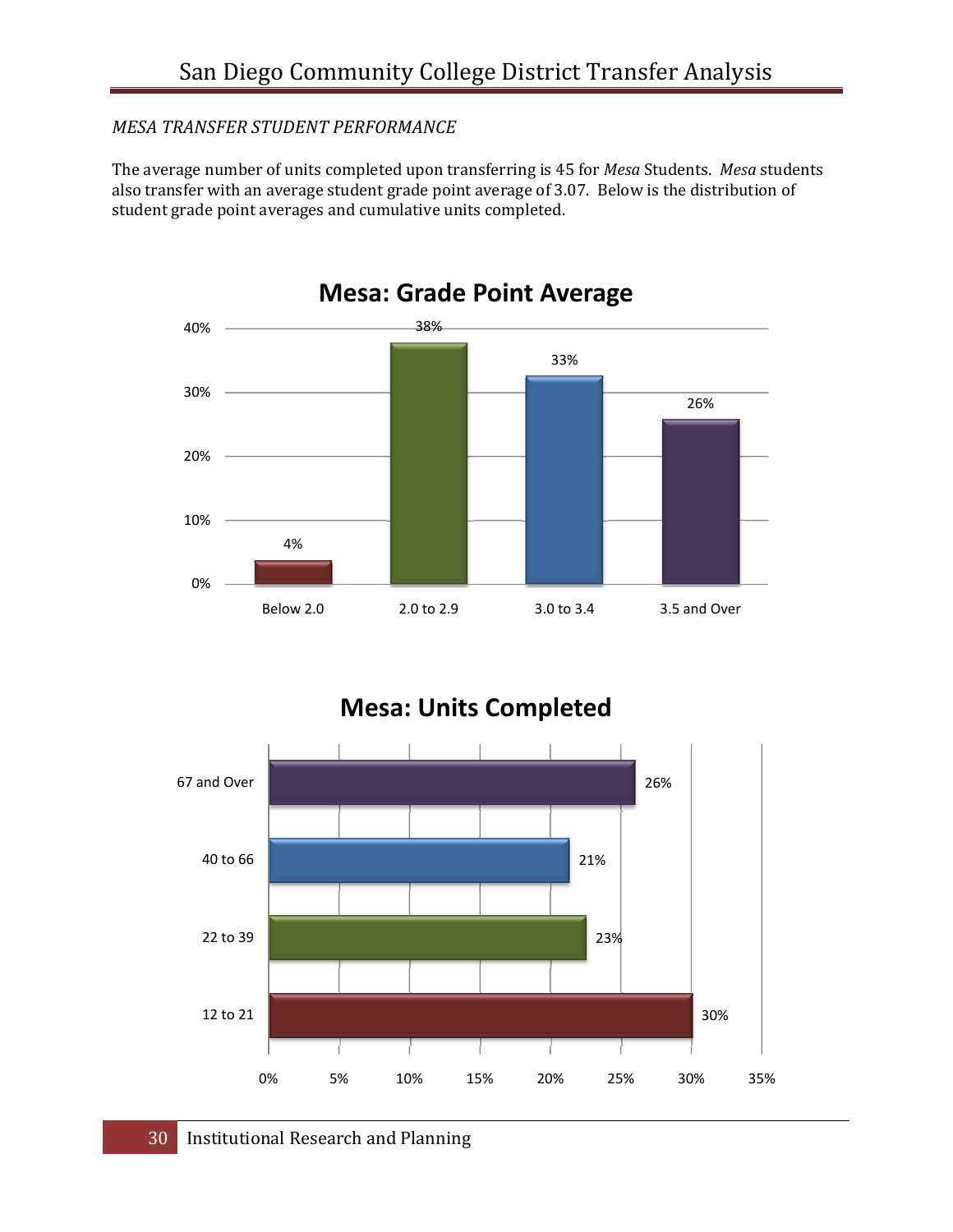*MESA TRANSFER STUDENT PERFORMANCE*

The average number of units completed upon transferring is 45 for *Mesa* Students. *Mesa* students also transfer with an average student grade point average of 3.07. Below is the distribution of student grade point averages and cumulative units completed.

**Mesa: Grade Point Average**

| Grade Point Average | Percent |
|---|---|
| Below 2.0 | 4% |
| 2.0 to 2.9 | 38% |
| 3.0 to 3.4 | 33% |
| 3.5 and Over | 26% |

**Mesa: Units Completed**

| Units Completed | Percent |
|---|---|
| 67 and Over | 26% |
| 40 to 66 | 21% |
| 22 to 39 | 23% |
| 12 to 21 | 30% |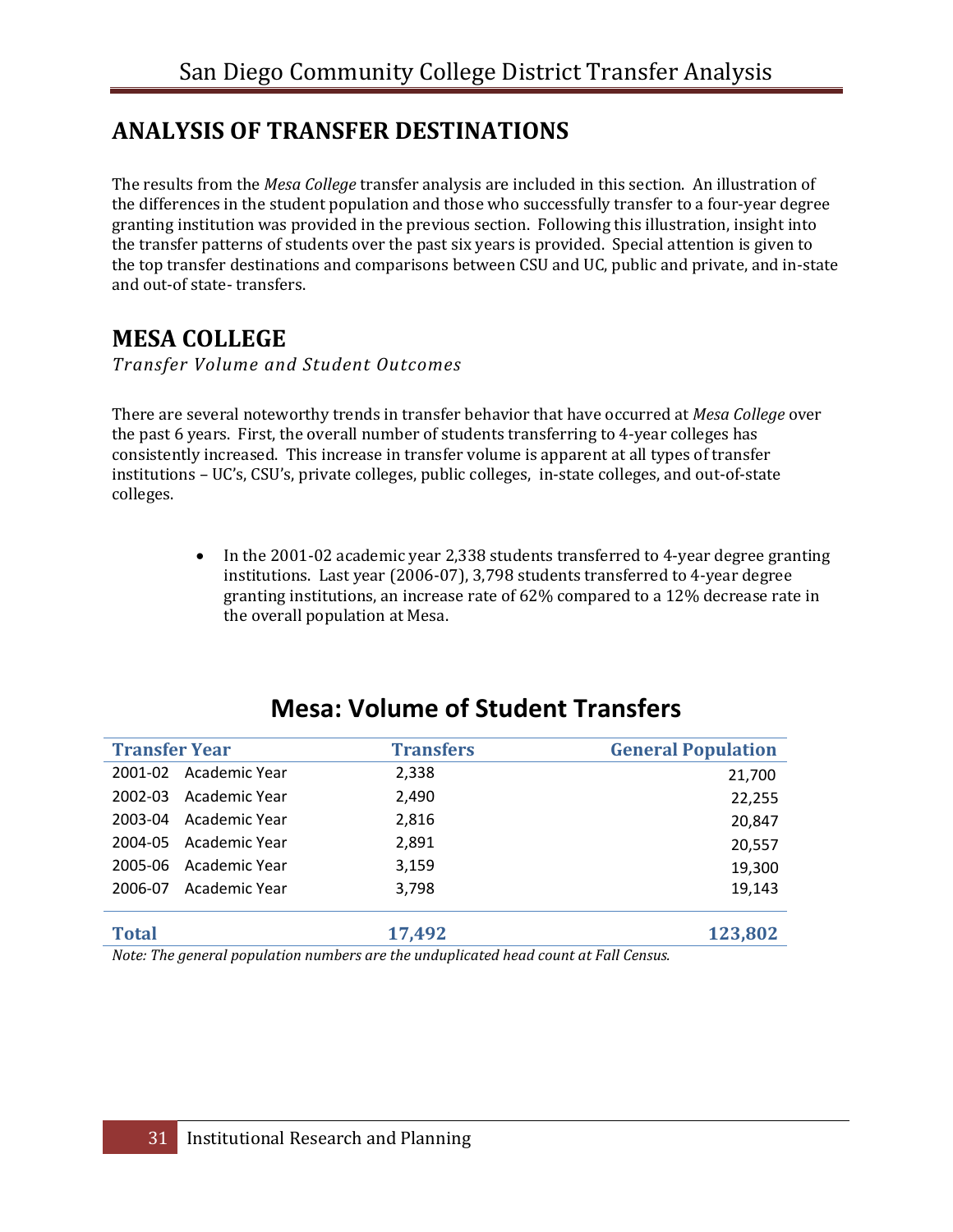# ANALYSIS OF TRANSFER DESTINATIONS

The results from the *Mesa College* transfer analysis are included in this section. An illustration of the differences in the student population and those who successfully transfer to a four-year degree granting institution was provided in the previous section. Following this illustration, insight into the transfer patterns of students over the past six years is provided. Special attention is given to the top transfer destinations and comparisons between CSU and UC, public and private, and in-state and out-of state- transfers.

# MESA COLLEGE

*Transfer Volume and Student Outcomes*

There are several noteworthy trends in transfer behavior that have occurred at *Mesa College* over the past 6 years. First, the overall number of students transferring to 4-year colleges has consistently increased. This increase in transfer volume is apparent at all types of transfer institutions – UC's, CSU's, private colleges, public colleges, in-state colleges, and out-of-state colleges.

- In the 2001-02 academic year 2,338 students transferred to 4-year degree granting institutions. Last year (2006-07), 3,798 students transferred to 4-year degree granting institutions, an increase rate of 62% compared to a 12% decrease rate in the overall population at Mesa.

## Mesa: Volume of Student Transfers

| Transfer Year | Transfers | General Population |
|---|---|---|
| 2001-02 Academic Year | 2,338 | 21,700 |
| 2002-03 Academic Year | 2,490 | 22,255 |
| 2003-04 Academic Year | 2,816 | 20,847 |
| 2004-05 Academic Year | 2,891 | 20,557 |
| 2005-06 Academic Year | 3,159 | 19,300 |
| 2006-07 Academic Year | 3,798 | 19,143 |
| **Total** | **17,492** | **123,802** |

*Note: The general population numbers are the unduplicated head count at Fall Census.*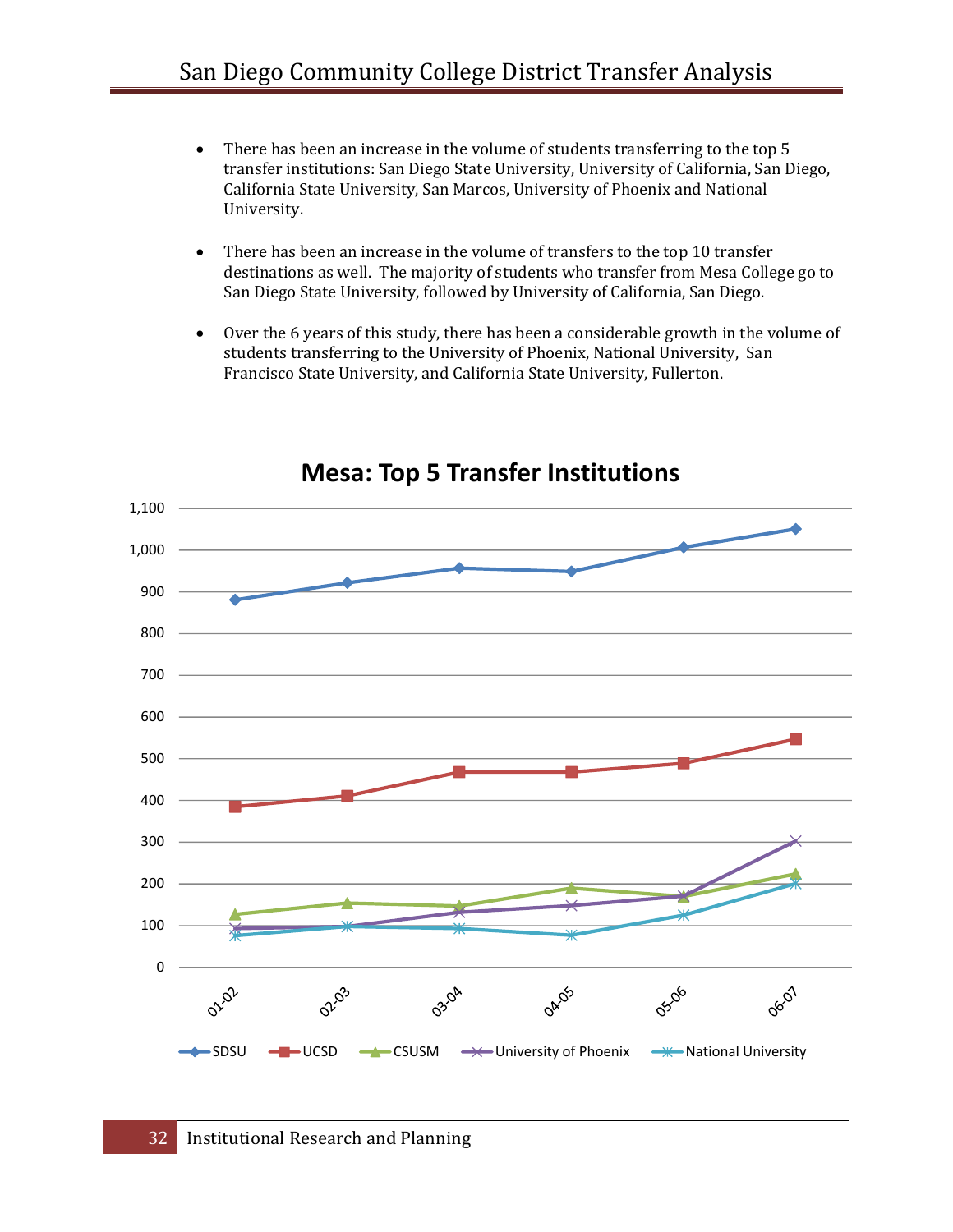- There has been an increase in the volume of students transferring to the top 5 transfer institutions: San Diego State University, University of California, San Diego, California State University, San Marcos, University of Phoenix and National University.

- There has been an increase in the volume of transfers to the top 10 transfer destinations as well. The majority of students who transfer from Mesa College go to San Diego State University, followed by University of California, San Diego.

- Over the 6 years of this study, there has been a considerable growth in the volume of students transferring to the University of Phoenix, National University, San Francisco State University, and California State University, Fullerton.

**Mesa: Top 5 Transfer Institutions**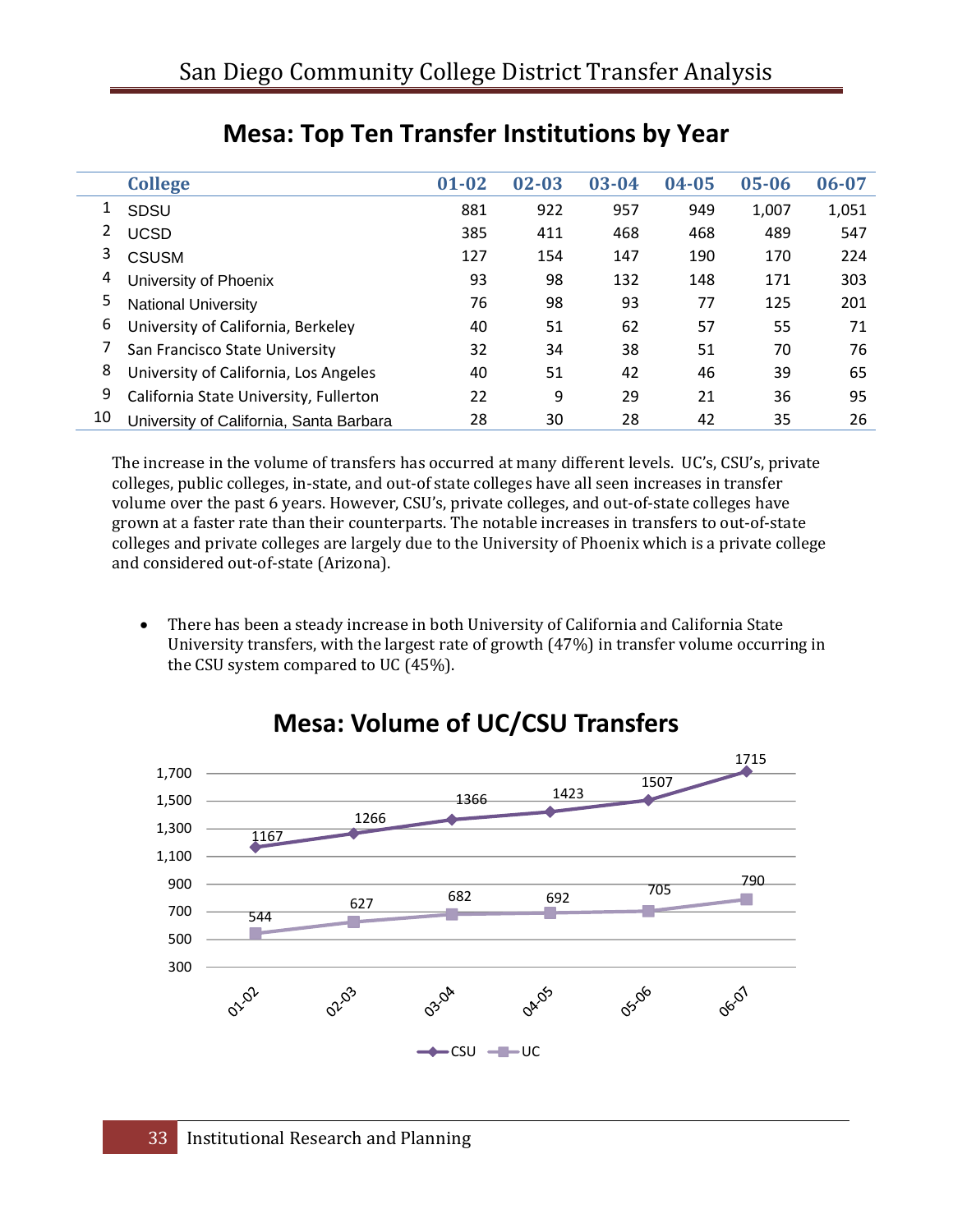## Mesa: Top Ten Transfer Institutions by Year

| | College | 01-02 | 02-03 | 03-04 | 04-05 | 05-06 | 06-07 |
|---|---|---|---|---|---|---|---|
| 1 | SDSU | 881 | 922 | 957 | 949 | 1,007 | 1,051 |
| 2 | UCSD | 385 | 411 | 468 | 468 | 489 | 547 |
| 3 | CSUSM | 127 | 154 | 147 | 190 | 170 | 224 |
| 4 | University of Phoenix | 93 | 98 | 132 | 148 | 171 | 303 |
| 5 | National University | 76 | 98 | 93 | 77 | 125 | 201 |
| 6 | University of California, Berkeley | 40 | 51 | 62 | 57 | 55 | 71 |
| 7 | San Francisco State University | 32 | 34 | 38 | 51 | 70 | 76 |
| 8 | University of California, Los Angeles | 40 | 51 | 42 | 46 | 39 | 65 |
| 9 | California State University, Fullerton | 22 | 9 | 29 | 21 | 36 | 95 |
| 10 | University of California, Santa Barbara | 28 | 30 | 28 | 42 | 35 | 26 |

The increase in the volume of transfers has occurred at many different levels. UC's, CSU's, private colleges, public colleges, in-state, and out-of state colleges have all seen increases in transfer volume over the past 6 years. However, CSU's, private colleges, and out-of-state colleges have grown at a faster rate than their counterparts. The notable increases in transfers to out-of-state colleges and private colleges are largely due to the University of Phoenix which is a private college and considered out-of-state (Arizona).

- There has been a steady increase in both University of California and California State University transfers, with the largest rate of growth (47%) in transfer volume occurring in the CSU system compared to UC (45%).

## Mesa: Volume of UC/CSU Transfers

| | 01-02 | 02-03 | 03-04 | 04-05 | 05-06 | 06-07 |
|---|---|---|---|---|---|---|
| CSU | 1167 | 1266 | 1366 | 1423 | 1507 | 1715 |
| UC | 544 | 627 | 682 | 692 | 705 | 790 |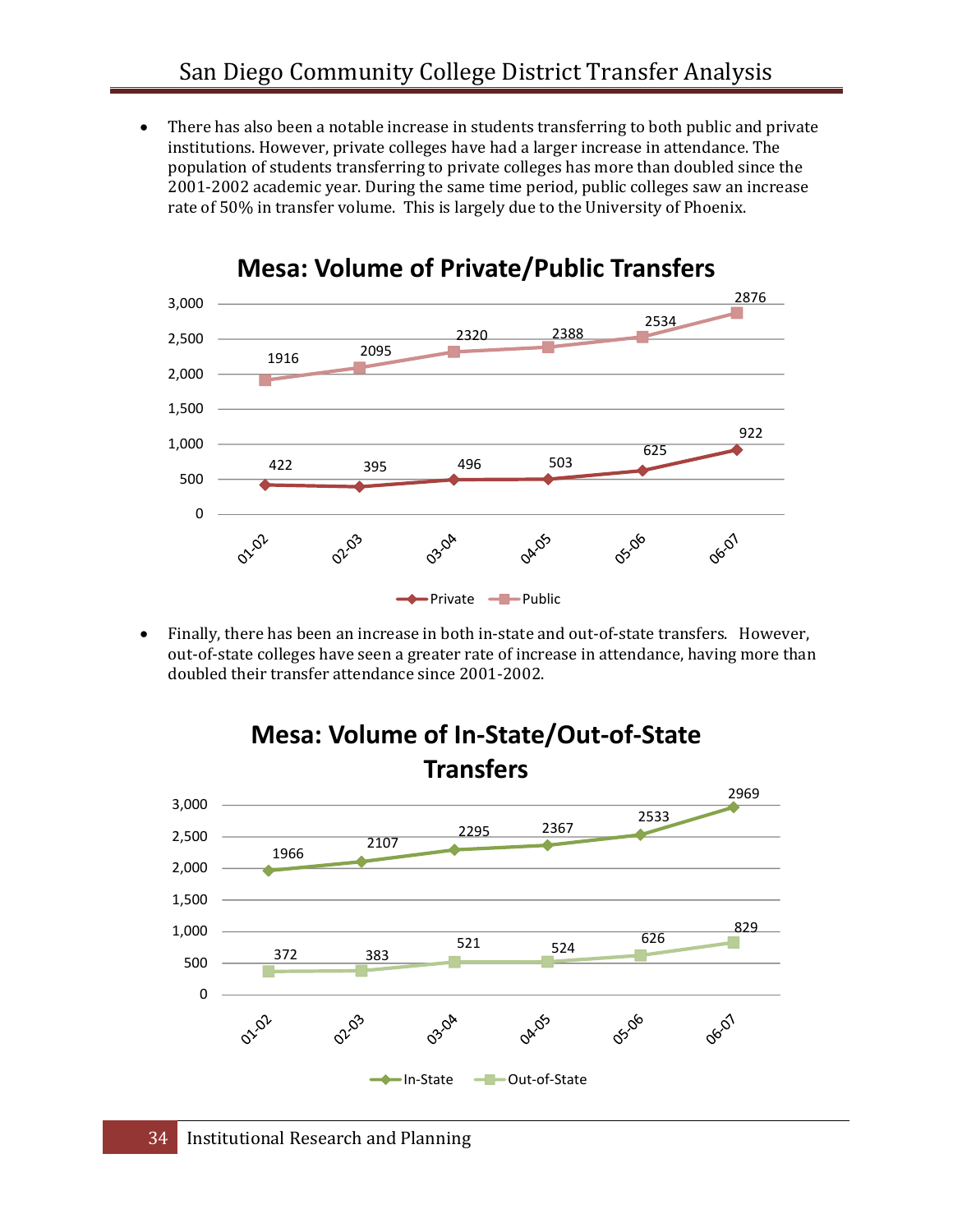- There has also been a notable increase in students transferring to both public and private institutions. However, private colleges have had a larger increase in attendance. The population of students transferring to private colleges has more than doubled since the 2001-2002 academic year. During the same time period, public colleges saw an increase rate of 50% in transfer volume. This is largely due to the University of Phoenix.

**Mesa: Volume of Private/Public Transfers**

| | 01-02 | 02-03 | 03-04 | 04-05 | 05-06 | 06-07 |
|---|---|---|---|---|---|---|
| Private | 422 | 395 | 496 | 503 | 625 | 922 |
| Public | 1916 | 2095 | 2320 | 2388 | 2534 | 2876 |

- Finally, there has been an increase in both in-state and out-of-state transfers. However, out-of-state colleges have seen a greater rate of increase in attendance, having more than doubled their transfer attendance since 2001-2002.

**Mesa: Volume of In-State/Out-of-State Transfers**

| | 01-02 | 02-03 | 03-04 | 04-05 | 05-06 | 06-07 |
|---|---|---|---|---|---|---|
| In-State | 1966 | 2107 | 2295 | 2367 | 2533 | 2969 |
| Out-of-State | 372 | 383 | 521 | 524 | 626 | 829 |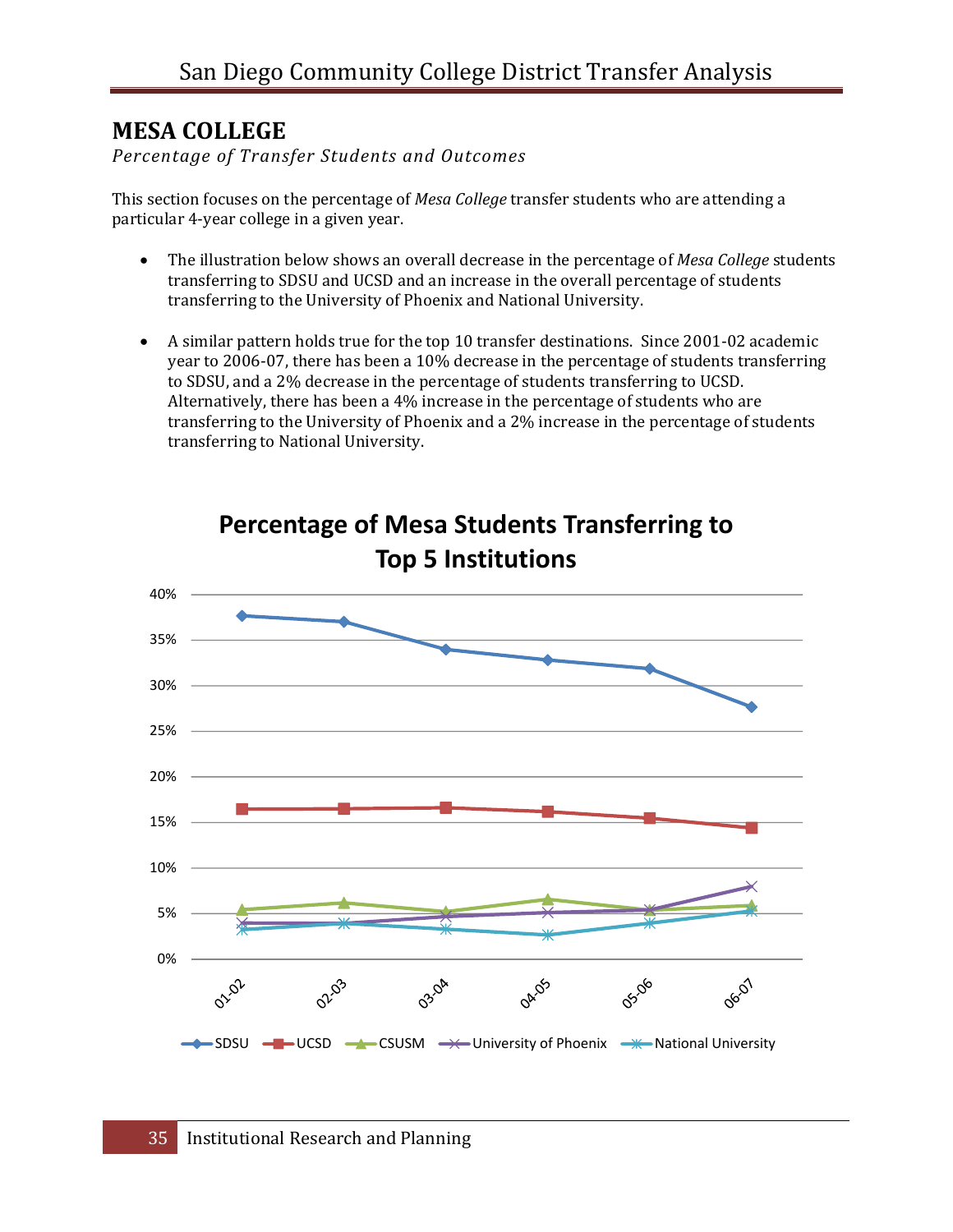## MESA COLLEGE

*Percentage of Transfer Students and Outcomes*

This section focuses on the percentage of *Mesa College* transfer students who are attending a particular 4-year college in a given year.

- The illustration below shows an overall decrease in the percentage of *Mesa College* students transferring to SDSU and UCSD and an increase in the overall percentage of students transferring to the University of Phoenix and National University.

- A similar pattern holds true for the top 10 transfer destinations. Since 2001-02 academic year to 2006-07, there has been a 10% decrease in the percentage of students transferring to SDSU, and a 2% decrease in the percentage of students transferring to UCSD. Alternatively, there has been a 4% increase in the percentage of students who are transferring to the University of Phoenix and a 2% increase in the percentage of students transferring to National University.

**Percentage of Mesa Students Transferring to Top 5 Institutions**

Y-axis: 0%–40%; X-axis: 01-02, 02-03, 03-04, 04-05, 05-06, 06-07

Legend: SDSU, UCSD, CSUSM, University of Phoenix, National University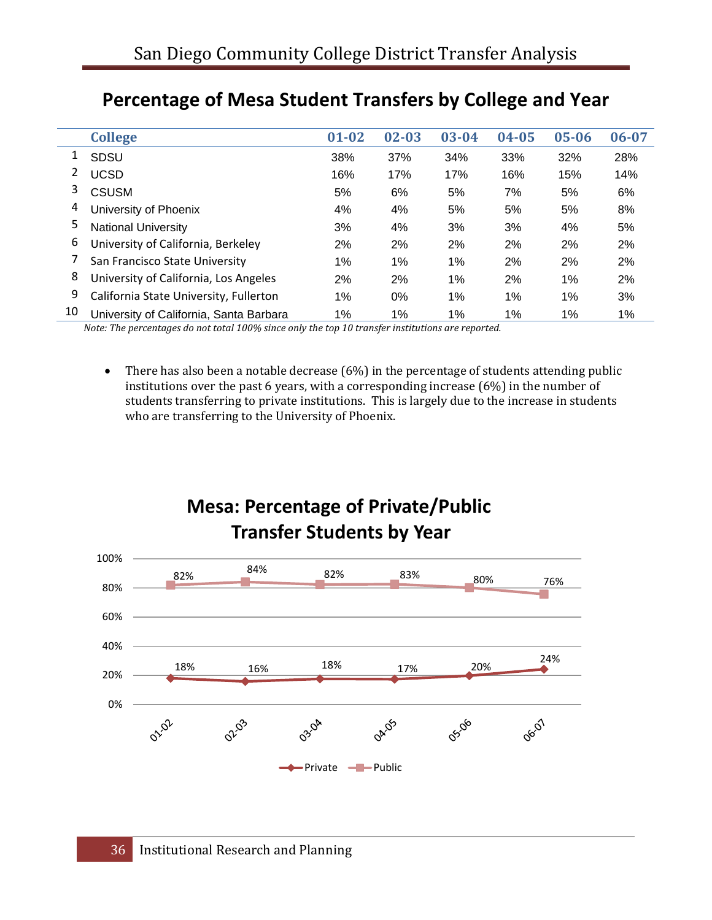## Percentage of Mesa Student Transfers by College and Year

| | College | 01-02 | 02-03 | 03-04 | 04-05 | 05-06 | 06-07 |
|---|---|---|---|---|---|---|---|
| 1 | SDSU | 38% | 37% | 34% | 33% | 32% | 28% |
| 2 | UCSD | 16% | 17% | 17% | 16% | 15% | 14% |
| 3 | CSUSM | 5% | 6% | 5% | 7% | 5% | 6% |
| 4 | University of Phoenix | 4% | 4% | 5% | 5% | 5% | 8% |
| 5 | National University | 3% | 4% | 3% | 3% | 4% | 5% |
| 6 | University of California, Berkeley | 2% | 2% | 2% | 2% | 2% | 2% |
| 7 | San Francisco State University | 1% | 1% | 1% | 2% | 2% | 2% |
| 8 | University of California, Los Angeles | 2% | 2% | 1% | 2% | 1% | 2% |
| 9 | California State University, Fullerton | 1% | 0% | 1% | 1% | 1% | 3% |
| 10 | University of California, Santa Barbara | 1% | 1% | 1% | 1% | 1% | 1% |

*Note: The percentages do not total 100% since only the top 10 transfer institutions are reported.*

- There has also been a notable decrease (6%) in the percentage of students attending public institutions over the past 6 years, with a corresponding increase (6%) in the number of students transferring to private institutions. This is largely due to the increase in students who are transferring to the University of Phoenix.

## Mesa: Percentage of Private/Public Transfer Students by Year

| | 01-02 | 02-03 | 03-04 | 04-05 | 05-06 | 06-07 |
|---|---|---|---|---|---|---|
| Private | 18% | 16% | 18% | 17% | 20% | 24% |
| Public | 82% | 84% | 82% | 83% | 80% | 76% |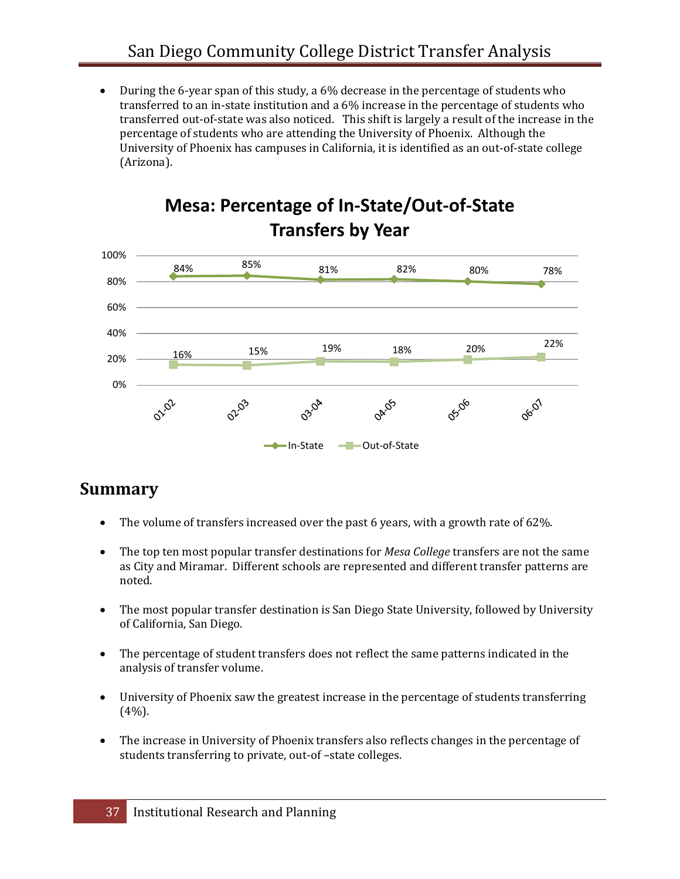- During the 6-year span of this study, a 6% decrease in the percentage of students who transferred to an in-state institution and a 6% increase in the percentage of students who transferred out-of-state was also noticed. This shift is largely a result of the increase in the percentage of students who are attending the University of Phoenix. Although the University of Phoenix has campuses in California, it is identified as an out-of-state college (Arizona).

**Mesa: Percentage of In-State/Out-of-State Transfers by Year**

| Year | In-State | Out-of-State |
|---|---|---|
| 01-02 | 84% | 16% |
| 02-03 | 85% | 15% |
| 03-04 | 81% | 19% |
| 04-05 | 82% | 18% |
| 05-06 | 80% | 20% |
| 06-07 | 78% | 22% |

## Summary

- The volume of transfers increased over the past 6 years, with a growth rate of 62%.
- The top ten most popular transfer destinations for *Mesa College* transfers are not the same as City and Miramar. Different schools are represented and different transfer patterns are noted.
- The most popular transfer destination is San Diego State University, followed by University of California, San Diego.
- The percentage of student transfers does not reflect the same patterns indicated in the analysis of transfer volume.
- University of Phoenix saw the greatest increase in the percentage of students transferring (4%).
- The increase in University of Phoenix transfers also reflects changes in the percentage of students transferring to private, out-of –state colleges.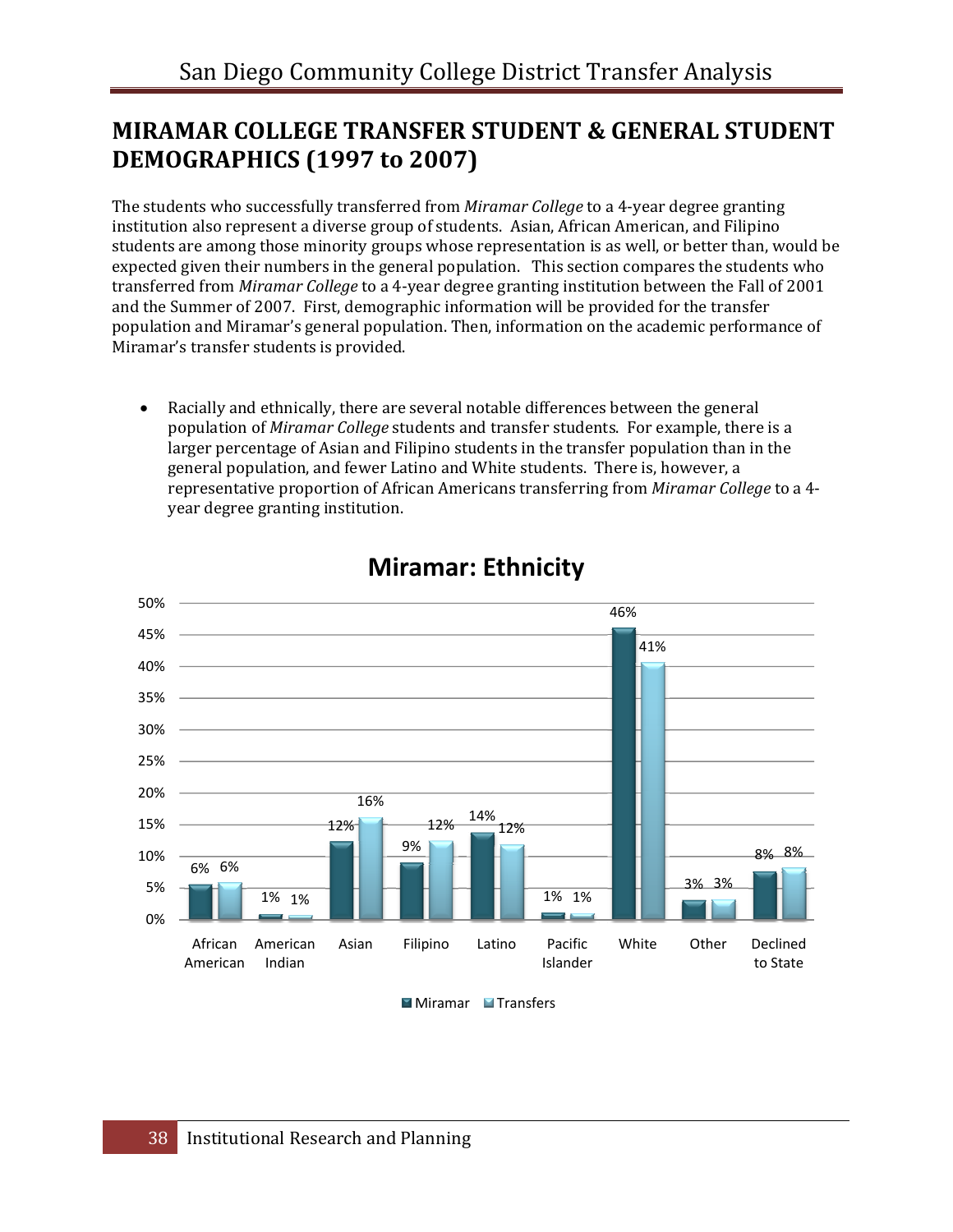## MIRAMAR COLLEGE TRANSFER STUDENT & GENERAL STUDENT DEMOGRAPHICS (1997 to 2007)

The students who successfully transferred from *Miramar College* to a 4-year degree granting institution also represent a diverse group of students. Asian, African American, and Filipino students are among those minority groups whose representation is as well, or better than, would be expected given their numbers in the general population. This section compares the students who transferred from *Miramar College* to a 4-year degree granting institution between the Fall of 2001 and the Summer of 2007. First, demographic information will be provided for the transfer population and Miramar's general population. Then, information on the academic performance of Miramar's transfer students is provided.

- Racially and ethnically, there are several notable differences between the general population of *Miramar College* students and transfer students. For example, there is a larger percentage of Asian and Filipino students in the transfer population than in the general population, and fewer Latino and White students. There is, however, a representative proportion of African Americans transferring from *Miramar College* to a 4-year degree granting institution.

**Miramar: Ethnicity**

| | Miramar | Transfers |
|---|---|---|
| African American | 6% | 6% |
| American Indian | 1% | 1% |
| Asian | 12% | 16% |
| Filipino | 9% | 12% |
| Latino | 14% | 12% |
| Pacific Islander | 1% | 1% |
| White | 46% | 41% |
| Other | 3% | 3% |
| Declined to State | 8% | 8% |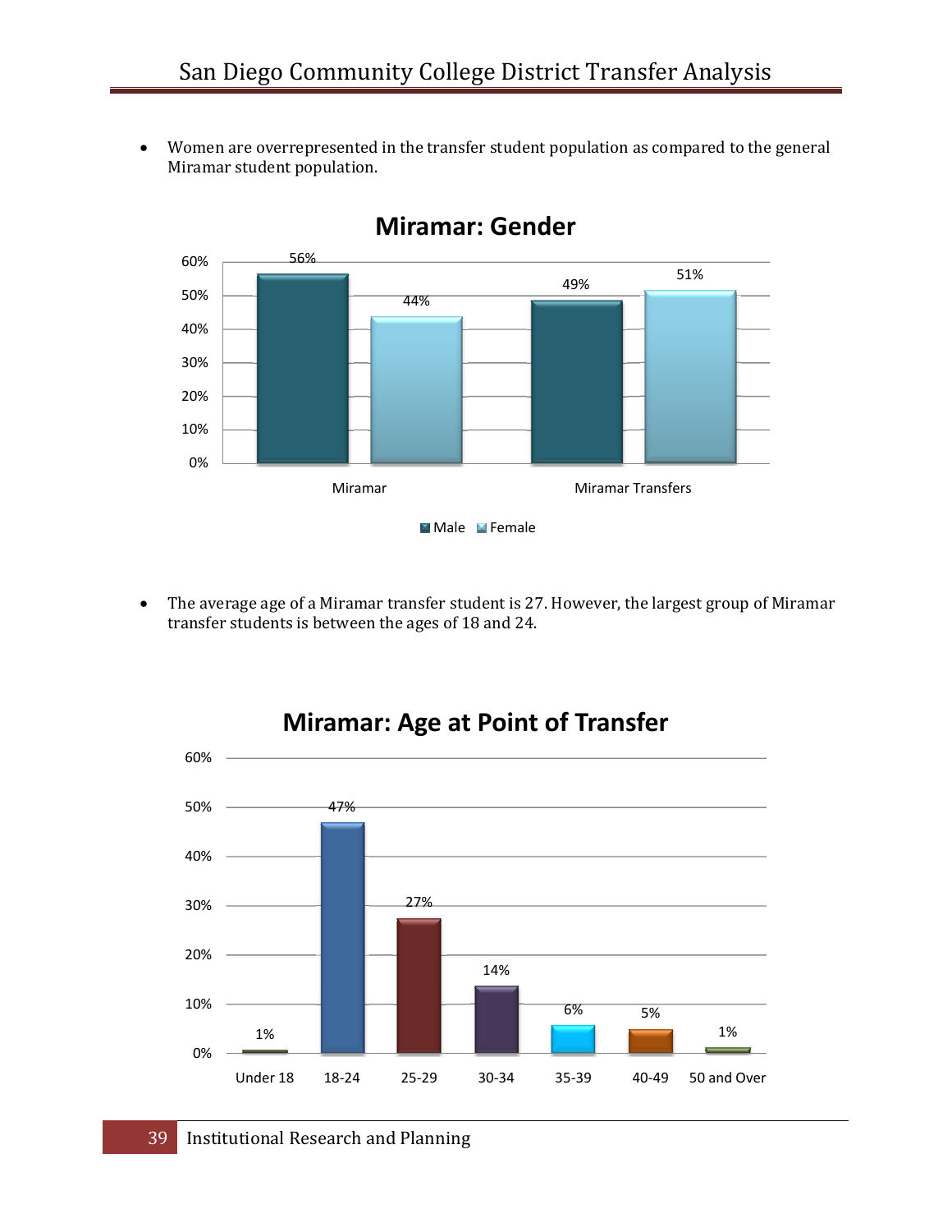- Women are overrepresented in the transfer student population as compared to the general Miramar student population.

**Miramar: Gender**

| | Male | Female |
|---|---|---|
| Miramar | 56% | 44% |
| Miramar Transfers | 49% | 51% |

- The average age of a Miramar transfer student is 27. However, the largest group of Miramar transfer students is between the ages of 18 and 24.

**Miramar: Age at Point of Transfer**

| Age | Percent |
|---|---|
| Under 18 | 1% |
| 18-24 | 47% |
| 25-29 | 27% |
| 30-34 | 14% |
| 35-39 | 6% |
| 40-49 | 5% |
| 50 and Over | 1% |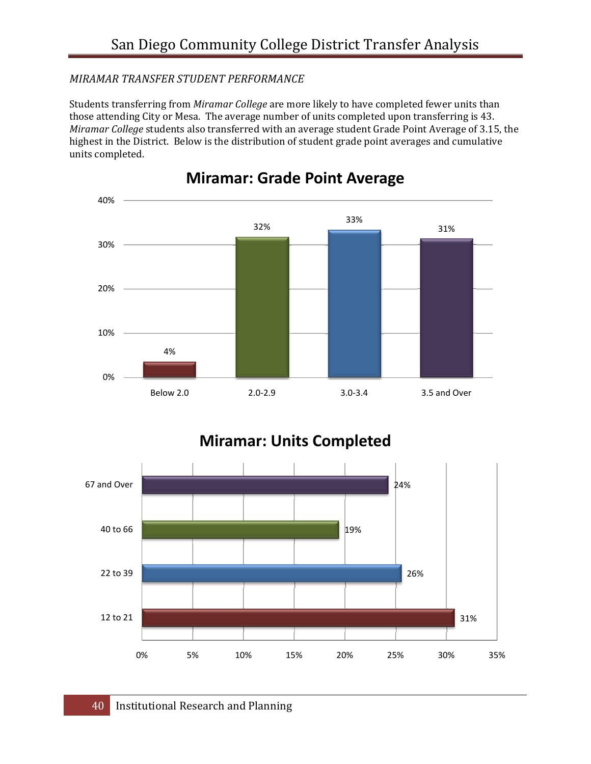*MIRAMAR TRANSFER STUDENT PERFORMANCE*

Students transferring from *Miramar College* are more likely to have completed fewer units than those attending City or Mesa. The average number of units completed upon transferring is 43. *Miramar College* students also transferred with an average student Grade Point Average of 3.15, the highest in the District. Below is the distribution of student grade point averages and cumulative units completed.

**Miramar: Grade Point Average**

| GPA | Percent |
|---|---|
| Below 2.0 | 4% |
| 2.0-2.9 | 32% |
| 3.0-3.4 | 33% |
| 3.5 and Over | 31% |

**Miramar: Units Completed**

| Units | Percent |
|---|---|
| 67 and Over | 24% |
| 40 to 66 | 19% |
| 22 to 39 | 26% |
| 12 to 21 | 31% |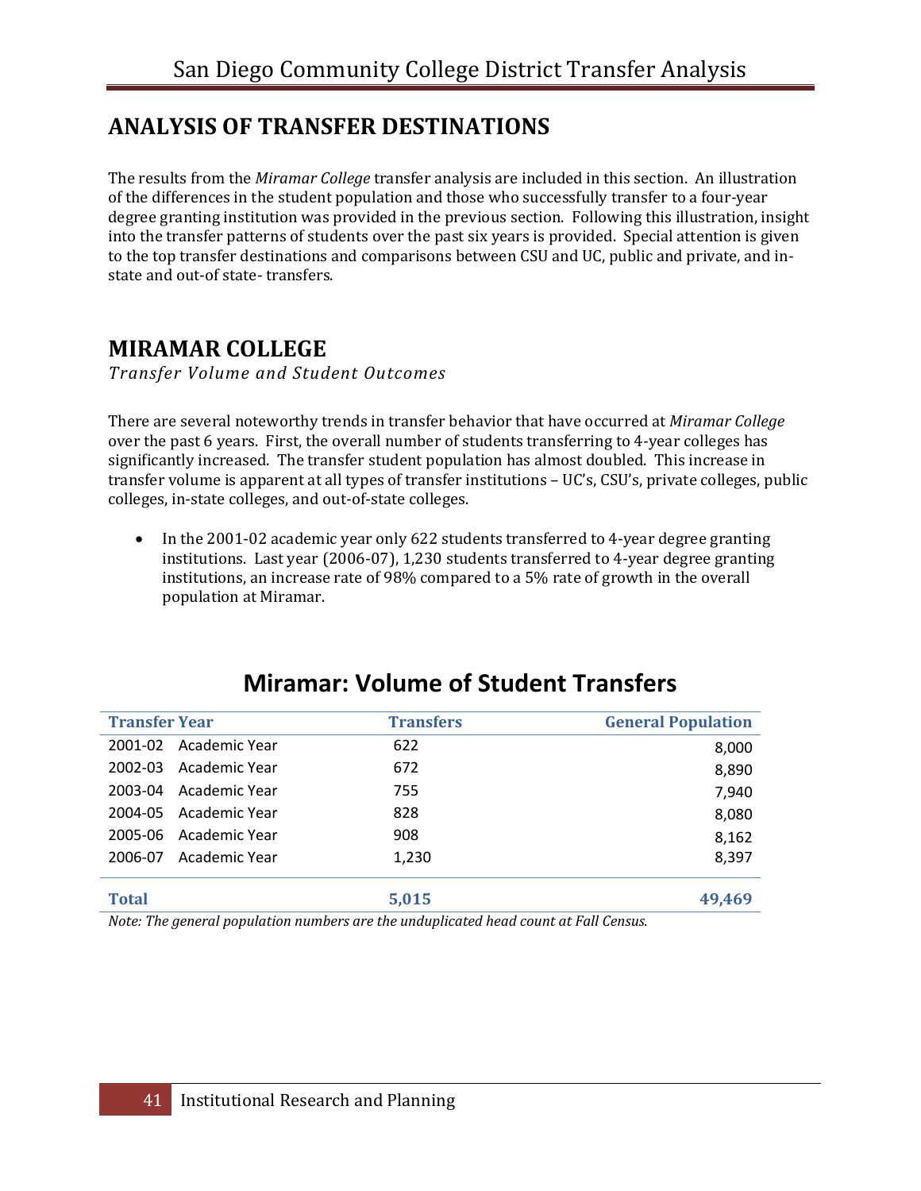## ANALYSIS OF TRANSFER DESTINATIONS

The results from the *Miramar College* transfer analysis are included in this section. An illustration of the differences in the student population and those who successfully transfer to a four-year degree granting institution was provided in the previous section. Following this illustration, insight into the transfer patterns of students over the past six years is provided. Special attention is given to the top transfer destinations and comparisons between CSU and UC, public and private, and in-state and out-of state- transfers.

## MIRAMAR COLLEGE

*Transfer Volume and Student Outcomes*

There are several noteworthy trends in transfer behavior that have occurred at *Miramar College* over the past 6 years. First, the overall number of students transferring to 4-year colleges has significantly increased. The transfer student population has almost doubled. This increase in transfer volume is apparent at all types of transfer institutions – UC's, CSU's, private colleges, public colleges, in-state colleges, and out-of-state colleges.

- In the 2001-02 academic year only 622 students transferred to 4-year degree granting institutions. Last year (2006-07), 1,230 students transferred to 4-year degree granting institutions, an increase rate of 98% compared to a 5% rate of growth in the overall population at Miramar.

### Miramar: Volume of Student Transfers

| Transfer Year | Transfers | General Population |
|---|---|---|
| 2001-02 Academic Year | 622 | 8,000 |
| 2002-03 Academic Year | 672 | 8,890 |
| 2003-04 Academic Year | 755 | 7,940 |
| 2004-05 Academic Year | 828 | 8,080 |
| 2005-06 Academic Year | 908 | 8,162 |
| 2006-07 Academic Year | 1,230 | 8,397 |
| **Total** | **5,015** | **49,469** |

*Note: The general population numbers are the unduplicated head count at Fall Census.*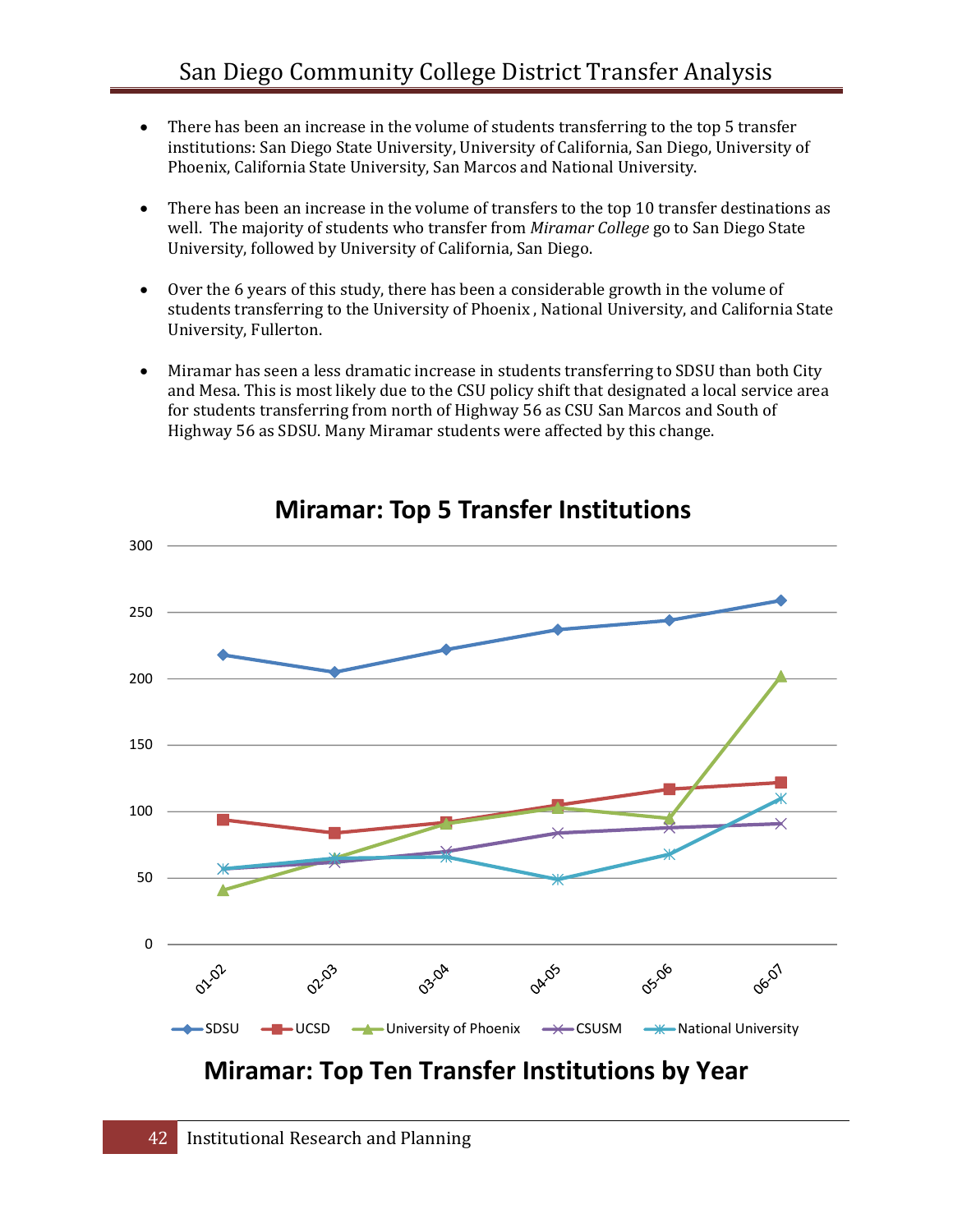- There has been an increase in the volume of students transferring to the top 5 transfer institutions: San Diego State University, University of California, San Diego, University of Phoenix, California State University, San Marcos and National University.

- There has been an increase in the volume of transfers to the top 10 transfer destinations as well. The majority of students who transfer from *Miramar College* go to San Diego State University, followed by University of California, San Diego.

- Over the 6 years of this study, there has been a considerable growth in the volume of students transferring to the University of Phoenix , National University, and California State University, Fullerton.

- Miramar has seen a less dramatic increase in students transferring to SDSU than both City and Mesa. This is most likely due to the CSU policy shift that designated a local service area for students transferring from north of Highway 56 as CSU San Marcos and South of Highway 56 as SDSU. Many Miramar students were affected by this change.

**Miramar: Top 5 Transfer Institutions**

SDSU, UCSD, University of Phoenix, CSUSM, National University (01-02 through 06-07)

## Miramar: Top Ten Transfer Institutions by Year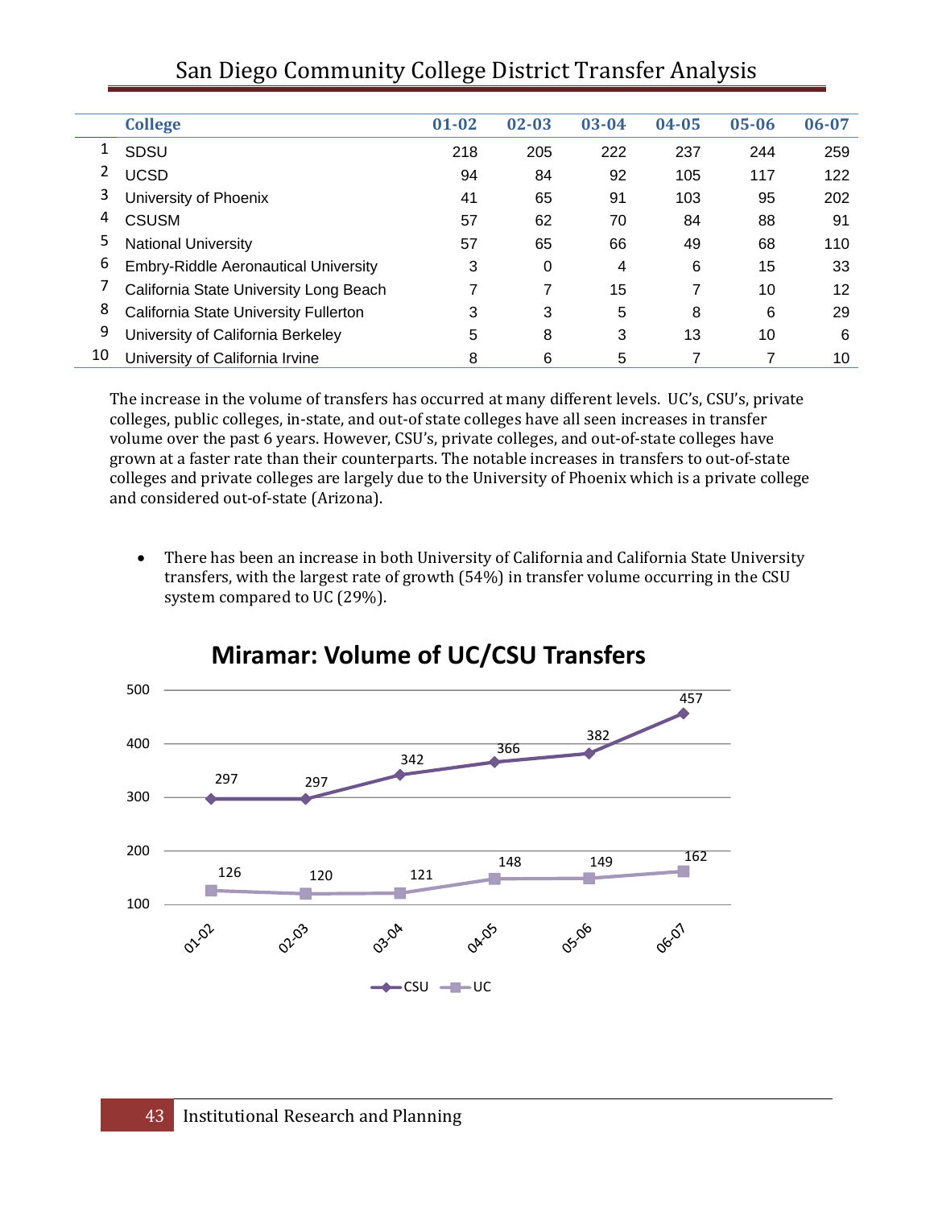## San Diego Community College District Transfer Analysis

| | College | 01-02 | 02-03 | 03-04 | 04-05 | 05-06 | 06-07 |
|---|---|---|---|---|---|---|---|
| 1 | SDSU | 218 | 205 | 222 | 237 | 244 | 259 |
| 2 | UCSD | 94 | 84 | 92 | 105 | 117 | 122 |
| 3 | University of Phoenix | 41 | 65 | 91 | 103 | 95 | 202 |
| 4 | CSUSM | 57 | 62 | 70 | 84 | 88 | 91 |
| 5 | National University | 57 | 65 | 66 | 49 | 68 | 110 |
| 6 | Embry-Riddle Aeronautical University | 3 | 0 | 4 | 6 | 15 | 33 |
| 7 | California State University Long Beach | 7 | 7 | 15 | 7 | 10 | 12 |
| 8 | California State University Fullerton | 3 | 3 | 5 | 8 | 6 | 29 |
| 9 | University of California Berkeley | 5 | 8 | 3 | 13 | 10 | 6 |
| 10 | University of California Irvine | 8 | 6 | 5 | 7 | 7 | 10 |

The increase in the volume of transfers has occurred at many different levels. UC's, CSU's, private colleges, public colleges, in-state, and out-of state colleges have all seen increases in transfer volume over the past 6 years. However, CSU's, private colleges, and out-of-state colleges have grown at a faster rate than their counterparts. The notable increases in transfers to out-of-state colleges and private colleges are largely due to the University of Phoenix which is a private college and considered out-of-state (Arizona).

- There has been an increase in both University of California and California State University transfers, with the largest rate of growth (54%) in transfer volume occurring in the CSU system compared to UC (29%).

**Miramar: Volume of UC/CSU Transfers**

| | 01-02 | 02-03 | 03-04 | 04-05 | 05-06 | 06-07 |
|---|---|---|---|---|---|---|
| CSU | 297 | 297 | 342 | 366 | 382 | 457 |
| UC | 126 | 120 | 121 | 148 | 149 | 162 |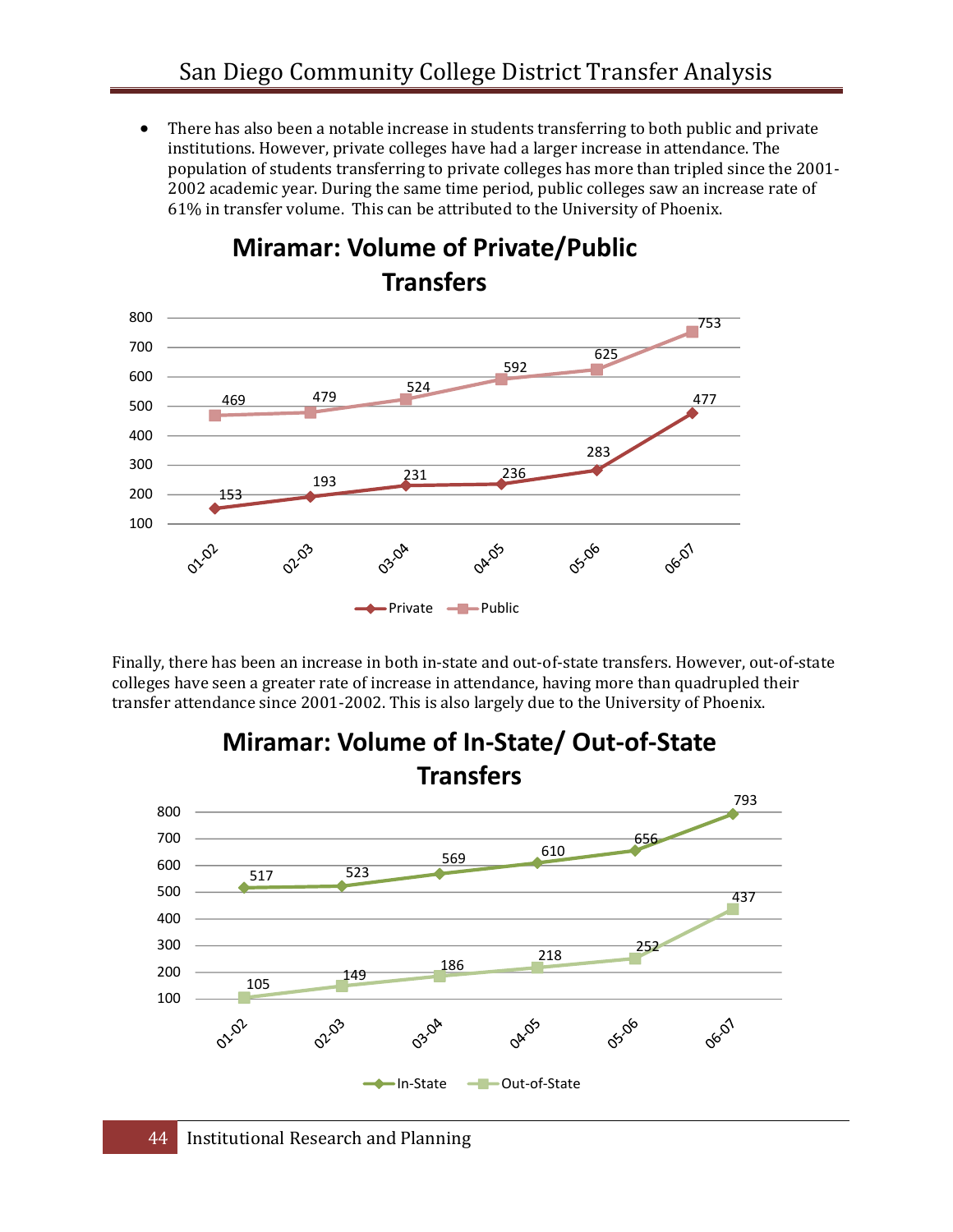- There has also been a notable increase in students transferring to both public and private institutions. However, private colleges have had a larger increase in attendance. The population of students transferring to private colleges has more than tripled since the 2001-2002 academic year. During the same time period, public colleges saw an increase rate of 61% in transfer volume. This can be attributed to the University of Phoenix.

**Miramar: Volume of Private/Public Transfers**

| | 01-02 | 02-03 | 03-04 | 04-05 | 05-06 | 06-07 |
|---|---|---|---|---|---|---|
| Private | 153 | 193 | 231 | 236 | 283 | 477 |
| Public | 469 | 479 | 524 | 592 | 625 | 753 |

Finally, there has been an increase in both in-state and out-of-state transfers. However, out-of-state colleges have seen a greater rate of increase in attendance, having more than quadrupled their transfer attendance since 2001-2002. This is also largely due to the University of Phoenix.

**Miramar: Volume of In-State/ Out-of-State Transfers**

| | 01-02 | 02-03 | 03-04 | 04-05 | 05-06 | 06-07 |
|---|---|---|---|---|---|---|
| In-State | 517 | 523 | 569 | 610 | 656 | 793 |
| Out-of-State | 105 | 149 | 186 | 218 | 252 | 437 |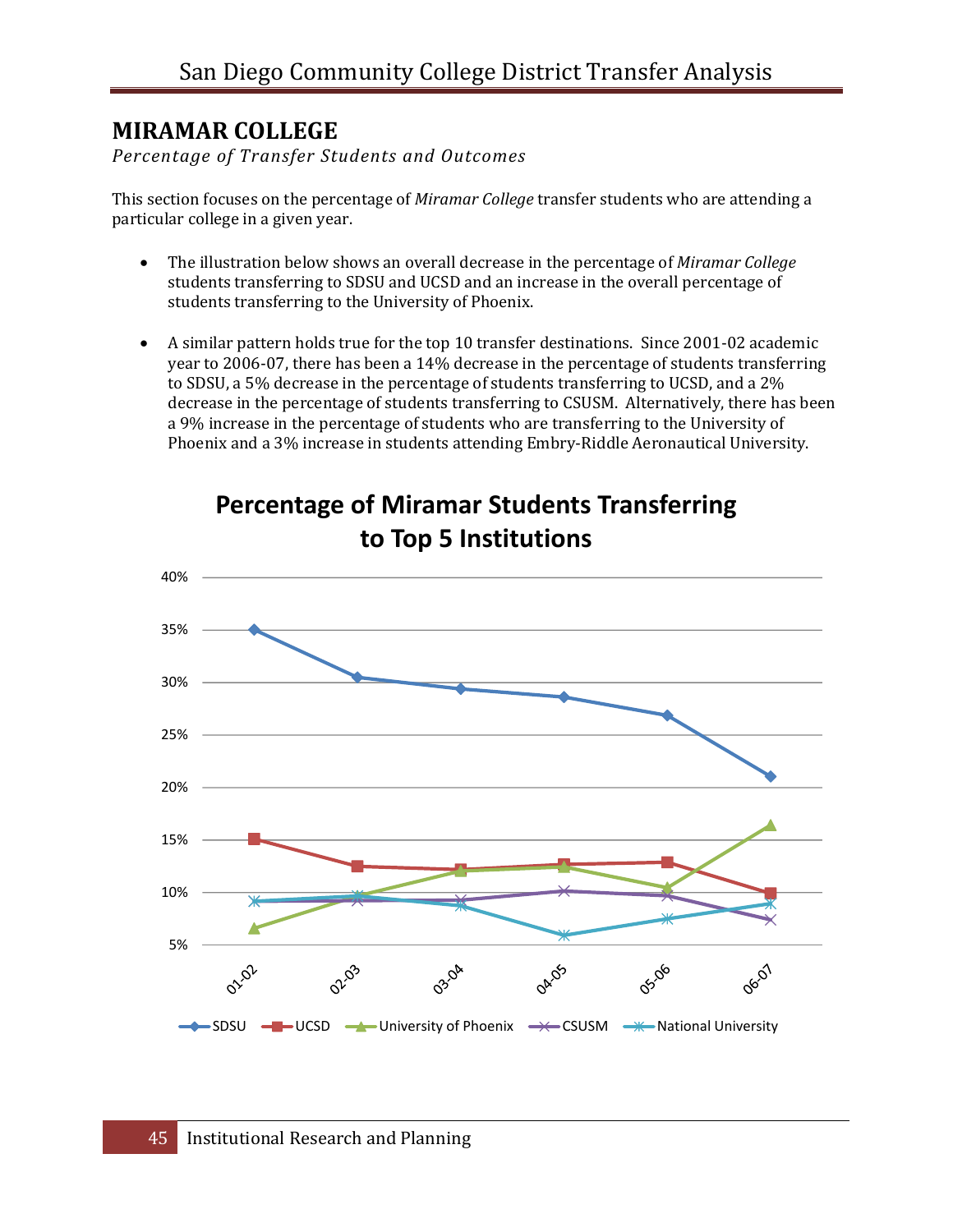## MIRAMAR COLLEGE

*Percentage of Transfer Students and Outcomes*

This section focuses on the percentage of *Miramar College* transfer students who are attending a particular college in a given year.

- The illustration below shows an overall decrease in the percentage of *Miramar College* students transferring to SDSU and UCSD and an increase in the overall percentage of students transferring to the University of Phoenix.
- A similar pattern holds true for the top 10 transfer destinations. Since 2001-02 academic year to 2006-07, there has been a 14% decrease in the percentage of students transferring to SDSU, a 5% decrease in the percentage of students transferring to UCSD, and a 2% decrease in the percentage of students transferring to CSUSM. Alternatively, there has been a 9% increase in the percentage of students who are transferring to the University of Phoenix and a 3% increase in students attending Embry-Riddle Aeronautical University.

**Percentage of Miramar Students Transferring to Top 5 Institutions**

[Line chart: y-axis 5% to 40%; x-axis 01-02, 02-03, 03-04, 04-05, 05-06, 06-07; series: SDSU, UCSD, University of Phoenix, CSUSM, National University]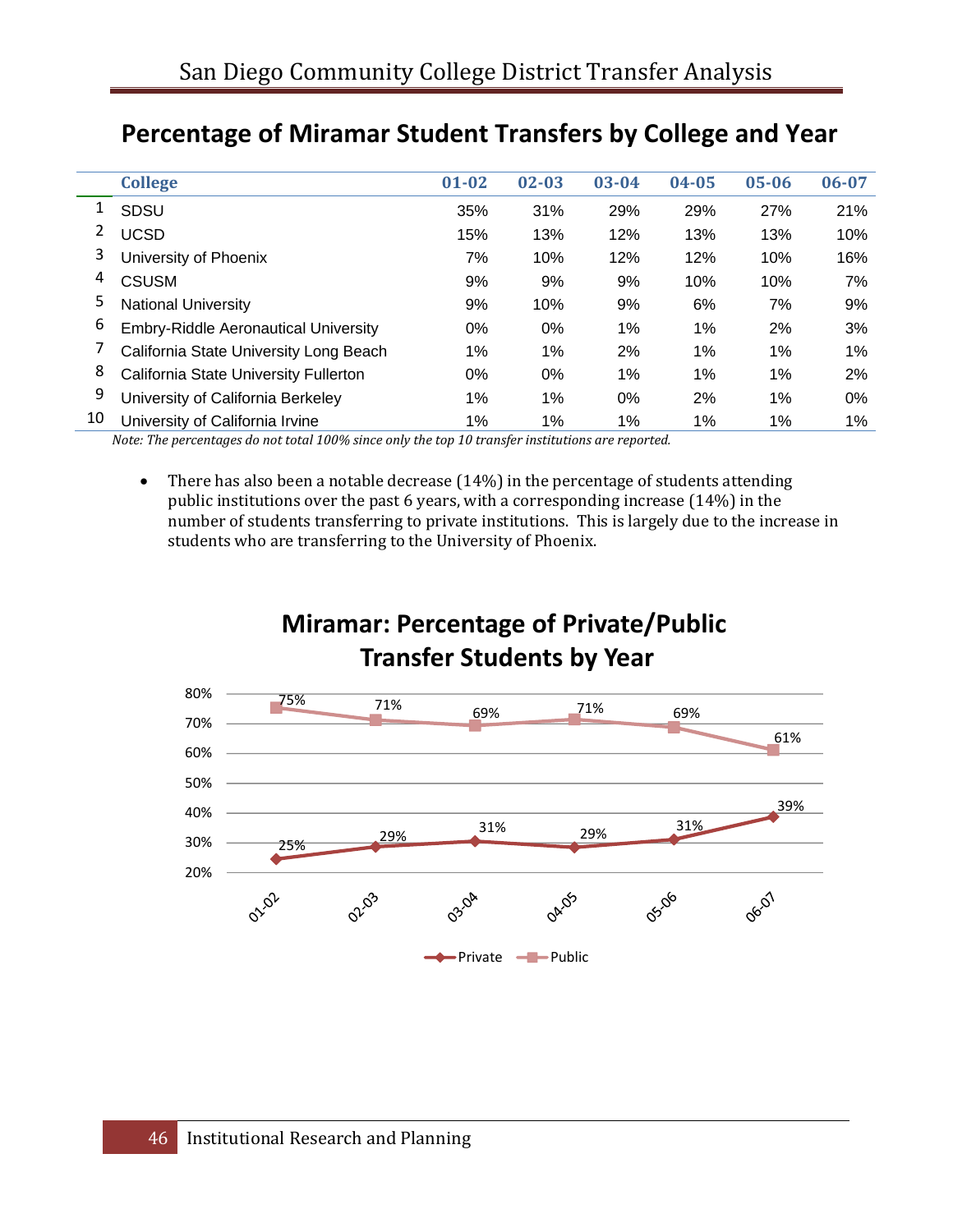## Percentage of Miramar Student Transfers by College and Year

| | College | 01-02 | 02-03 | 03-04 | 04-05 | 05-06 | 06-07 |
|---|---|---|---|---|---|---|---|
| 1 | SDSU | 35% | 31% | 29% | 29% | 27% | 21% |
| 2 | UCSD | 15% | 13% | 12% | 13% | 13% | 10% |
| 3 | University of Phoenix | 7% | 10% | 12% | 12% | 10% | 16% |
| 4 | CSUSM | 9% | 9% | 9% | 10% | 10% | 7% |
| 5 | National University | 9% | 10% | 9% | 6% | 7% | 9% |
| 6 | Embry-Riddle Aeronautical University | 0% | 0% | 1% | 1% | 2% | 3% |
| 7 | California State University Long Beach | 1% | 1% | 2% | 1% | 1% | 1% |
| 8 | California State University Fullerton | 0% | 0% | 1% | 1% | 1% | 2% |
| 9 | University of California Berkeley | 1% | 1% | 0% | 2% | 1% | 0% |
| 10 | University of California Irvine | 1% | 1% | 1% | 1% | 1% | 1% |

*Note: The percentages do not total 100% since only the top 10 transfer institutions are reported.*

- There has also been a notable decrease (14%) in the percentage of students attending public institutions over the past 6 years, with a corresponding increase (14%) in the number of students transferring to private institutions. This is largely due to the increase in students who are transferring to the University of Phoenix.

### Miramar: Percentage of Private/Public Transfer Students by Year

| Year | Private | Public |
|---|---|---|
| 01-02 | 25% | 75% |
| 02-03 | 29% | 71% |
| 03-04 | 31% | 69% |
| 04-05 | 29% | 71% |
| 05-06 | 31% | 69% |
| 06-07 | 39% | 61% |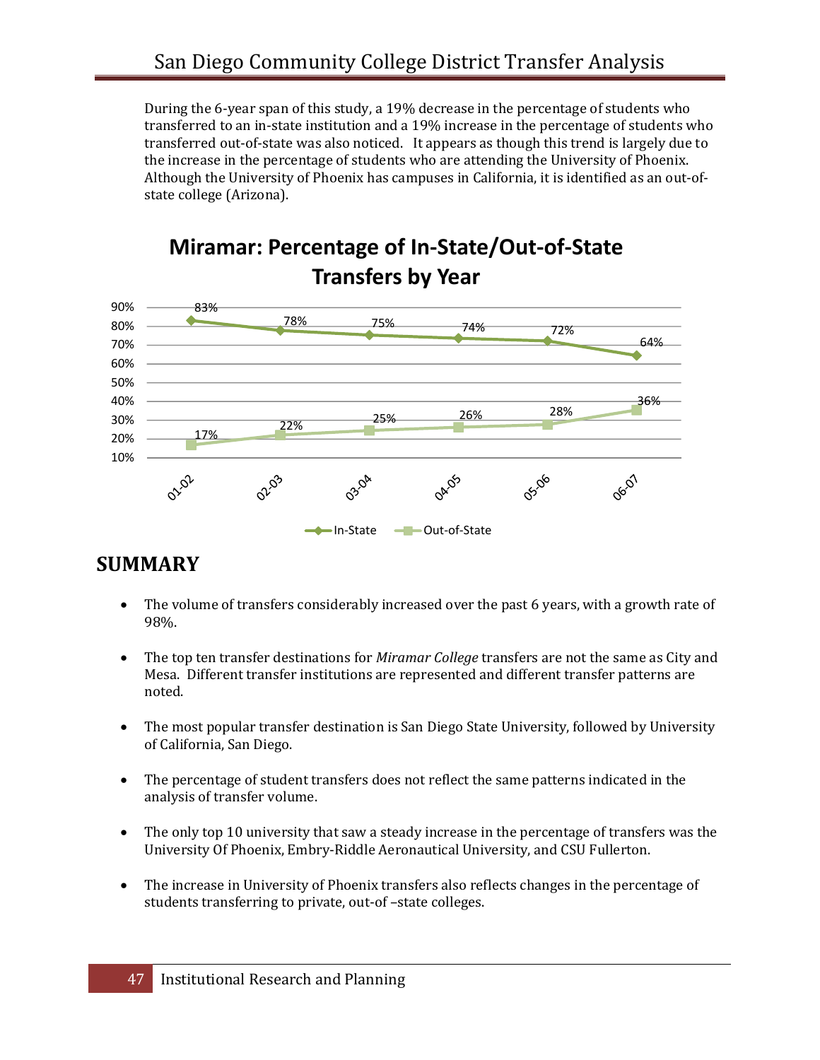During the 6-year span of this study, a 19% decrease in the percentage of students who transferred to an in-state institution and a 19% increase in the percentage of students who transferred out-of-state was also noticed. It appears as though this trend is largely due to the increase in the percentage of students who are attending the University of Phoenix. Although the University of Phoenix has campuses in California, it is identified as an out-of-state college (Arizona).

**Miramar: Percentage of In-State/Out-of-State Transfers by Year**

| Year | In-State | Out-of-State |
|---|---|---|
| 01-02 | 83% | 17% |
| 02-03 | 78% | 22% |
| 03-04 | 75% | 25% |
| 04-05 | 74% | 26% |
| 05-06 | 72% | 28% |
| 06-07 | 64% | 36% |

## SUMMARY

- The volume of transfers considerably increased over the past 6 years, with a growth rate of 98%.
- The top ten transfer destinations for *Miramar College* transfers are not the same as City and Mesa. Different transfer institutions are represented and different transfer patterns are noted.
- The most popular transfer destination is San Diego State University, followed by University of California, San Diego.
- The percentage of student transfers does not reflect the same patterns indicated in the analysis of transfer volume.
- The only top 10 university that saw a steady increase in the percentage of transfers was the University Of Phoenix, Embry-Riddle Aeronautical University, and CSU Fullerton.
- The increase in University of Phoenix transfers also reflects changes in the percentage of students transferring to private, out-of –state colleges.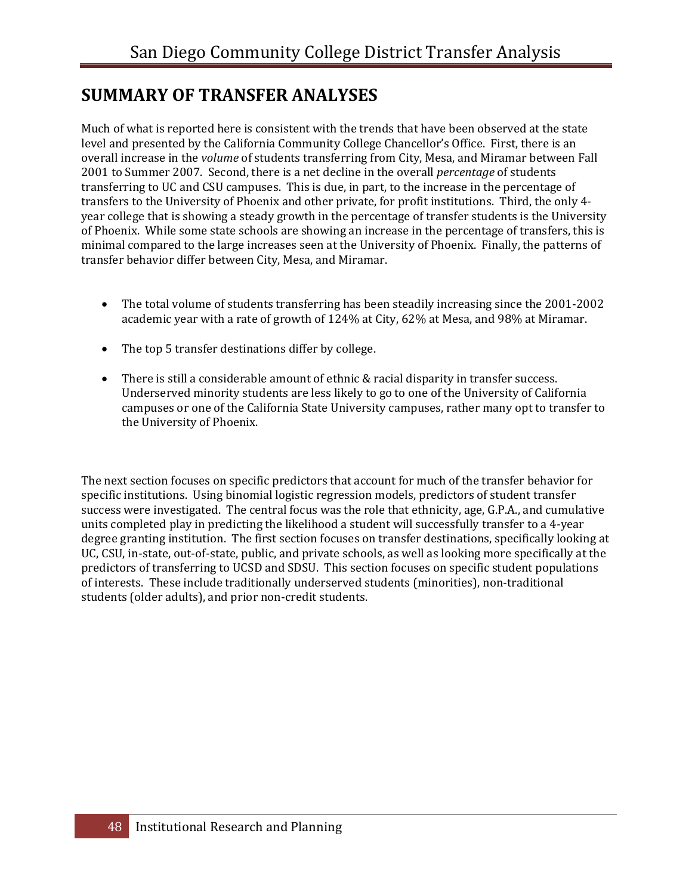## SUMMARY OF TRANSFER ANALYSES

Much of what is reported here is consistent with the trends that have been observed at the state level and presented by the California Community College Chancellor's Office. First, there is an overall increase in the *volume* of students transferring from City, Mesa, and Miramar between Fall 2001 to Summer 2007. Second, there is a net decline in the overall *percentage* of students transferring to UC and CSU campuses. This is due, in part, to the increase in the percentage of transfers to the University of Phoenix and other private, for profit institutions. Third, the only 4-year college that is showing a steady growth in the percentage of transfer students is the University of Phoenix. While some state schools are showing an increase in the percentage of transfers, this is minimal compared to the large increases seen at the University of Phoenix. Finally, the patterns of transfer behavior differ between City, Mesa, and Miramar.

- The total volume of students transferring has been steadily increasing since the 2001-2002 academic year with a rate of growth of 124% at City, 62% at Mesa, and 98% at Miramar.
- The top 5 transfer destinations differ by college.
- There is still a considerable amount of ethnic & racial disparity in transfer success. Underserved minority students are less likely to go to one of the University of California campuses or one of the California State University campuses, rather many opt to transfer to the University of Phoenix.

The next section focuses on specific predictors that account for much of the transfer behavior for specific institutions. Using binomial logistic regression models, predictors of student transfer success were investigated. The central focus was the role that ethnicity, age, G.P.A., and cumulative units completed play in predicting the likelihood a student will successfully transfer to a 4-year degree granting institution. The first section focuses on transfer destinations, specifically looking at UC, CSU, in-state, out-of-state, public, and private schools, as well as looking more specifically at the predictors of transferring to UCSD and SDSU. This section focuses on specific student populations of interests. These include traditionally underserved students (minorities), non-traditional students (older adults), and prior non-credit students.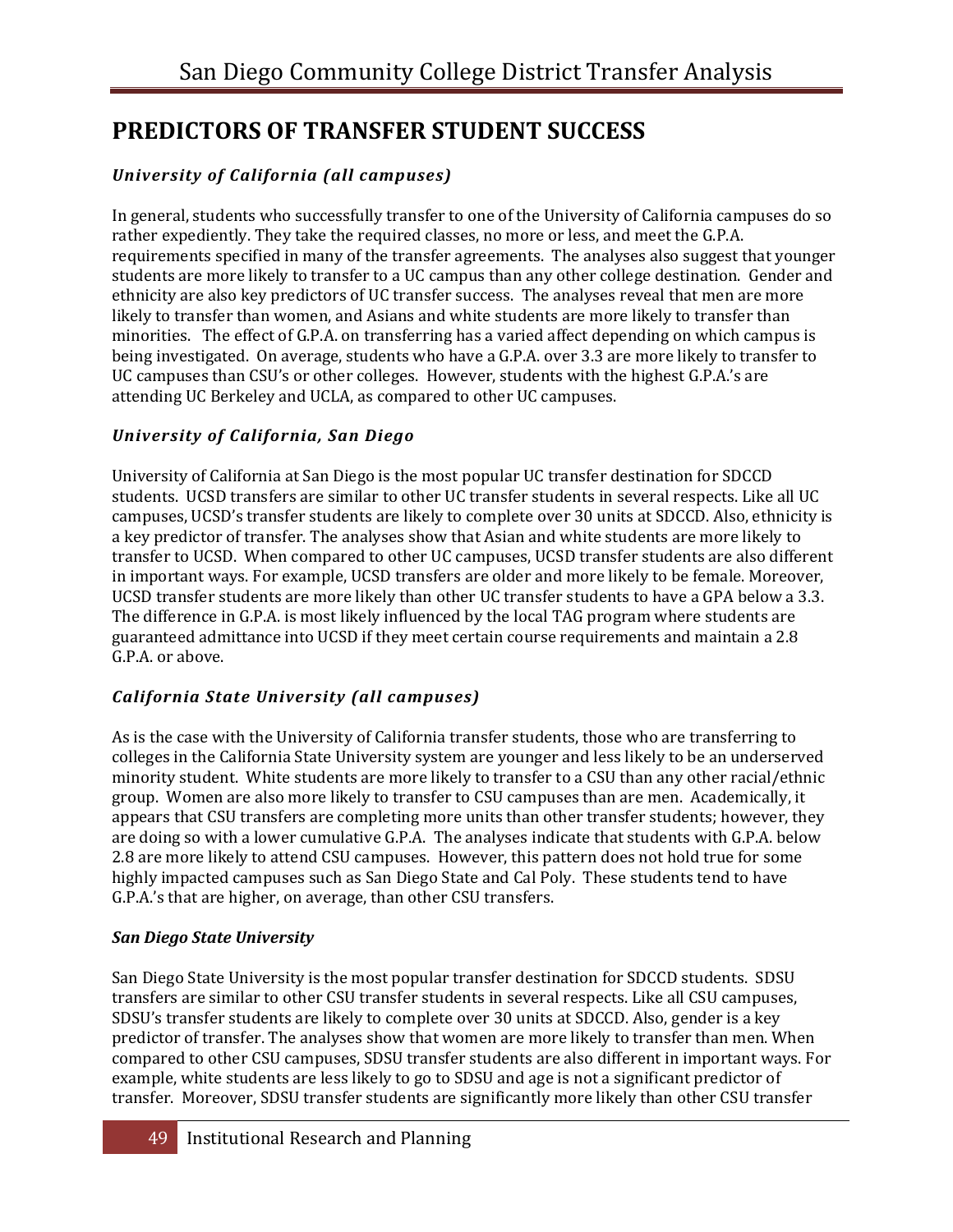# PREDICTORS OF TRANSFER STUDENT SUCCESS

### *University of California (all campuses)*

In general, students who successfully transfer to one of the University of California campuses do so rather expediently. They take the required classes, no more or less, and meet the G.P.A. requirements specified in many of the transfer agreements. The analyses also suggest that younger students are more likely to transfer to a UC campus than any other college destination. Gender and ethnicity are also key predictors of UC transfer success. The analyses reveal that men are more likely to transfer than women, and Asians and white students are more likely to transfer than minorities. The effect of G.P.A. on transferring has a varied affect depending on which campus is being investigated. On average, students who have a G.P.A. over 3.3 are more likely to transfer to UC campuses than CSU's or other colleges. However, students with the highest G.P.A.'s are attending UC Berkeley and UCLA, as compared to other UC campuses.

### *University of California, San Diego*

University of California at San Diego is the most popular UC transfer destination for SDCCD students. UCSD transfers are similar to other UC transfer students in several respects. Like all UC campuses, UCSD's transfer students are likely to complete over 30 units at SDCCD. Also, ethnicity is a key predictor of transfer. The analyses show that Asian and white students are more likely to transfer to UCSD. When compared to other UC campuses, UCSD transfer students are also different in important ways. For example, UCSD transfers are older and more likely to be female. Moreover, UCSD transfer students are more likely than other UC transfer students to have a GPA below a 3.3. The difference in G.P.A. is most likely influenced by the local TAG program where students are guaranteed admittance into UCSD if they meet certain course requirements and maintain a 2.8 G.P.A. or above.

### *California State University (all campuses)*

As is the case with the University of California transfer students, those who are transferring to colleges in the California State University system are younger and less likely to be an underserved minority student. White students are more likely to transfer to a CSU than any other racial/ethnic group. Women are also more likely to transfer to CSU campuses than are men. Academically, it appears that CSU transfers are completing more units than other transfer students; however, they are doing so with a lower cumulative G.P.A. The analyses indicate that students with G.P.A. below 2.8 are more likely to attend CSU campuses. However, this pattern does not hold true for some highly impacted campuses such as San Diego State and Cal Poly. These students tend to have G.P.A.'s that are higher, on average, than other CSU transfers.

### *San Diego State University*

San Diego State University is the most popular transfer destination for SDCCD students. SDSU transfers are similar to other CSU transfer students in several respects. Like all CSU campuses, SDSU's transfer students are likely to complete over 30 units at SDCCD. Also, gender is a key predictor of transfer. The analyses show that women are more likely to transfer than men. When compared to other CSU campuses, SDSU transfer students are also different in important ways. For example, white students are less likely to go to SDSU and age is not a significant predictor of transfer. Moreover, SDSU transfer students are significantly more likely than other CSU transfer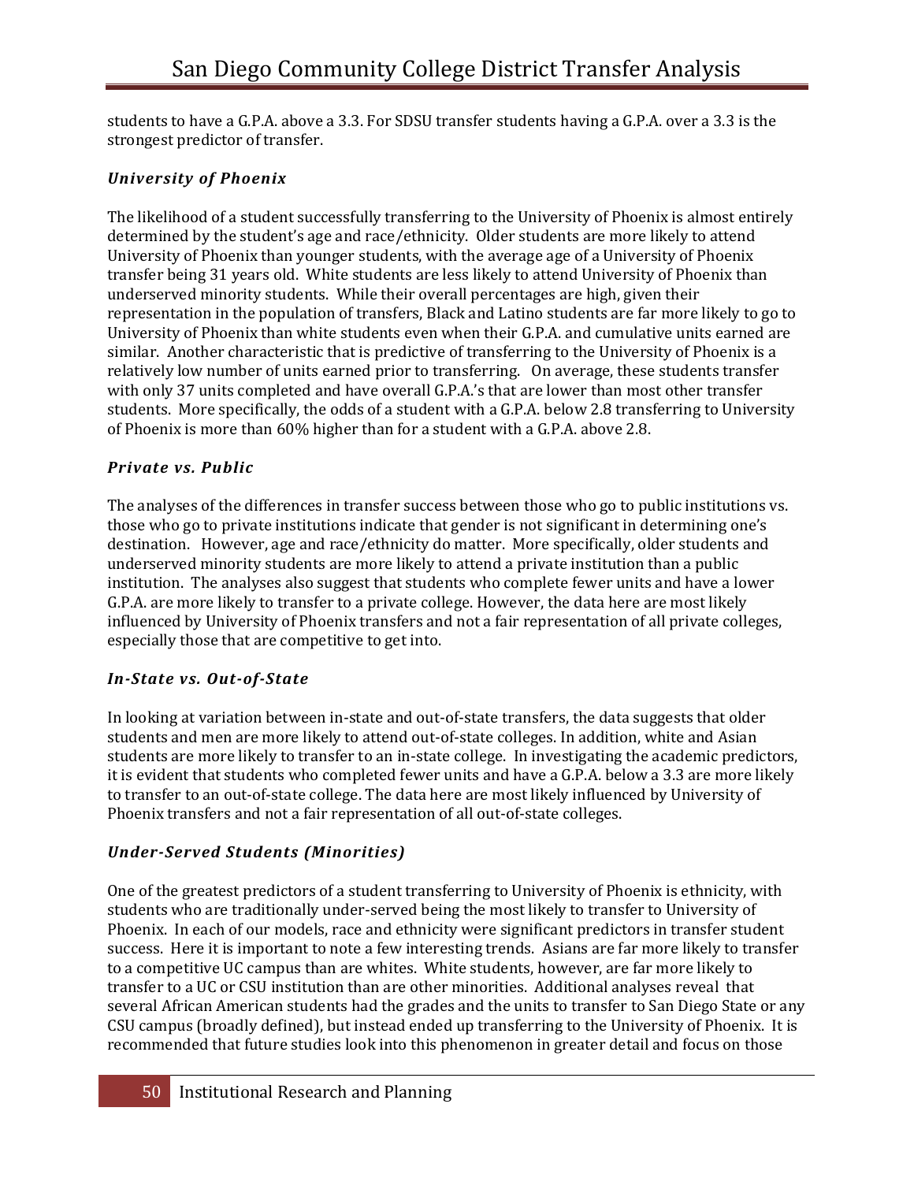students to have a G.P.A. above a 3.3. For SDSU transfer students having a G.P.A. over a 3.3 is the strongest predictor of transfer.

### *University of Phoenix*

The likelihood of a student successfully transferring to the University of Phoenix is almost entirely determined by the student's age and race/ethnicity. Older students are more likely to attend University of Phoenix than younger students, with the average age of a University of Phoenix transfer being 31 years old. White students are less likely to attend University of Phoenix than underserved minority students. While their overall percentages are high, given their representation in the population of transfers, Black and Latino students are far more likely to go to University of Phoenix than white students even when their G.P.A. and cumulative units earned are similar. Another characteristic that is predictive of transferring to the University of Phoenix is a relatively low number of units earned prior to transferring. On average, these students transfer with only 37 units completed and have overall G.P.A.'s that are lower than most other transfer students. More specifically, the odds of a student with a G.P.A. below 2.8 transferring to University of Phoenix is more than 60% higher than for a student with a G.P.A. above 2.8.

### *Private vs. Public*

The analyses of the differences in transfer success between those who go to public institutions vs. those who go to private institutions indicate that gender is not significant in determining one's destination. However, age and race/ethnicity do matter. More specifically, older students and underserved minority students are more likely to attend a private institution than a public institution. The analyses also suggest that students who complete fewer units and have a lower G.P.A. are more likely to transfer to a private college. However, the data here are most likely influenced by University of Phoenix transfers and not a fair representation of all private colleges, especially those that are competitive to get into.

### *In-State vs. Out-of-State*

In looking at variation between in-state and out-of-state transfers, the data suggests that older students and men are more likely to attend out-of-state colleges. In addition, white and Asian students are more likely to transfer to an in-state college. In investigating the academic predictors, it is evident that students who completed fewer units and have a G.P.A. below a 3.3 are more likely to transfer to an out-of-state college. The data here are most likely influenced by University of Phoenix transfers and not a fair representation of all out-of-state colleges.

### *Under-Served Students (Minorities)*

One of the greatest predictors of a student transferring to University of Phoenix is ethnicity, with students who are traditionally under-served being the most likely to transfer to University of Phoenix. In each of our models, race and ethnicity were significant predictors in transfer student success. Here it is important to note a few interesting trends. Asians are far more likely to transfer to a competitive UC campus than are whites. White students, however, are far more likely to transfer to a UC or CSU institution than are other minorities. Additional analyses reveal that several African American students had the grades and the units to transfer to San Diego State or any CSU campus (broadly defined), but instead ended up transferring to the University of Phoenix. It is recommended that future studies look into this phenomenon in greater detail and focus on those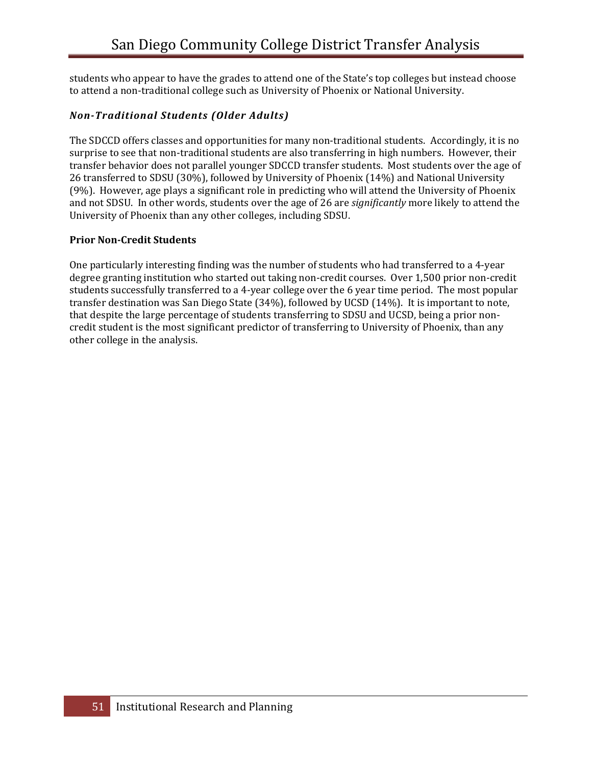students who appear to have the grades to attend one of the State's top colleges but instead choose to attend a non-traditional college such as University of Phoenix or National University.

### *Non-Traditional Students (Older Adults)*

The SDCCD offers classes and opportunities for many non-traditional students. Accordingly, it is no surprise to see that non-traditional students are also transferring in high numbers. However, their transfer behavior does not parallel younger SDCCD transfer students. Most students over the age of 26 transferred to SDSU (30%), followed by University of Phoenix (14%) and National University (9%). However, age plays a significant role in predicting who will attend the University of Phoenix and not SDSU. In other words, students over the age of 26 are *significantly* more likely to attend the University of Phoenix than any other colleges, including SDSU.

### **Prior Non-Credit Students**

One particularly interesting finding was the number of students who had transferred to a 4-year degree granting institution who started out taking non-credit courses. Over 1,500 prior non-credit students successfully transferred to a 4-year college over the 6 year time period. The most popular transfer destination was San Diego State (34%), followed by UCSD (14%). It is important to note, that despite the large percentage of students transferring to SDSU and UCSD, being a prior non-credit student is the most significant predictor of transferring to University of Phoenix, than any other college in the analysis.